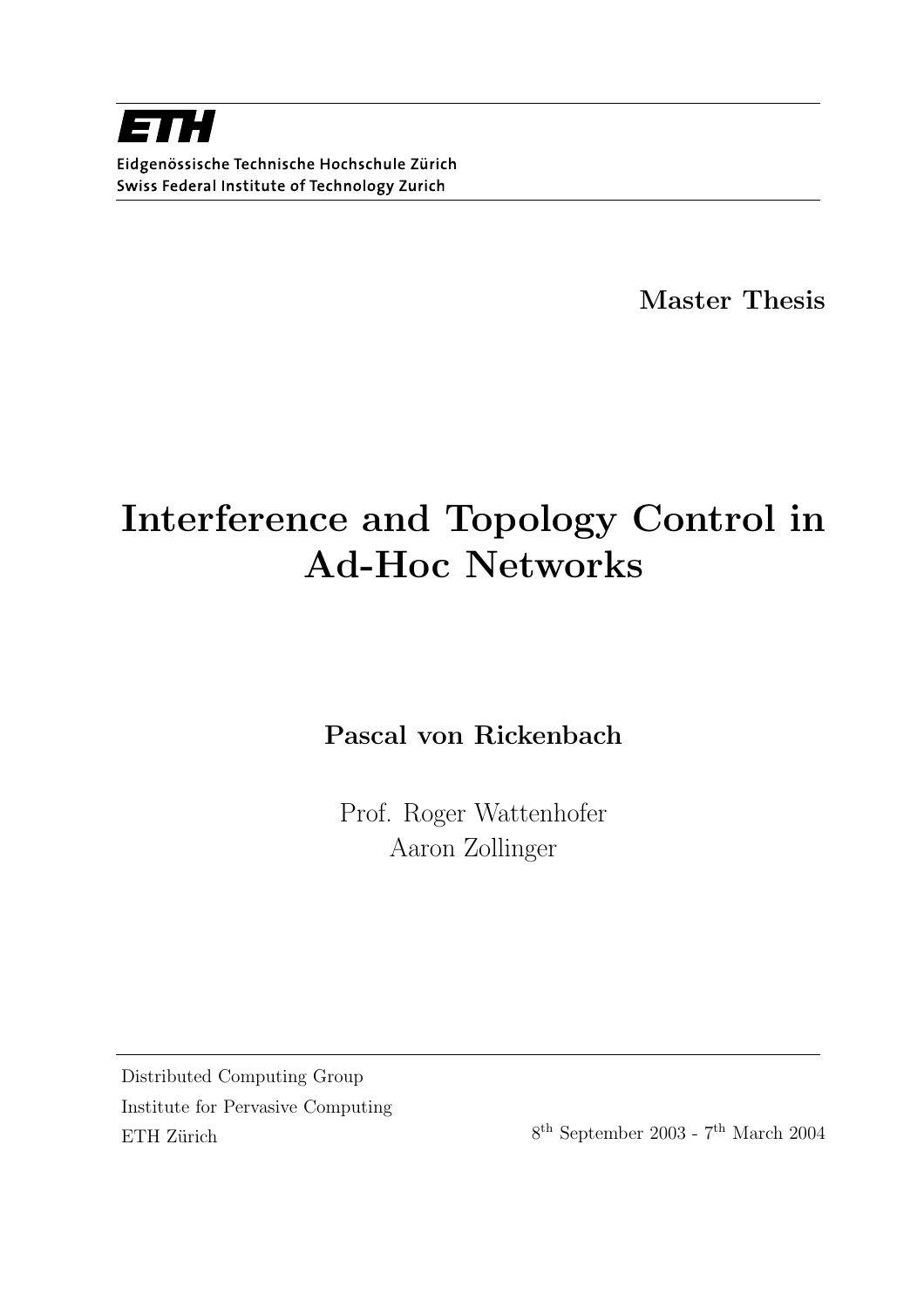**ETH**

Eidgenössische Technische Hochschule Zürich

Swiss Federal Institute of Technology Zurich

**Master Thesis**

# Interference and Topology Control in Ad-Hoc Networks

**Pascal von Rickenbach**

Prof. Roger Wattenhofer

Aaron Zollinger

Distributed Computing Group

Institute for Pervasive Computing

ETH Zürich

8th September 2003 - 7th March 2004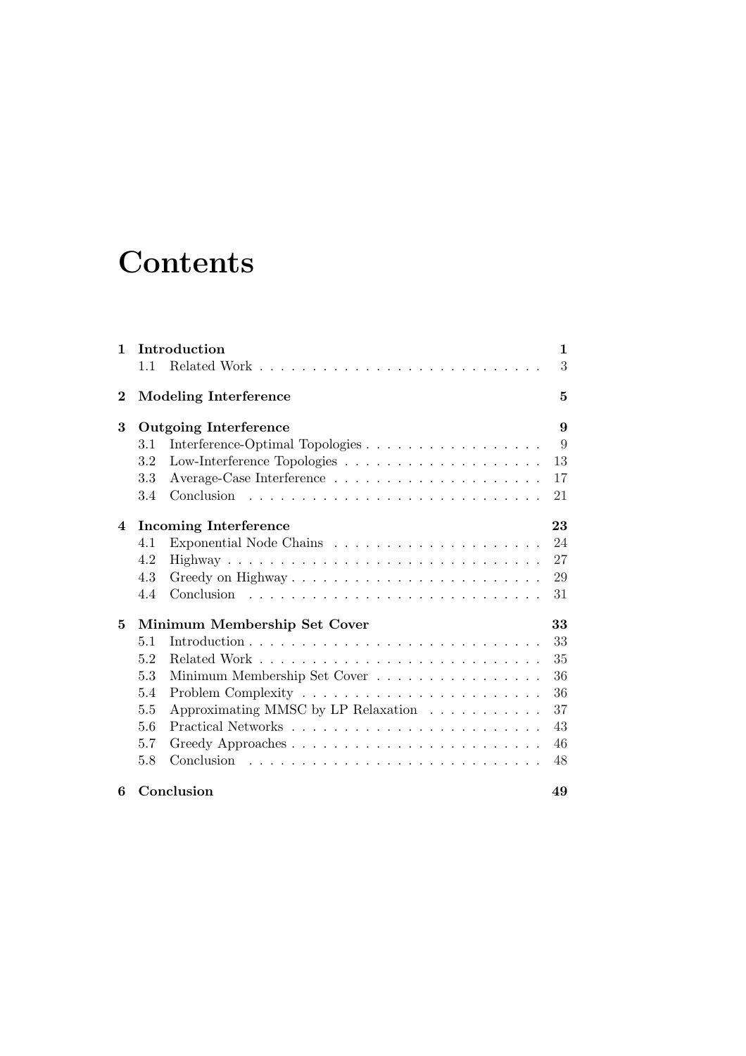# Contents

**1 Introduction** — **1**
- 1.1 Related Work — 3

**2 Modeling Interference** — **5**

**3 Outgoing Interference** — **9**
- 3.1 Interference-Optimal Topologies — 9
- 3.2 Low-Interference Topologies — 13
- 3.3 Average-Case Interference — 17
- 3.4 Conclusion — 21

**4 Incoming Interference** — **23**
- 4.1 Exponential Node Chains — 24
- 4.2 Highway — 27
- 4.3 Greedy on Highway — 29
- 4.4 Conclusion — 31

**5 Minimum Membership Set Cover** — **33**
- 5.1 Introduction — 33
- 5.2 Related Work — 35
- 5.3 Minimum Membership Set Cover — 36
- 5.4 Problem Complexity — 36
- 5.5 Approximating MMSC by LP Relaxation — 37
- 5.6 Practical Networks — 43
- 5.7 Greedy Approaches — 46
- 5.8 Conclusion — 48

**6 Conclusion** — **49**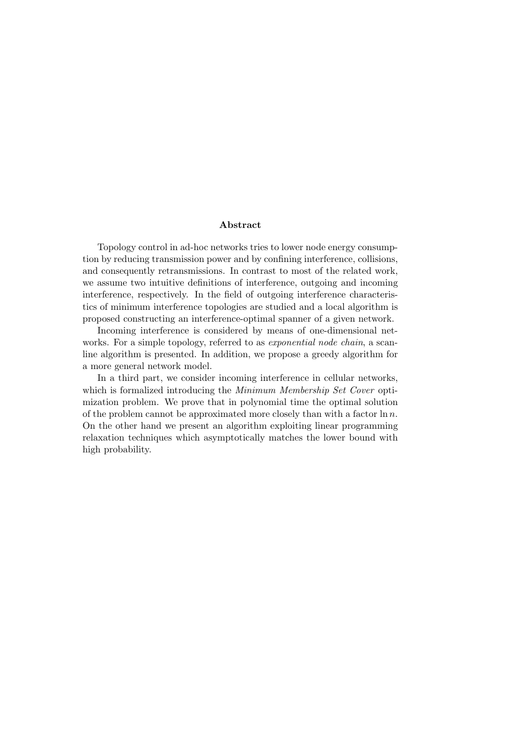## Abstract

Topology control in ad-hoc networks tries to lower node energy consumption by reducing transmission power and by confining interference, collisions, and consequently retransmissions. In contrast to most of the related work, we assume two intuitive definitions of interference, outgoing and incoming interference, respectively. In the field of outgoing interference characteristics of minimum interference topologies are studied and a local algorithm is proposed constructing an interference-optimal spanner of a given network.

Incoming interference is considered by means of one-dimensional networks. For a simple topology, referred to as *exponential node chain*, a scan-line algorithm is presented. In addition, we propose a greedy algorithm for a more general network model.

In a third part, we consider incoming interference in cellular networks, which is formalized introducing the *Minimum Membership Set Cover* optimization problem. We prove that in polynomial time the optimal solution of the problem cannot be approximated more closely than with a factor $\ln n$. On the other hand we present an algorithm exploiting linear programming relaxation techniques which asymptotically matches the lower bound with high probability.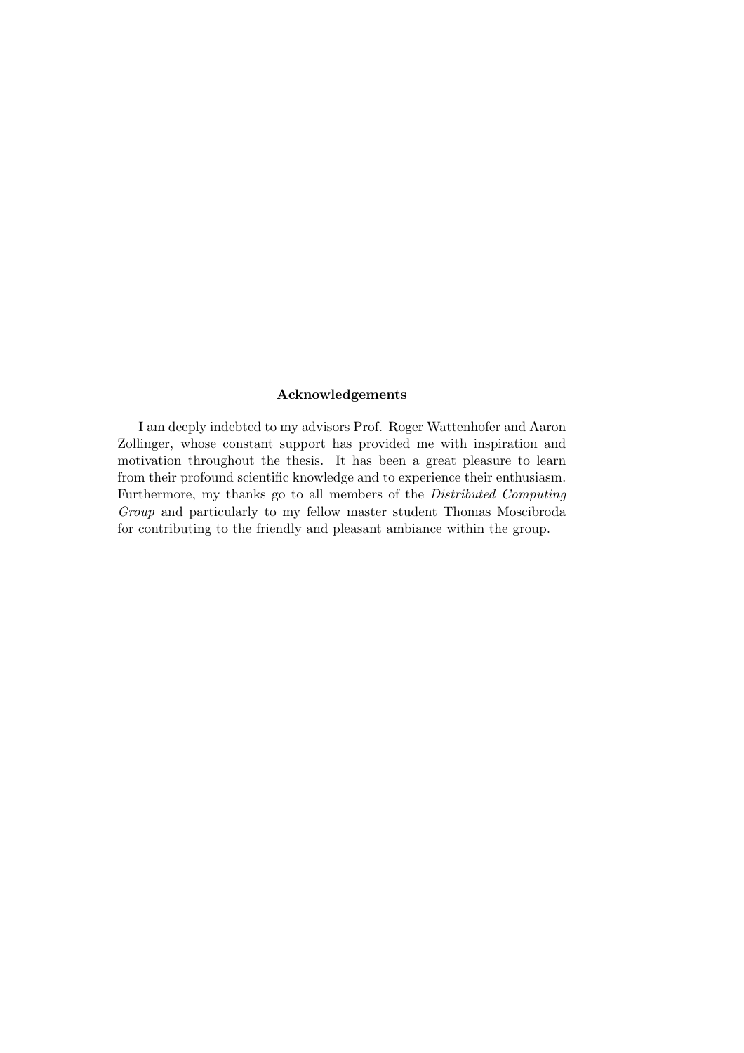**Acknowledgements**

I am deeply indebted to my advisors Prof. Roger Wattenhofer and Aaron Zollinger, whose constant support has provided me with inspiration and motivation throughout the thesis. It has been a great pleasure to learn from their profound scientific knowledge and to experience their enthusiasm. Furthermore, my thanks go to all members of the *Distributed Computing Group* and particularly to my fellow master student Thomas Moscibroda for contributing to the friendly and pleasant ambiance within the group.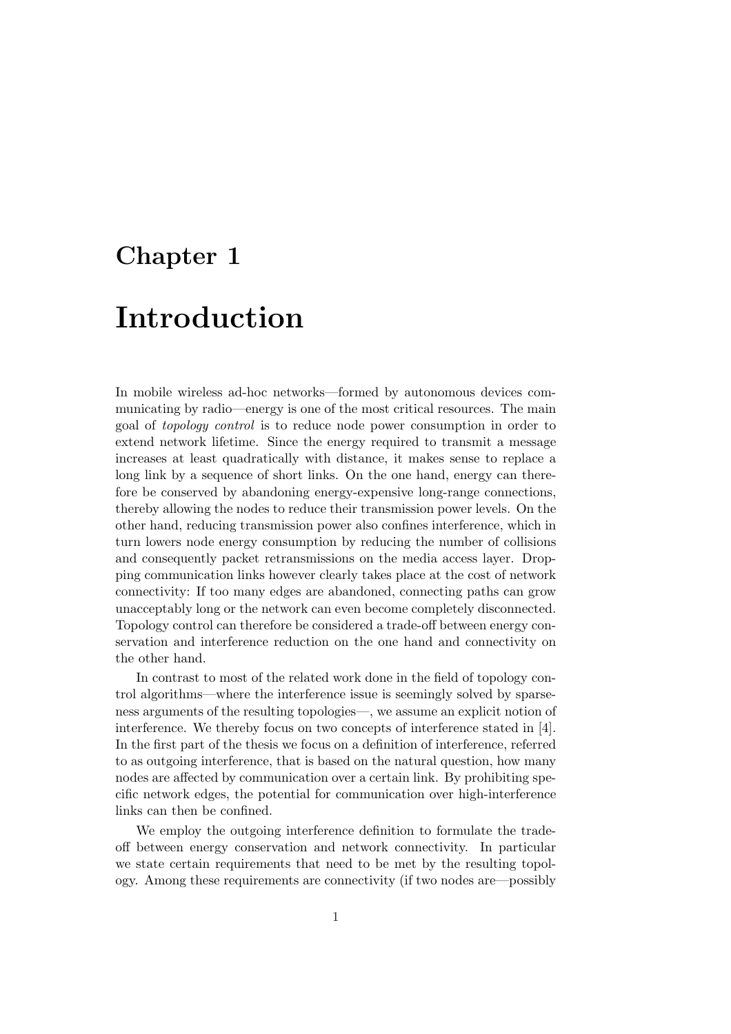# Chapter 1

# Introduction

In mobile wireless ad-hoc networks—formed by autonomous devices communicating by radio—energy is one of the most critical resources. The main goal of *topology control* is to reduce node power consumption in order to extend network lifetime. Since the energy required to transmit a message increases at least quadratically with distance, it makes sense to replace a long link by a sequence of short links. On the one hand, energy can therefore be conserved by abandoning energy-expensive long-range connections, thereby allowing the nodes to reduce their transmission power levels. On the other hand, reducing transmission power also confines interference, which in turn lowers node energy consumption by reducing the number of collisions and consequently packet retransmissions on the media access layer. Dropping communication links however clearly takes place at the cost of network connectivity: If too many edges are abandoned, connecting paths can grow unacceptably long or the network can even become completely disconnected. Topology control can therefore be considered a trade-off between energy conservation and interference reduction on the one hand and connectivity on the other hand.

In contrast to most of the related work done in the field of topology control algorithms—where the interference issue is seemingly solved by sparseness arguments of the resulting topologies—, we assume an explicit notion of interference. We thereby focus on two concepts of interference stated in [4]. In the first part of the thesis we focus on a definition of interference, referred to as outgoing interference, that is based on the natural question, how many nodes are affected by communication over a certain link. By prohibiting specific network edges, the potential for communication over high-interference links can then be confined.

We employ the outgoing interference definition to formulate the trade-off between energy conservation and network connectivity. In particular we state certain requirements that need to be met by the resulting topology. Among these requirements are connectivity (if two nodes are—possibly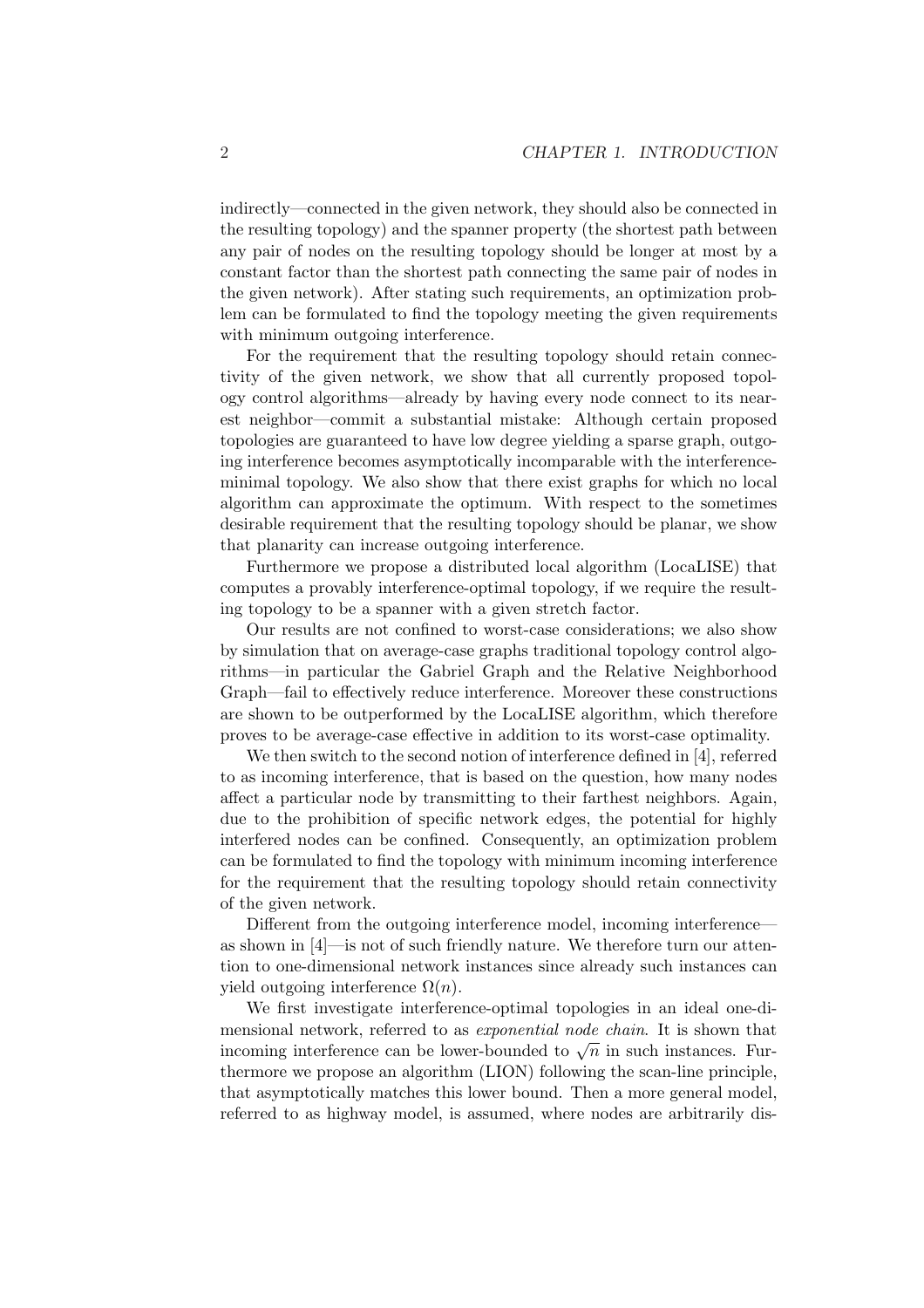indirectly—connected in the given network, they should also be connected in the resulting topology) and the spanner property (the shortest path between any pair of nodes on the resulting topology should be longer at most by a constant factor than the shortest path connecting the same pair of nodes in the given network). After stating such requirements, an optimization problem can be formulated to find the topology meeting the given requirements with minimum outgoing interference.

For the requirement that the resulting topology should retain connectivity of the given network, we show that all currently proposed topology control algorithms—already by having every node connect to its nearest neighbor—commit a substantial mistake: Although certain proposed topologies are guaranteed to have low degree yielding a sparse graph, outgoing interference becomes asymptotically incomparable with the interference-minimal topology. We also show that there exist graphs for which no local algorithm can approximate the optimum. With respect to the sometimes desirable requirement that the resulting topology should be planar, we show that planarity can increase outgoing interference.

Furthermore we propose a distributed local algorithm (LocaLISE) that computes a provably interference-optimal topology, if we require the resulting topology to be a spanner with a given stretch factor.

Our results are not confined to worst-case considerations; we also show by simulation that on average-case graphs traditional topology control algorithms—in particular the Gabriel Graph and the Relative Neighborhood Graph—fail to effectively reduce interference. Moreover these constructions are shown to be outperformed by the LocaLISE algorithm, which therefore proves to be average-case effective in addition to its worst-case optimality.

We then switch to the second notion of interference defined in [4], referred to as incoming interference, that is based on the question, how many nodes affect a particular node by transmitting to their farthest neighbors. Again, due to the prohibition of specific network edges, the potential for highly interfered nodes can be confined. Consequently, an optimization problem can be formulated to find the topology with minimum incoming interference for the requirement that the resulting topology should retain connectivity of the given network.

Different from the outgoing interference model, incoming interference—as shown in [4]—is not of such friendly nature. We therefore turn our attention to one-dimensional network instances since already such instances can yield outgoing interference $\Omega(n)$.

We first investigate interference-optimal topologies in an ideal one-dimensional network, referred to as *exponential node chain*. It is shown that incoming interference can be lower-bounded to $\sqrt{n}$ in such instances. Furthermore we propose an algorithm (LION) following the scan-line principle, that asymptotically matches this lower bound. Then a more general model, referred to as highway model, is assumed, where nodes are arbitrarily dis-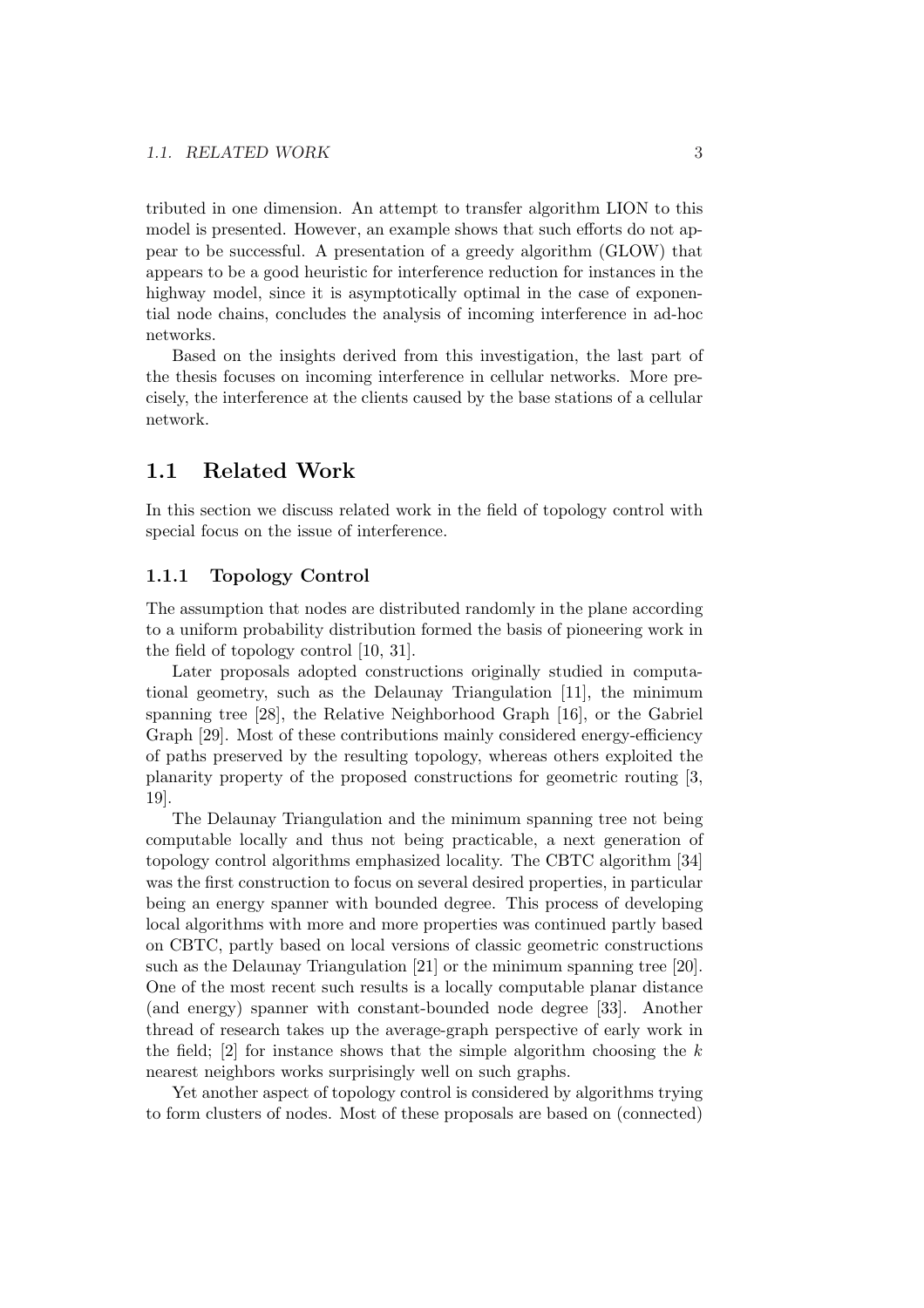tributed in one dimension. An attempt to transfer algorithm LION to this model is presented. However, an example shows that such efforts do not appear to be successful. A presentation of a greedy algorithm (GLOW) that appears to be a good heuristic for interference reduction for instances in the highway model, since it is asymptotically optimal in the case of exponential node chains, concludes the analysis of incoming interference in ad-hoc networks.

Based on the insights derived from this investigation, the last part of the thesis focuses on incoming interference in cellular networks. More precisely, the interference at the clients caused by the base stations of a cellular network.

## 1.1 Related Work

In this section we discuss related work in the field of topology control with special focus on the issue of interference.

### 1.1.1 Topology Control

The assumption that nodes are distributed randomly in the plane according to a uniform probability distribution formed the basis of pioneering work in the field of topology control [10, 31].

Later proposals adopted constructions originally studied in computational geometry, such as the Delaunay Triangulation [11], the minimum spanning tree [28], the Relative Neighborhood Graph [16], or the Gabriel Graph [29]. Most of these contributions mainly considered energy-efficiency of paths preserved by the resulting topology, whereas others exploited the planarity property of the proposed constructions for geometric routing [3, 19].

The Delaunay Triangulation and the minimum spanning tree not being computable locally and thus not being practicable, a next generation of topology control algorithms emphasized locality. The CBTC algorithm [34] was the first construction to focus on several desired properties, in particular being an energy spanner with bounded degree. This process of developing local algorithms with more and more properties was continued partly based on CBTC, partly based on local versions of classic geometric constructions such as the Delaunay Triangulation [21] or the minimum spanning tree [20]. One of the most recent such results is a locally computable planar distance (and energy) spanner with constant-bounded node degree [33]. Another thread of research takes up the average-graph perspective of early work in the field; [2] for instance shows that the simple algorithm choosing the $k$ nearest neighbors works surprisingly well on such graphs.

Yet another aspect of topology control is considered by algorithms trying to form clusters of nodes. Most of these proposals are based on (connected)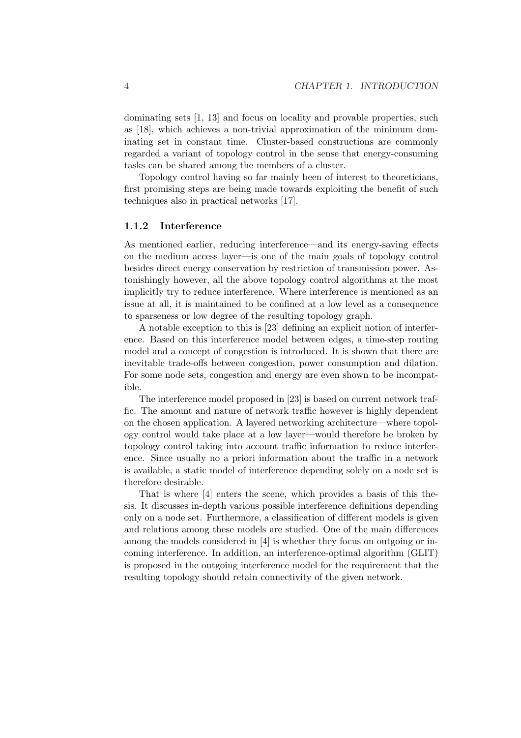dominating sets [1, 13] and focus on locality and provable properties, such as [18], which achieves a non-trivial approximation of the minimum dominating set in constant time. Cluster-based constructions are commonly regarded a variant of topology control in the sense that energy-consuming tasks can be shared among the members of a cluster.

Topology control having so far mainly been of interest to theoreticians, first promising steps are being made towards exploiting the benefit of such techniques also in practical networks [17].

### 1.1.2 Interference

As mentioned earlier, reducing interference—and its energy-saving effects on the medium access layer—is one of the main goals of topology control besides direct energy conservation by restriction of transmission power. Astonishingly however, all the above topology control algorithms at the most implicitly try to reduce interference. Where interference is mentioned as an issue at all, it is maintained to be confined at a low level as a consequence to sparseness or low degree of the resulting topology graph.

A notable exception to this is [23] defining an explicit notion of interference. Based on this interference model between edges, a time-step routing model and a concept of congestion is introduced. It is shown that there are inevitable trade-offs between congestion, power consumption and dilation. For some node sets, congestion and energy are even shown to be incompatible.

The interference model proposed in [23] is based on current network traffic. The amount and nature of network traffic however is highly dependent on the chosen application. A layered networking architecture—where topology control would take place at a low layer—would therefore be broken by topology control taking into account traffic information to reduce interference. Since usually no a priori information about the traffic in a network is available, a static model of interference depending solely on a node set is therefore desirable.

That is where [4] enters the scene, which provides a basis of this thesis. It discusses in-depth various possible interference definitions depending only on a node set. Furthermore, a classification of different models is given and relations among these models are studied. One of the main differences among the models considered in [4] is whether they focus on outgoing or incoming interference. In addition, an interference-optimal algorithm (GLIT) is proposed in the outgoing interference model for the requirement that the resulting topology should retain connectivity of the given network.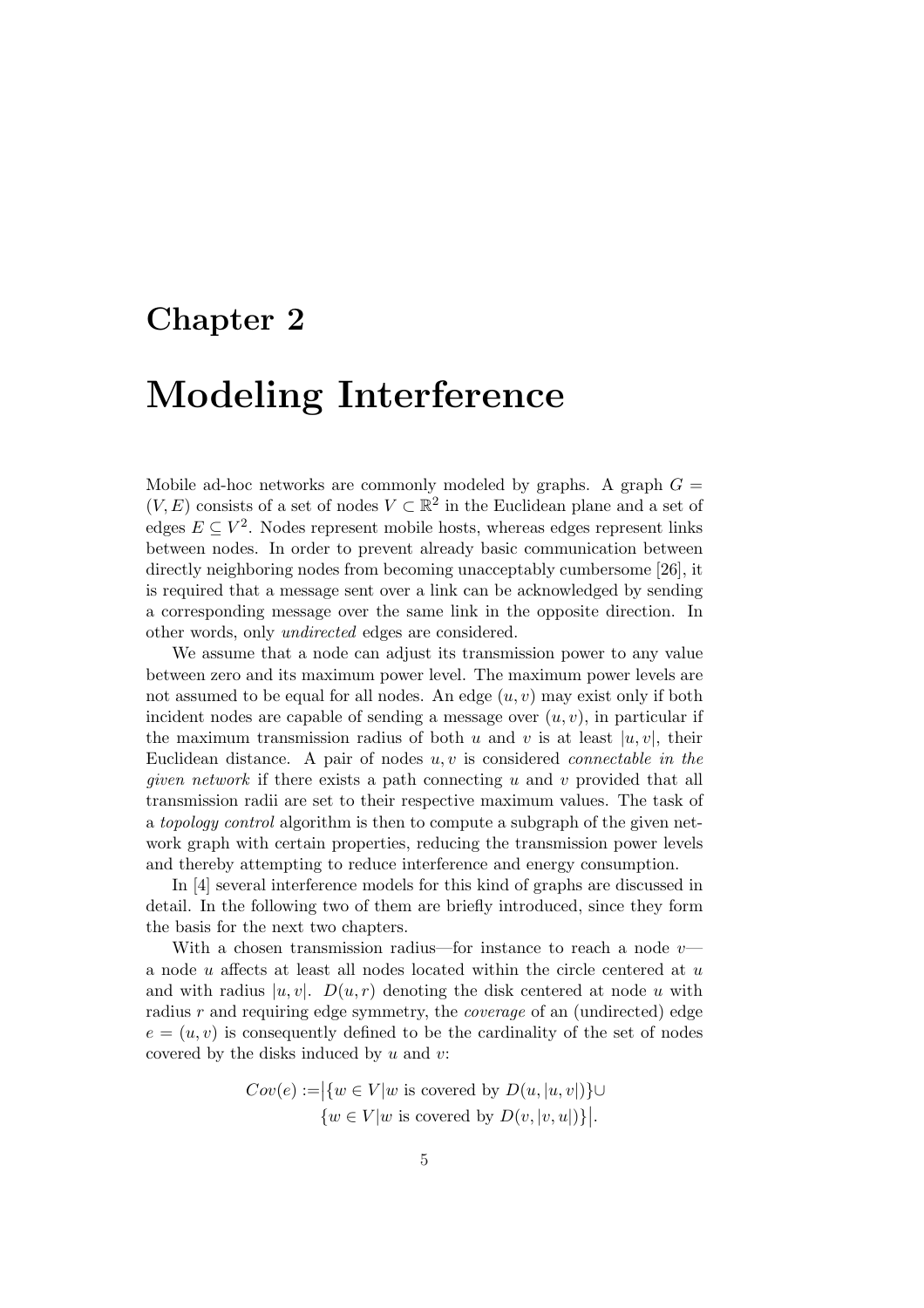# Chapter 2

# Modeling Interference

Mobile ad-hoc networks are commonly modeled by graphs. A graph $G = (V, E)$ consists of a set of nodes $V \subset \mathbb{R}^2$ in the Euclidean plane and a set of edges $E \subseteq V^2$. Nodes represent mobile hosts, whereas edges represent links between nodes. In order to prevent already basic communication between directly neighboring nodes from becoming unacceptably cumbersome [26], it is required that a message sent over a link can be acknowledged by sending a corresponding message over the same link in the opposite direction. In other words, only *undirected* edges are considered.

We assume that a node can adjust its transmission power to any value between zero and its maximum power level. The maximum power levels are not assumed to be equal for all nodes. An edge $(u, v)$ may exist only if both incident nodes are capable of sending a message over $(u, v)$, in particular if the maximum transmission radius of both $u$ and $v$ is at least $|u, v|$, their Euclidean distance. A pair of nodes $u, v$ is considered *connectable in the given network* if there exists a path connecting $u$ and $v$ provided that all transmission radii are set to their respective maximum values. The task of a *topology control* algorithm is then to compute a subgraph of the given network graph with certain properties, reducing the transmission power levels and thereby attempting to reduce interference and energy consumption.

In [4] several interference models for this kind of graphs are discussed in detail. In the following two of them are briefly introduced, since they form the basis for the next two chapters.

With a chosen transmission radius—for instance to reach a node $v$—a node $u$ affects at least all nodes located within the circle centered at $u$ and with radius $|u, v|$. $D(u, r)$ denoting the disk centered at node $u$ with radius $r$ and requiring edge symmetry, the *coverage* of an (undirected) edge $e = (u, v)$ is consequently defined to be the cardinality of the set of nodes covered by the disks induced by $u$ and $v$:

$$
\begin{aligned}
Cov(e) := \big| &\{w \in V | w \text{ is covered by } D(u, |u, v|)\} \cup \\
&\{w \in V | w \text{ is covered by } D(v, |v, u|)\}\big|.
\end{aligned}
$$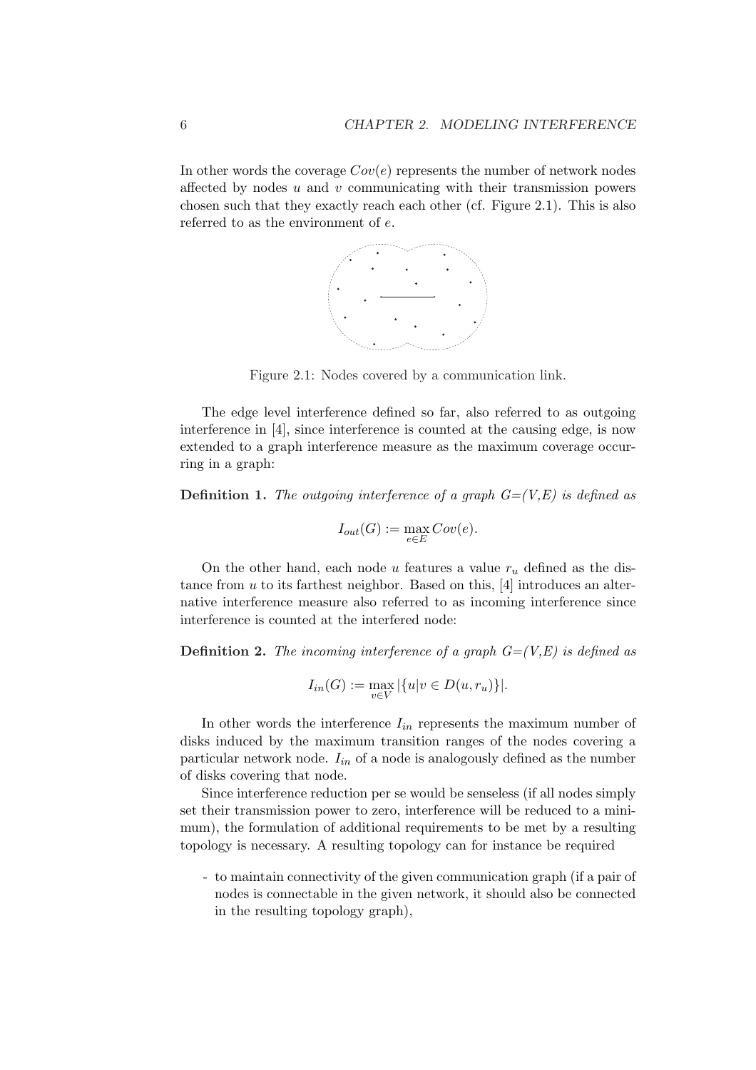In other words the coverage $Cov(e)$ represents the number of network nodes affected by nodes $u$ and $v$ communicating with their transmission powers chosen such that they exactly reach each other (cf. Figure 2.1). This is also referred to as the environment of $e$.

Figure 2.1: Nodes covered by a communication link.

The edge level interference defined so far, also referred to as outgoing interference in [4], since interference is counted at the causing edge, is now extended to a graph interference measure as the maximum coverage occurring in a graph:

**Definition 1.** *The outgoing interference of a graph G=(V,E) is defined as*

$$I_{out}(G) := \max_{e \in E} Cov(e).$$

On the other hand, each node $u$ features a value $r_u$ defined as the distance from $u$ to its farthest neighbor. Based on this, [4] introduces an alternative interference measure also referred to as incoming interference since interference is counted at the interfered node:

**Definition 2.** *The incoming interference of a graph G=(V,E) is defined as*

$$I_{in}(G) := \max_{v \in V} |\{u | v \in D(u, r_u)\}|.$$

In other words the interference $I_{in}$ represents the maximum number of disks induced by the maximum transition ranges of the nodes covering a particular network node. $I_{in}$ of a node is analogously defined as the number of disks covering that node.

Since interference reduction per se would be senseless (if all nodes simply set their transmission power to zero, interference will be reduced to a minimum), the formulation of additional requirements to be met by a resulting topology is necessary. A resulting topology can for instance be required

- to maintain connectivity of the given communication graph (if a pair of nodes is connectable in the given network, it should also be connected in the resulting topology graph),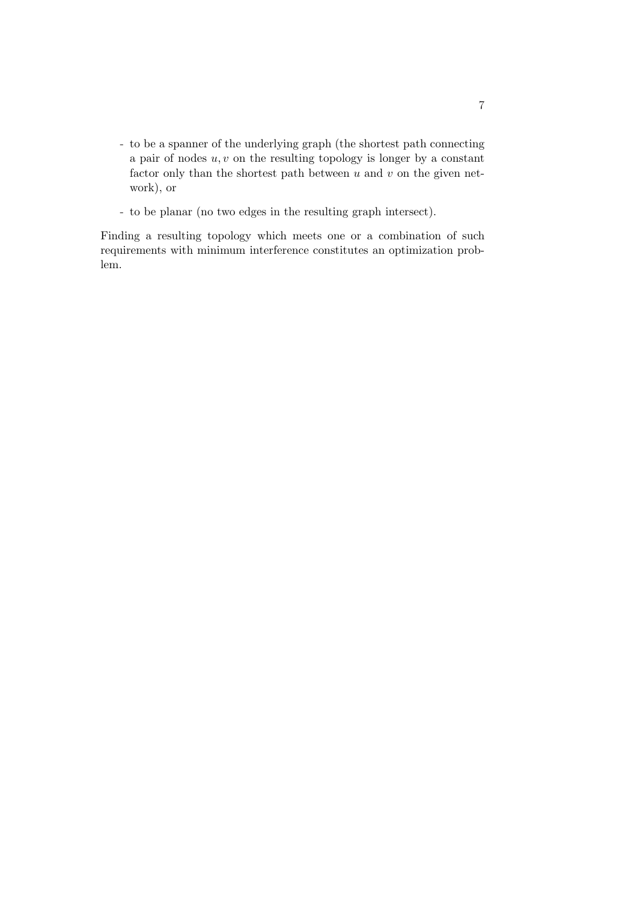- to be a spanner of the underlying graph (the shortest path connecting a pair of nodes $u, v$ on the resulting topology is longer by a constant factor only than the shortest path between $u$ and $v$ on the given network), or

- to be planar (no two edges in the resulting graph intersect).

Finding a resulting topology which meets one or a combination of such requirements with minimum interference constitutes an optimization problem.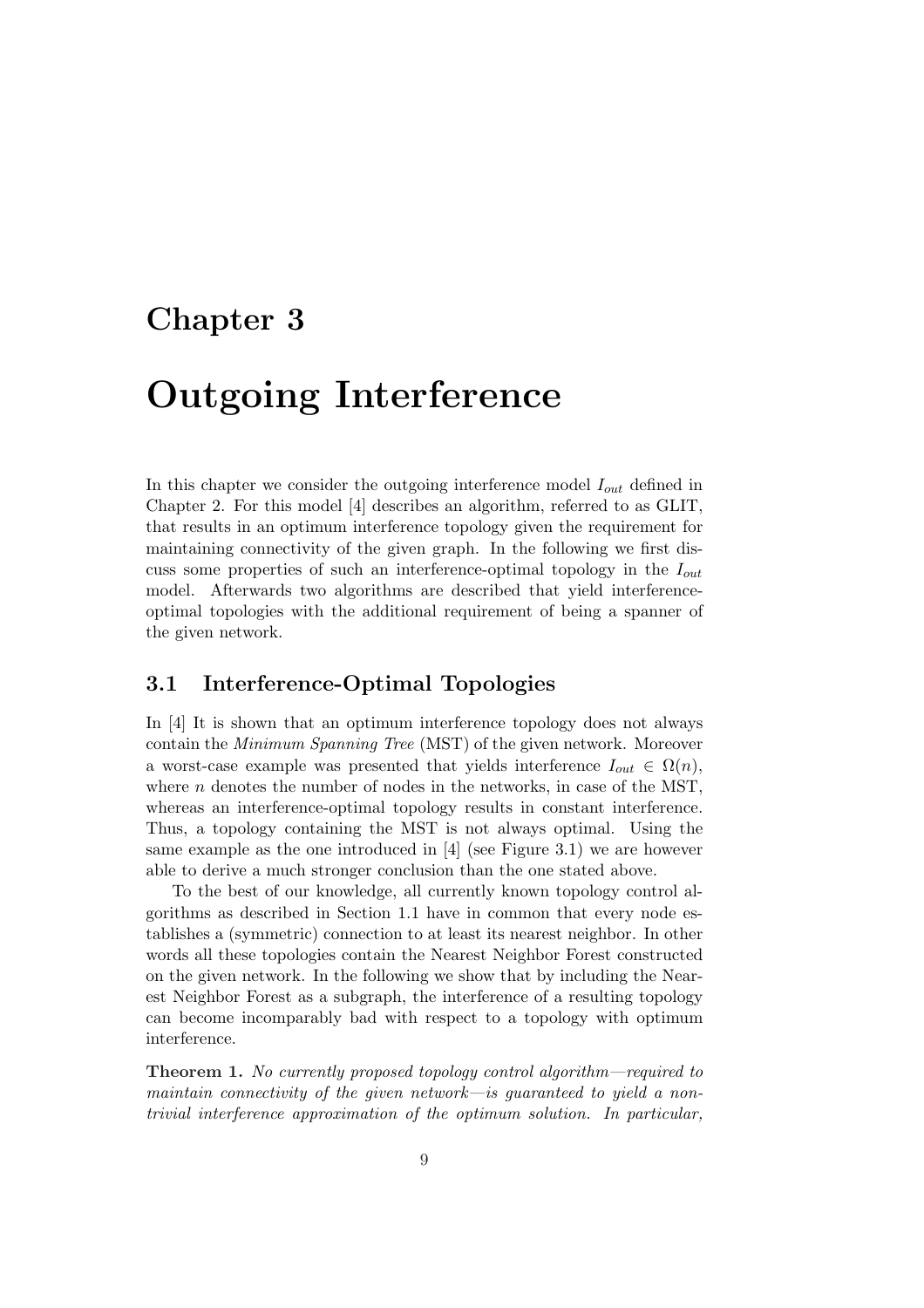# Chapter 3

# Outgoing Interference

In this chapter we consider the outgoing interference model $I_{out}$ defined in Chapter 2. For this model [4] describes an algorithm, referred to as GLIT, that results in an optimum interference topology given the requirement for maintaining connectivity of the given graph. In the following we first discuss some properties of such an interference-optimal topology in the $I_{out}$ model. Afterwards two algorithms are described that yield interference-optimal topologies with the additional requirement of being a spanner of the given network.

## 3.1 Interference-Optimal Topologies

In [4] It is shown that an optimum interference topology does not always contain the *Minimum Spanning Tree* (MST) of the given network. Moreover a worst-case example was presented that yields interference $I_{out} \in \Omega(n)$, where $n$ denotes the number of nodes in the networks, in case of the MST, whereas an interference-optimal topology results in constant interference. Thus, a topology containing the MST is not always optimal. Using the same example as the one introduced in [4] (see Figure 3.1) we are however able to derive a much stronger conclusion than the one stated above.

To the best of our knowledge, all currently known topology control algorithms as described in Section 1.1 have in common that every node establishes a (symmetric) connection to at least its nearest neighbor. In other words all these topologies contain the Nearest Neighbor Forest constructed on the given network. In the following we show that by including the Nearest Neighbor Forest as a subgraph, the interference of a resulting topology can become incomparably bad with respect to a topology with optimum interference.

**Theorem 1.** *No currently proposed topology control algorithm—required to maintain connectivity of the given network—is guaranteed to yield a non-trivial interference approximation of the optimum solution. In particular,*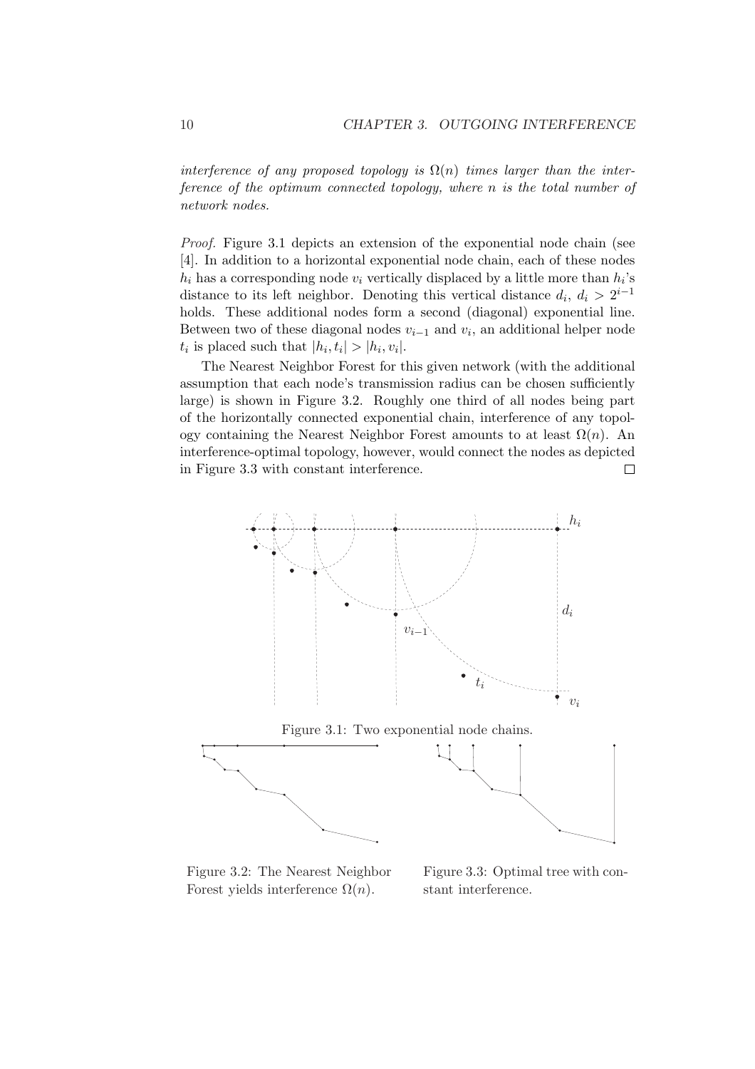*interference of any proposed topology is $\Omega(n)$ times larger than the interference of the optimum connected topology, where $n$ is the total number of network nodes.*

*Proof.* Figure 3.1 depicts an extension of the exponential node chain (see [4]. In addition to a horizontal exponential node chain, each of these nodes $h_i$ has a corresponding node $v_i$ vertically displaced by a little more than $h_i$'s distance to its left neighbor. Denoting this vertical distance $d_i$, $d_i > 2^{i-1}$ holds. These additional nodes form a second (diagonal) exponential line. Between two of these diagonal nodes $v_{i-1}$ and $v_i$, an additional helper node $t_i$ is placed such that $|h_i, t_i| > |h_i, v_i|$.

The Nearest Neighbor Forest for this given network (with the additional assumption that each node's transmission radius can be chosen sufficiently large) is shown in Figure 3.2. Roughly one third of all nodes being part of the horizontally connected exponential chain, interference of any topology containing the Nearest Neighbor Forest amounts to at least $\Omega(n)$. An interference-optimal topology, however, would connect the nodes as depicted in Figure 3.3 with constant interference. □

Figure 3.1: Two exponential node chains.

Figure 3.2: The Nearest Neighbor Forest yields interference $\Omega(n)$.

Figure 3.3: Optimal tree with constant interference.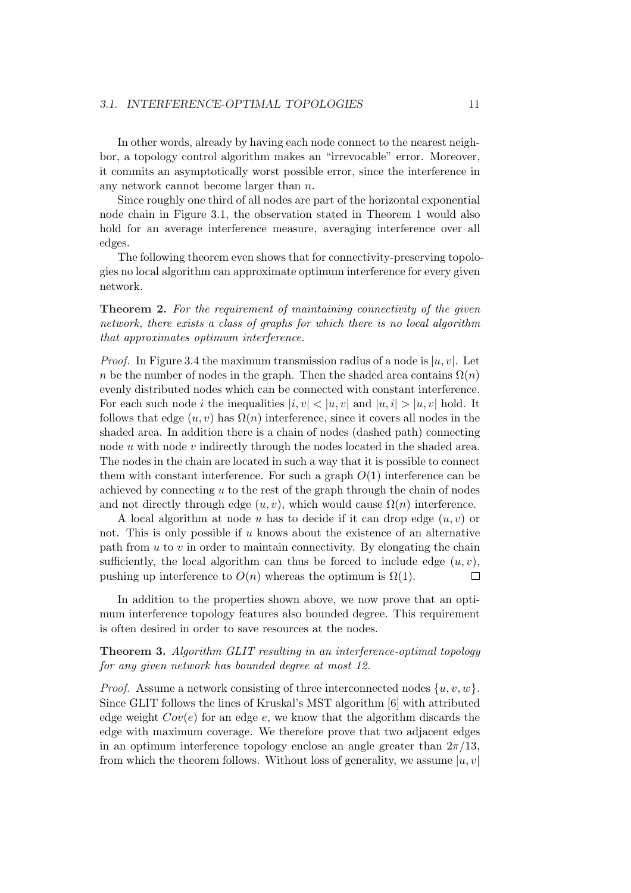In other words, already by having each node connect to the nearest neighbor, a topology control algorithm makes an "irrevocable" error. Moreover, it commits an asymptotically worst possible error, since the interference in any network cannot become larger than $n$.

Since roughly one third of all nodes are part of the horizontal exponential node chain in Figure 3.1, the observation stated in Theorem 1 would also hold for an average interference measure, averaging interference over all edges.

The following theorem even shows that for connectivity-preserving topologies no local algorithm can approximate optimum interference for every given network.

**Theorem 2.** *For the requirement of maintaining connectivity of the given network, there exists a class of graphs for which there is no local algorithm that approximates optimum interference.*

*Proof.* In Figure 3.4 the maximum transmission radius of a node is $|u,v|$. Let $n$ be the number of nodes in the graph. Then the shaded area contains $\Omega(n)$ evenly distributed nodes which can be connected with constant interference. For each such node $i$ the inequalities $|i,v| < |u,v|$ and $|u,i| > |u,v|$ hold. It follows that edge $(u,v)$ has $\Omega(n)$ interference, since it covers all nodes in the shaded area. In addition there is a chain of nodes (dashed path) connecting node $u$ with node $v$ indirectly through the nodes located in the shaded area. The nodes in the chain are located in such a way that it is possible to connect them with constant interference. For such a graph $O(1)$ interference can be achieved by connecting $u$ to the rest of the graph through the chain of nodes and not directly through edge $(u,v)$, which would cause $\Omega(n)$ interference.

A local algorithm at node $u$ has to decide if it can drop edge $(u,v)$ or not. This is only possible if $u$ knows about the existence of an alternative path from $u$ to $v$ in order to maintain connectivity. By elongating the chain sufficiently, the local algorithm can thus be forced to include edge $(u,v)$, pushing up interference to $O(n)$ whereas the optimum is $\Omega(1)$. $\square$

In addition to the properties shown above, we now prove that an optimum interference topology features also bounded degree. This requirement is often desired in order to save resources at the nodes.

**Theorem 3.** *Algorithm GLIT resulting in an interference-optimal topology for any given network has bounded degree at most 12.*

*Proof.* Assume a network consisting of three interconnected nodes $\{u,v,w\}$. Since GLIT follows the lines of Kruskal's MST algorithm [6] with attributed edge weight $Cov(e)$ for an edge $e$, we know that the algorithm discards the edge with maximum coverage. We therefore prove that two adjacent edges in an optimum interference topology enclose an angle greater than $2\pi/13$, from which the theorem follows. Without loss of generality, we assume $|u,v|$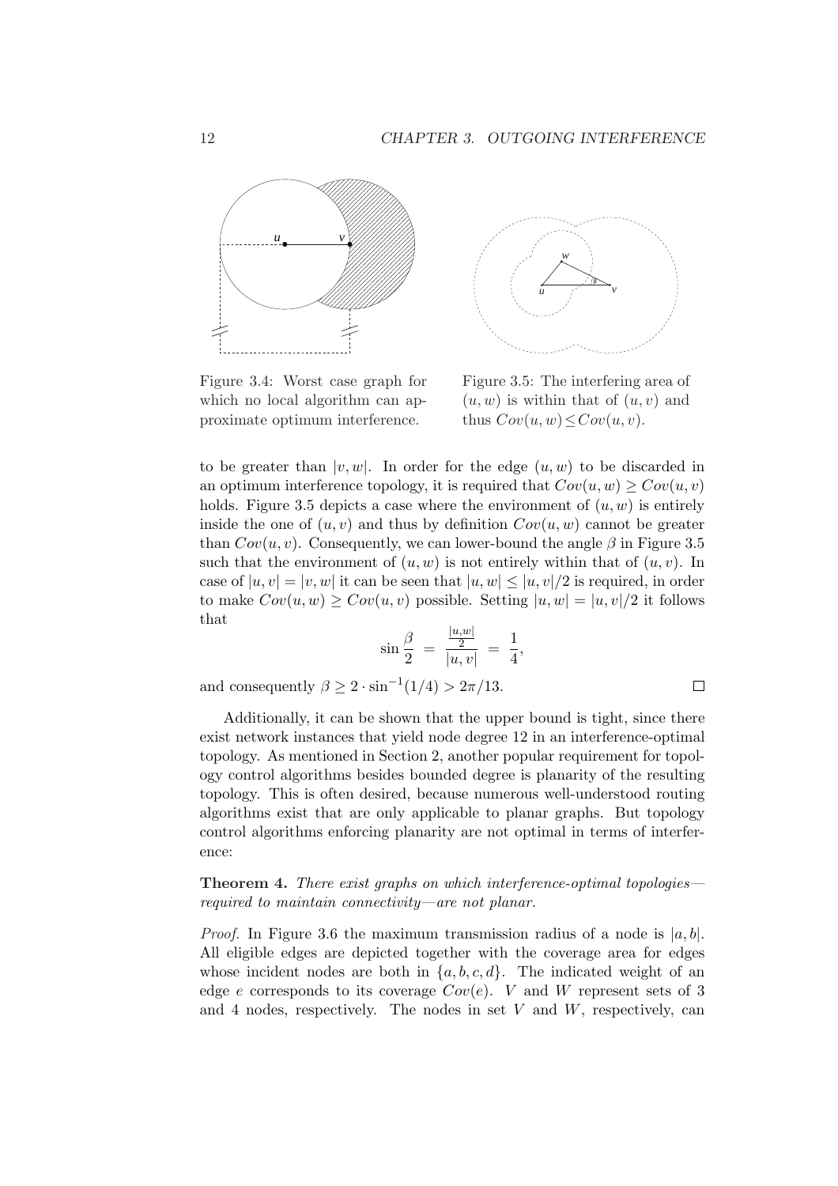Figure 3.4: Worst case graph for which no local algorithm can approximate optimum interference.

Figure 3.5: The interfering area of $(u, w)$ is within that of $(u, v)$ and thus $Cov(u, w) \leq Cov(u, v)$.

to be greater than $|v, w|$. In order for the edge $(u, w)$ to be discarded in an optimum interference topology, it is required that $Cov(u, w) \geq Cov(u, v)$ holds. Figure 3.5 depicts a case where the environment of $(u, w)$ is entirely inside the one of $(u, v)$ and thus by definition $Cov(u, w)$ cannot be greater than $Cov(u, v)$. Consequently, we can lower-bound the angle $\beta$ in Figure 3.5 such that the environment of $(u, w)$ is not entirely within that of $(u, v)$. In case of $|u, v| = |v, w|$ it can be seen that $|u, w| \leq |u, v|/2$ is required, in order to make $Cov(u, w) \geq Cov(u, v)$ possible. Setting $|u, w| = |u, v|/2$ it follows that

$$\sin \frac{\beta}{2} = \frac{\frac{|u,w|}{2}}{|u, v|} = \frac{1}{4},$$

and consequently $\beta \geq 2 \cdot \sin^{-1}(1/4) > 2\pi/13$. □

Additionally, it can be shown that the upper bound is tight, since there exist network instances that yield node degree 12 in an interference-optimal topology. As mentioned in Section 2, another popular requirement for topology control algorithms besides bounded degree is planarity of the resulting topology. This is often desired, because numerous well-understood routing algorithms exist that are only applicable to planar graphs. But topology control algorithms enforcing planarity are not optimal in terms of interference:

**Theorem 4.** *There exist graphs on which interference-optimal topologies—required to maintain connectivity—are not planar.*

*Proof.* In Figure 3.6 the maximum transmission radius of a node is $|a, b|$. All eligible edges are depicted together with the coverage area for edges whose incident nodes are both in $\{a, b, c, d\}$. The indicated weight of an edge $e$ corresponds to its coverage $Cov(e)$. $V$ and $W$ represent sets of 3 and 4 nodes, respectively. The nodes in set $V$ and $W$, respectively, can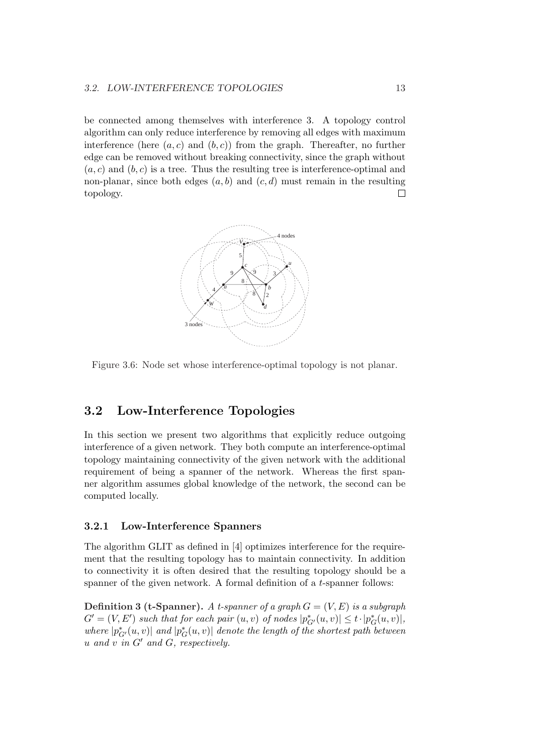be connected among themselves with interference 3. A topology control algorithm can only reduce interference by removing all edges with maximum interference (here $(a, c)$ and $(b, c)$) from the graph. Thereafter, no further edge can be removed without breaking connectivity, since the graph without $(a, c)$ and $(b, c)$ is a tree. Thus the resulting tree is interference-optimal and non-planar, since both edges $(a, b)$ and $(c, d)$ must remain in the resulting topology. □

Figure 3.6: Node set whose interference-optimal topology is not planar.

## 3.2 Low-Interference Topologies

In this section we present two algorithms that explicitly reduce outgoing interference of a given network. They both compute an interference-optimal topology maintaining connectivity of the given network with the additional requirement of being a spanner of the network. Whereas the first spanner algorithm assumes global knowledge of the network, the second can be computed locally.

### 3.2.1 Low-Interference Spanners

The algorithm GLIT as defined in [4] optimizes interference for the requirement that the resulting topology has to maintain connectivity. In addition to connectivity it is often desired that the resulting topology should be a spanner of the given network. A formal definition of a $t$-spanner follows:

**Definition 3 (t-Spanner).** *A $t$-spanner of a graph $G = (V, E)$ is a subgraph $G' = (V, E')$ such that for each pair $(u, v)$ of nodes $|p^*_{G'}(u, v)| \leq t \cdot |p^*_G(u, v)|$, where $|p^*_{G'}(u, v)|$ and $|p^*_G(u, v)|$ denote the length of the shortest path between $u$ and $v$ in $G'$ and $G$, respectively.*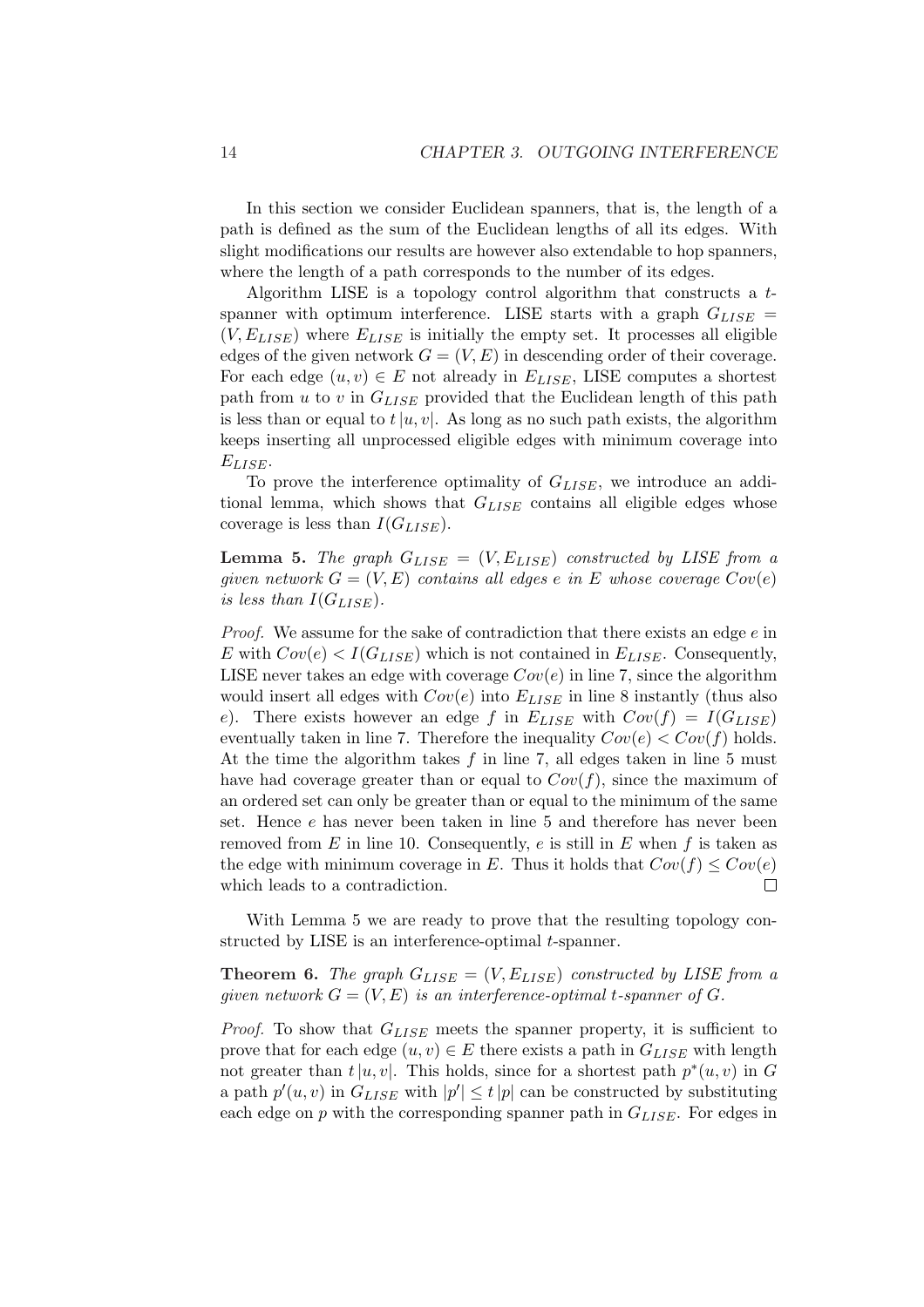In this section we consider Euclidean spanners, that is, the length of a path is defined as the sum of the Euclidean lengths of all its edges. With slight modifications our results are however also extendable to hop spanners, where the length of a path corresponds to the number of its edges.

Algorithm LISE is a topology control algorithm that constructs a $t$-spanner with optimum interference. LISE starts with a graph $G_{LISE} = (V, E_{LISE})$ where $E_{LISE}$ is initially the empty set. It processes all eligible edges of the given network $G = (V, E)$ in descending order of their coverage. For each edge $(u, v) \in E$ not already in $E_{LISE}$, LISE computes a shortest path from $u$ to $v$ in $G_{LISE}$ provided that the Euclidean length of this path is less than or equal to $t\,|u, v|$. As long as no such path exists, the algorithm keeps inserting all unprocessed eligible edges with minimum coverage into $E_{LISE}$.

To prove the interference optimality of $G_{LISE}$, we introduce an additional lemma, which shows that $G_{LISE}$ contains all eligible edges whose coverage is less than $I(G_{LISE})$.

**Lemma 5.** *The graph $G_{LISE} = (V, E_{LISE})$ constructed by LISE from a given network $G = (V, E)$ contains all edges $e$ in $E$ whose coverage $Cov(e)$ is less than $I(G_{LISE})$.*

*Proof.* We assume for the sake of contradiction that there exists an edge $e$ in $E$ with $Cov(e) < I(G_{LISE})$ which is not contained in $E_{LISE}$. Consequently, LISE never takes an edge with coverage $Cov(e)$ in line 7, since the algorithm would insert all edges with $Cov(e)$ into $E_{LISE}$ in line 8 instantly (thus also $e$). There exists however an edge $f$ in $E_{LISE}$ with $Cov(f) = I(G_{LISE})$ eventually taken in line 7. Therefore the inequality $Cov(e) < Cov(f)$ holds. At the time the algorithm takes $f$ in line 7, all edges taken in line 5 must have had coverage greater than or equal to $Cov(f)$, since the maximum of an ordered set can only be greater than or equal to the minimum of the same set. Hence $e$ has never been taken in line 5 and therefore has never been removed from $E$ in line 10. Consequently, $e$ is still in $E$ when $f$ is taken as the edge with minimum coverage in $E$. Thus it holds that $Cov(f) \leq Cov(e)$ which leads to a contradiction. □

With Lemma 5 we are ready to prove that the resulting topology constructed by LISE is an interference-optimal $t$-spanner.

**Theorem 6.** *The graph $G_{LISE} = (V, E_{LISE})$ constructed by LISE from a given network $G = (V, E)$ is an interference-optimal $t$-spanner of $G$.*

*Proof.* To show that $G_{LISE}$ meets the spanner property, it is sufficient to prove that for each edge $(u, v) \in E$ there exists a path in $G_{LISE}$ with length not greater than $t\,|u, v|$. This holds, since for a shortest path $p^*(u, v)$ in $G$ a path $p'(u, v)$ in $G_{LISE}$ with $|p'| \leq t\,|p|$ can be constructed by substituting each edge on $p$ with the corresponding spanner path in $G_{LISE}$. For edges in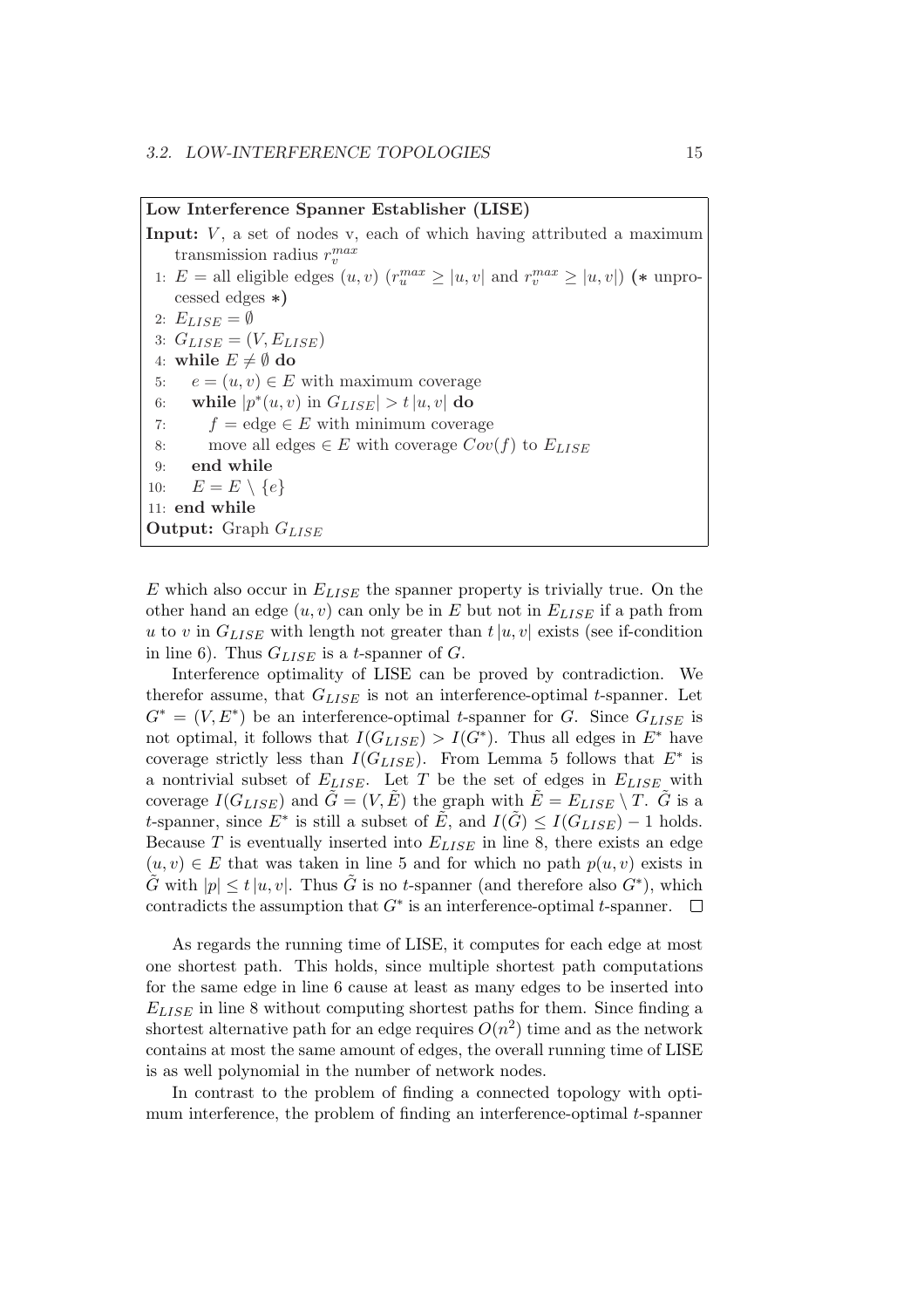**Low Interference Spanner Establisher (LISE)**

**Input:** $V$, a set of nodes v, each of which having attributed a maximum transmission radius $r_v^{max}$

1: $E$ = all eligible edges $(u, v)$ ($r_u^{max} \geq |u, v|$ and $r_v^{max} \geq |u, v|$) (* unprocessed edges *)
2: $E_{LISE} = \emptyset$
3: $G_{LISE} = (V, E_{LISE})$
4: **while** $E \neq \emptyset$ **do**
5: $\quad e = (u, v) \in E$ with maximum coverage
6: $\quad$ **while** $|p^*(u, v)$ in $G_{LISE}| > t\,|u, v|$ **do**
7: $\quad\quad f$ = edge $\in E$ with minimum coverage
8: $\quad\quad$ move all edges $\in E$ with coverage $Cov(f)$ to $E_{LISE}$
9: $\quad$ **end while**
10: $\quad E = E \setminus \{e\}$
11: **end while**

**Output:** Graph $G_{LISE}$

$E$ which also occur in $E_{LISE}$ the spanner property is trivially true. On the other hand an edge $(u, v)$ can only be in $E$ but not in $E_{LISE}$ if a path from $u$ to $v$ in $G_{LISE}$ with length not greater than $t\,|u, v|$ exists (see if-condition in line 6). Thus $G_{LISE}$ is a $t$-spanner of $G$.

Interference optimality of LISE can be proved by contradiction. We therefor assume, that $G_{LISE}$ is not an interference-optimal $t$-spanner. Let $G^* = (V, E^*)$ be an interference-optimal $t$-spanner for $G$. Since $G_{LISE}$ is not optimal, it follows that $I(G_{LISE}) > I(G^*)$. Thus all edges in $E^*$ have coverage strictly less than $I(G_{LISE})$. From Lemma 5 follows that $E^*$ is a nontrivial subset of $E_{LISE}$. Let $T$ be the set of edges in $E_{LISE}$ with coverage $I(G_{LISE})$ and $\tilde{G} = (V, \tilde{E})$ the graph with $\tilde{E} = E_{LISE} \setminus T$. $\tilde{G}$ is a $t$-spanner, since $E^*$ is still a subset of $\tilde{E}$, and $I(\tilde{G}) \leq I(G_{LISE}) - 1$ holds. Because $T$ is eventually inserted into $E_{LISE}$ in line 8, there exists an edge $(u, v) \in E$ that was taken in line 5 and for which no path $p(u, v)$ exists in $\tilde{G}$ with $|p| \leq t\,|u, v|$. Thus $\tilde{G}$ is no $t$-spanner (and therefore also $G^*$), which contradicts the assumption that $G^*$ is an interference-optimal $t$-spanner. $\square$

As regards the running time of LISE, it computes for each edge at most one shortest path. This holds, since multiple shortest path computations for the same edge in line 6 cause at least as many edges to be inserted into $E_{LISE}$ in line 8 without computing shortest paths for them. Since finding a shortest alternative path for an edge requires $O(n^2)$ time and as the network contains at most the same amount of edges, the overall running time of LISE is as well polynomial in the number of network nodes.

In contrast to the problem of finding a connected topology with optimum interference, the problem of finding an interference-optimal $t$-spanner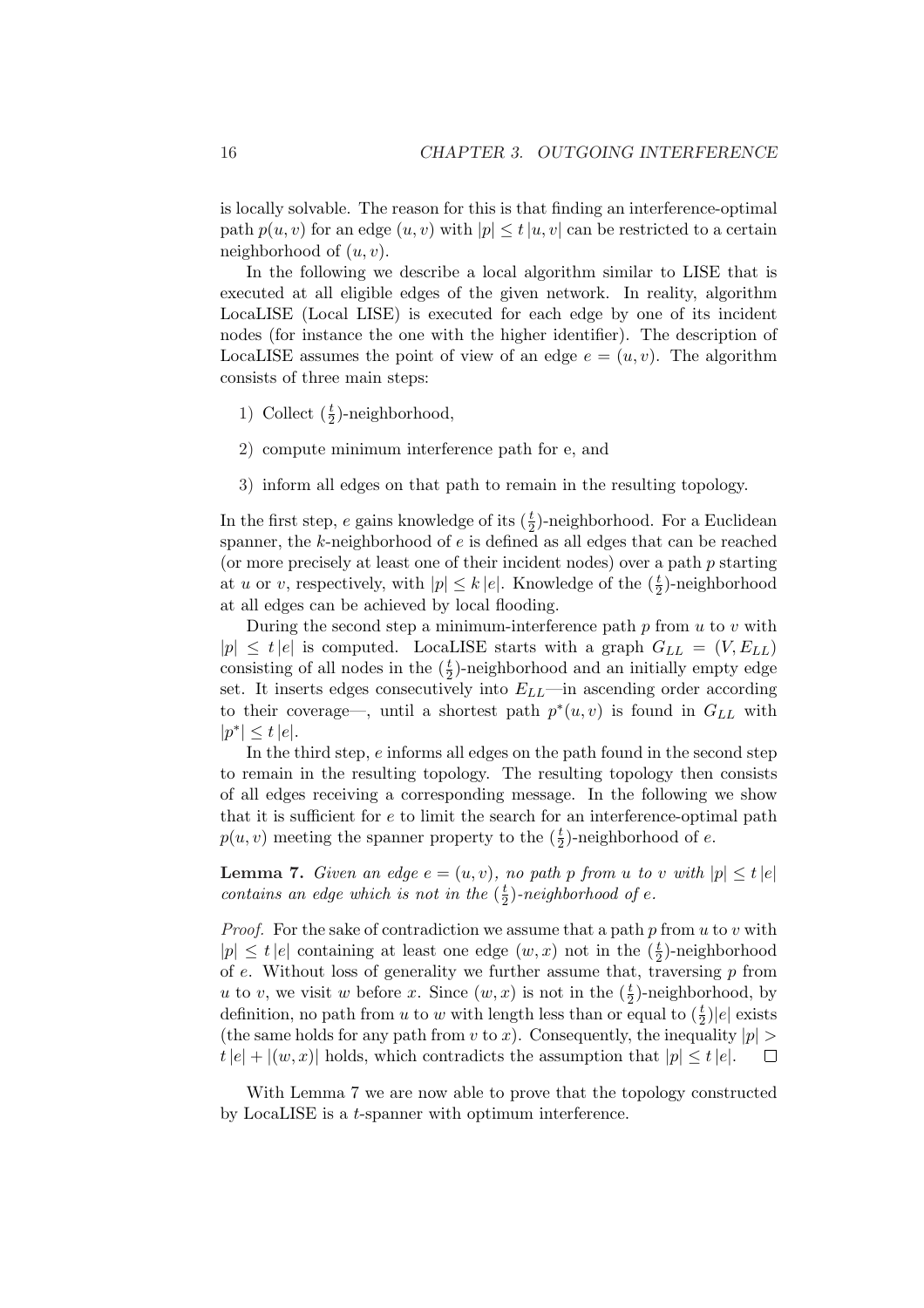is locally solvable. The reason for this is that finding an interference-optimal path $p(u, v)$ for an edge $(u, v)$ with $|p| \leq t\,|u, v|$ can be restricted to a certain neighborhood of $(u, v)$.

In the following we describe a local algorithm similar to LISE that is executed at all eligible edges of the given network. In reality, algorithm LocaLISE (Local LISE) is executed for each edge by one of its incident nodes (for instance the one with the higher identifier). The description of LocaLISE assumes the point of view of an edge $e = (u, v)$. The algorithm consists of three main steps:

1) Collect $(\frac{t}{2})$-neighborhood,

2) compute minimum interference path for e, and

3) inform all edges on that path to remain in the resulting topology.

In the first step, $e$ gains knowledge of its $(\frac{t}{2})$-neighborhood. For a Euclidean spanner, the $k$-neighborhood of $e$ is defined as all edges that can be reached (or more precisely at least one of their incident nodes) over a path $p$ starting at $u$ or $v$, respectively, with $|p| \leq k\,|e|$. Knowledge of the $(\frac{t}{2})$-neighborhood at all edges can be achieved by local flooding.

During the second step a minimum-interference path $p$ from $u$ to $v$ with $|p| \leq t\,|e|$ is computed. LocaLISE starts with a graph $G_{LL} = (V, E_{LL})$ consisting of all nodes in the $(\frac{t}{2})$-neighborhood and an initially empty edge set. It inserts edges consecutively into $E_{LL}$—in ascending order according to their coverage—, until a shortest path $p^*(u, v)$ is found in $G_{LL}$ with $|p^*| \leq t\,|e|$.

In the third step, $e$ informs all edges on the path found in the second step to remain in the resulting topology. The resulting topology then consists of all edges receiving a corresponding message. In the following we show that it is sufficient for $e$ to limit the search for an interference-optimal path $p(u, v)$ meeting the spanner property to the $(\frac{t}{2})$-neighborhood of $e$.

**Lemma 7.** *Given an edge $e = (u, v)$, no path $p$ from $u$ to $v$ with $|p| \leq t\,|e|$ contains an edge which is not in the $(\frac{t}{2})$-neighborhood of $e$.*

*Proof.* For the sake of contradiction we assume that a path $p$ from $u$ to $v$ with $|p| \leq t\,|e|$ containing at least one edge $(w, x)$ not in the $(\frac{t}{2})$-neighborhood of $e$. Without loss of generality we further assume that, traversing $p$ from $u$ to $v$, we visit $w$ before $x$. Since $(w, x)$ is not in the $(\frac{t}{2})$-neighborhood, by definition, no path from $u$ to $w$ with length less than or equal to $(\frac{t}{2})|e|$ exists (the same holds for any path from $v$ to $x$). Consequently, the inequality $|p| > t\,|e| + |(w, x)|$ holds, which contradicts the assumption that $|p| \leq t\,|e|$. □

With Lemma 7 we are now able to prove that the topology constructed by LocaLISE is a $t$-spanner with optimum interference.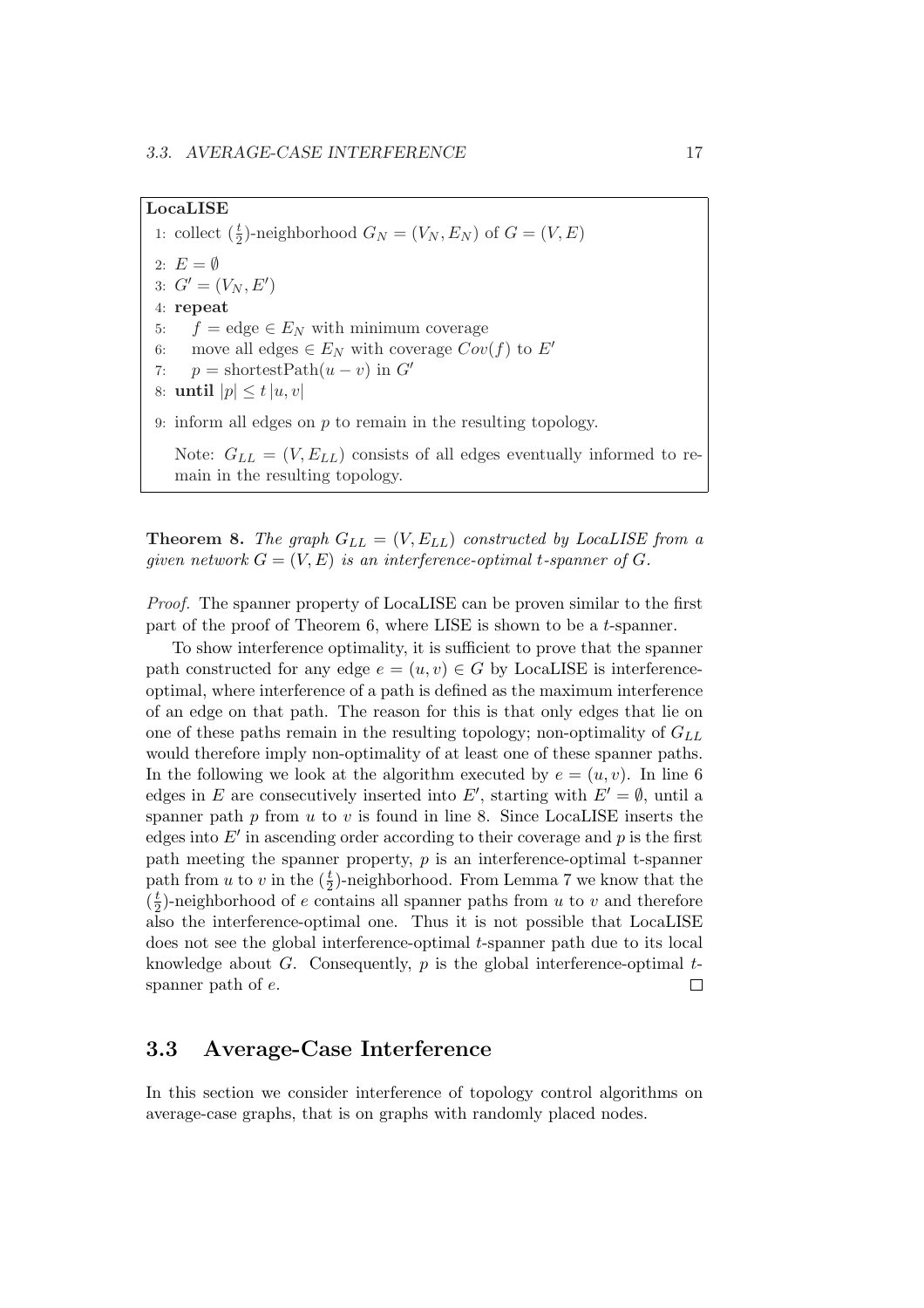**LocaLISE**

```
1: collect (t/2)-neighborhood G_N = (V_N, E_N) of G = (V, E)
2: E = ∅
3: G' = (V_N, E')
4: repeat
5:    f = edge ∈ E_N with minimum coverage
6:    move all edges ∈ E_N with coverage Cov(f) to E'
7:    p = shortestPath(u − v) in G'
8: until |p| ≤ t |u, v|
9: inform all edges on p to remain in the resulting topology.
```

Note: $G_{LL} = (V, E_{LL})$ consists of all edges eventually informed to remain in the resulting topology.

**Theorem 8.** *The graph $G_{LL} = (V, E_{LL})$ constructed by LocaLISE from a given network $G = (V, E)$ is an interference-optimal $t$-spanner of $G$.*

*Proof.* The spanner property of LocaLISE can be proven similar to the first part of the proof of Theorem 6, where LISE is shown to be a $t$-spanner.

To show interference optimality, it is sufficient to prove that the spanner path constructed for any edge $e = (u, v) \in G$ by LocaLISE is interference-optimal, where interference of a path is defined as the maximum interference of an edge on that path. The reason for this is that only edges that lie on one of these paths remain in the resulting topology; non-optimality of $G_{LL}$ would therefore imply non-optimality of at least one of these spanner paths. In the following we look at the algorithm executed by $e = (u, v)$. In line 6 edges in $E$ are consecutively inserted into $E'$, starting with $E' = \emptyset$, until a spanner path $p$ from $u$ to $v$ is found in line 8. Since LocaLISE inserts the edges into $E'$ in ascending order according to their coverage and $p$ is the first path meeting the spanner property, $p$ is an interference-optimal t-spanner path from $u$ to $v$ in the $(\frac{t}{2})$-neighborhood. From Lemma 7 we know that the $(\frac{t}{2})$-neighborhood of $e$ contains all spanner paths from $u$ to $v$ and therefore also the interference-optimal one. Thus it is not possible that LocaLISE does not see the global interference-optimal $t$-spanner path due to its local knowledge about $G$. Consequently, $p$ is the global interference-optimal $t$-spanner path of $e$. □

## 3.3 Average-Case Interference

In this section we consider interference of topology control algorithms on average-case graphs, that is on graphs with randomly placed nodes.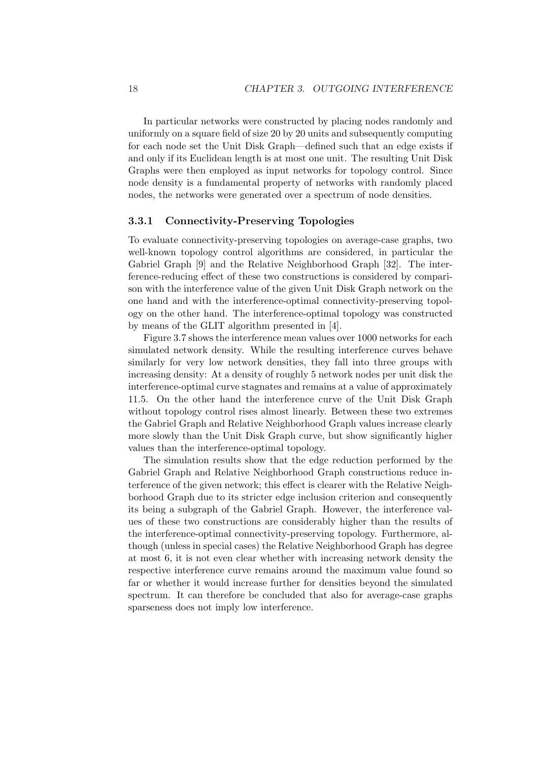In particular networks were constructed by placing nodes randomly and uniformly on a square field of size 20 by 20 units and subsequently computing for each node set the Unit Disk Graph—defined such that an edge exists if and only if its Euclidean length is at most one unit. The resulting Unit Disk Graphs were then employed as input networks for topology control. Since node density is a fundamental property of networks with randomly placed nodes, the networks were generated over a spectrum of node densities.

### 3.3.1 Connectivity-Preserving Topologies

To evaluate connectivity-preserving topologies on average-case graphs, two well-known topology control algorithms are considered, in particular the Gabriel Graph [9] and the Relative Neighborhood Graph [32]. The interference-reducing effect of these two constructions is considered by comparison with the interference value of the given Unit Disk Graph network on the one hand and with the interference-optimal connectivity-preserving topology on the other hand. The interference-optimal topology was constructed by means of the GLIT algorithm presented in [4].

Figure 3.7 shows the interference mean values over 1000 networks for each simulated network density. While the resulting interference curves behave similarly for very low network densities, they fall into three groups with increasing density: At a density of roughly 5 network nodes per unit disk the interference-optimal curve stagnates and remains at a value of approximately 11.5. On the other hand the interference curve of the Unit Disk Graph without topology control rises almost linearly. Between these two extremes the Gabriel Graph and Relative Neighborhood Graph values increase clearly more slowly than the Unit Disk Graph curve, but show significantly higher values than the interference-optimal topology.

The simulation results show that the edge reduction performed by the Gabriel Graph and Relative Neighborhood Graph constructions reduce interference of the given network; this effect is clearer with the Relative Neighborhood Graph due to its stricter edge inclusion criterion and consequently its being a subgraph of the Gabriel Graph. However, the interference values of these two constructions are considerably higher than the results of the interference-optimal connectivity-preserving topology. Furthermore, although (unless in special cases) the Relative Neighborhood Graph has degree at most 6, it is not even clear whether with increasing network density the respective interference curve remains around the maximum value found so far or whether it would increase further for densities beyond the simulated spectrum. It can therefore be concluded that also for average-case graphs sparseness does not imply low interference.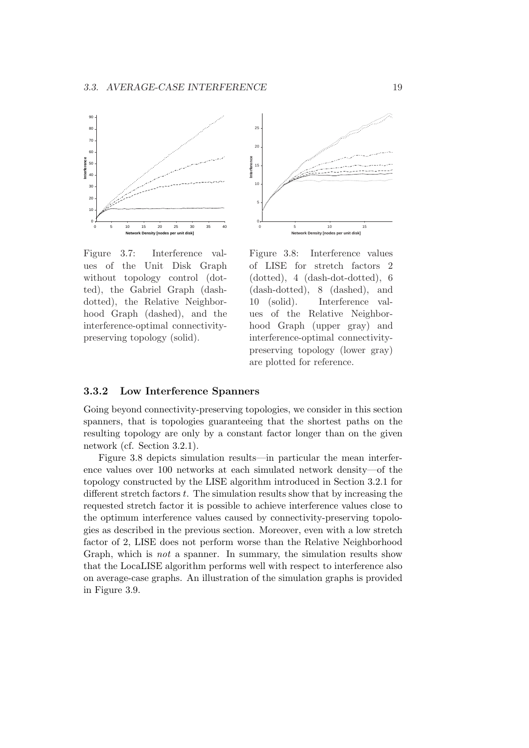Figure 3.7: Interference values of the Unit Disk Graph without topology control (dotted), the Gabriel Graph (dash-dotted), the Relative Neighborhood Graph (dashed), and the interference-optimal connectivity-preserving topology (solid).

Figure 3.8: Interference values of LISE for stretch factors 2 (dotted), 4 (dash-dot-dotted), 6 (dash-dotted), 8 (dashed), and 10 (solid). Interference values of the Relative Neighborhood Graph (upper gray) and interference-optimal connectivity-preserving topology (lower gray) are plotted for reference.

### 3.3.2 Low Interference Spanners

Going beyond connectivity-preserving topologies, we consider in this section spanners, that is topologies guaranteeing that the shortest paths on the resulting topology are only by a constant factor longer than on the given network (cf. Section 3.2.1).

Figure 3.8 depicts simulation results—in particular the mean interference values over 100 networks at each simulated network density—of the topology constructed by the LISE algorithm introduced in Section 3.2.1 for different stretch factors $t$. The simulation results show that by increasing the requested stretch factor it is possible to achieve interference values close to the optimum interference values caused by connectivity-preserving topologies as described in the previous section. Moreover, even with a low stretch factor of 2, LISE does not perform worse than the Relative Neighborhood Graph, which is *not* a spanner. In summary, the simulation results show that the LocaLISE algorithm performs well with respect to interference also on average-case graphs. An illustration of the simulation graphs is provided in Figure 3.9.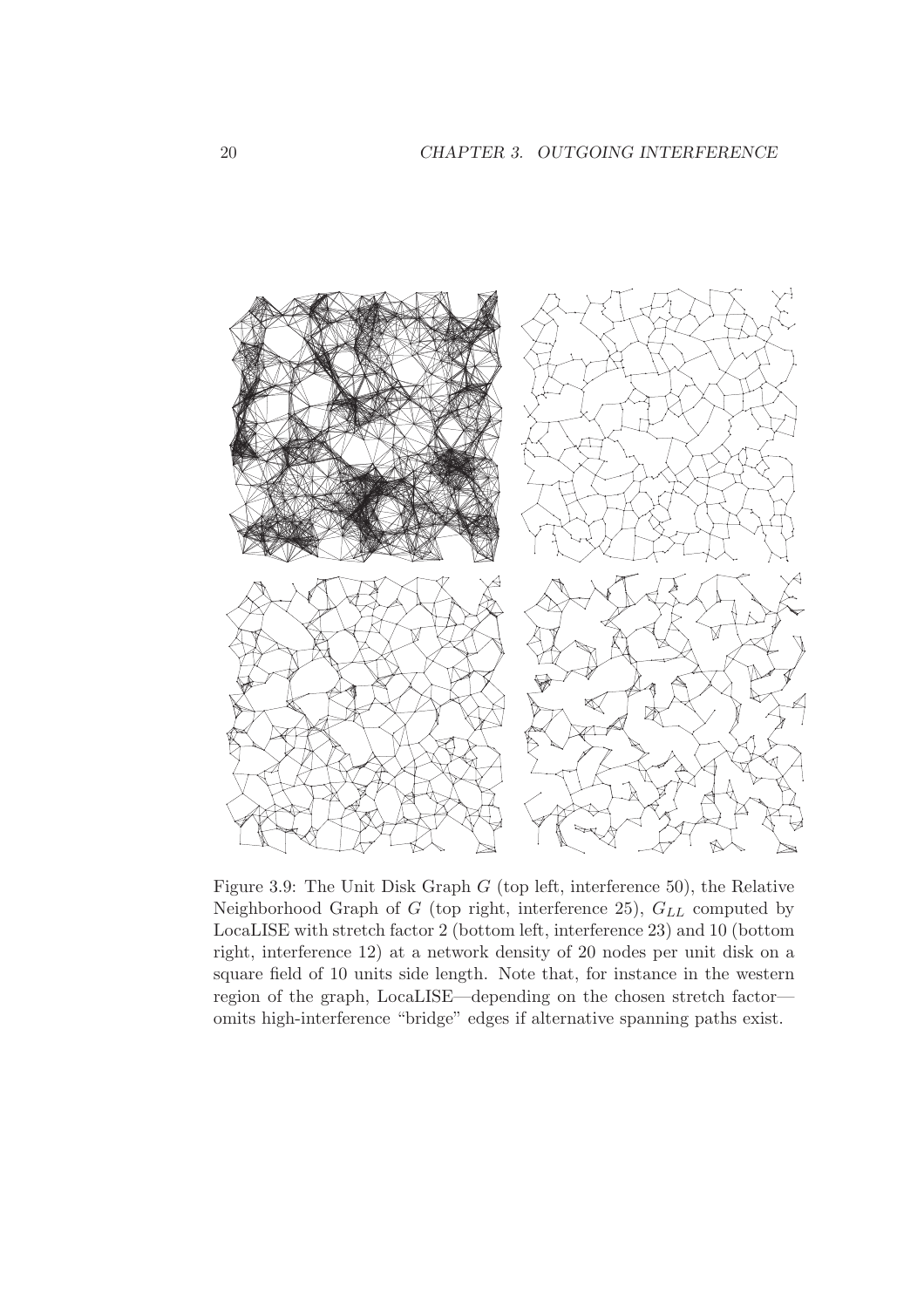Figure 3.9: The Unit Disk Graph $G$ (top left, interference 50), the Relative Neighborhood Graph of $G$ (top right, interference 25), $G_{LL}$ computed by LocaLISE with stretch factor 2 (bottom left, interference 23) and 10 (bottom right, interference 12) at a network density of 20 nodes per unit disk on a square field of 10 units side length. Note that, for instance in the western region of the graph, LocaLISE—depending on the chosen stretch factor—omits high-interference "bridge" edges if alternative spanning paths exist.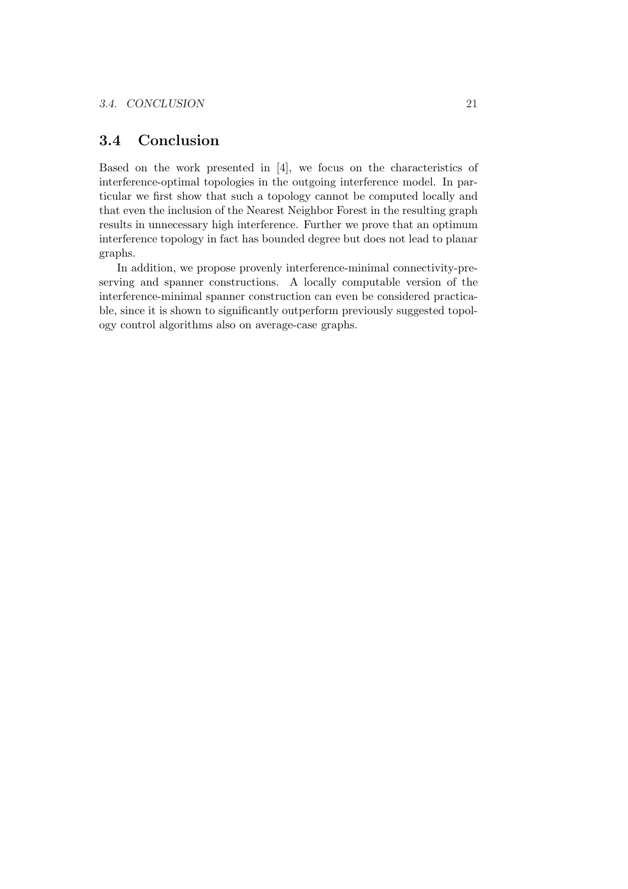## 3.4 Conclusion

Based on the work presented in [4], we focus on the characteristics of interference-optimal topologies in the outgoing interference model. In particular we first show that such a topology cannot be computed locally and that even the inclusion of the Nearest Neighbor Forest in the resulting graph results in unnecessary high interference. Further we prove that an optimum interference topology in fact has bounded degree but does not lead to planar graphs.

In addition, we propose provenly interference-minimal connectivity-preserving and spanner constructions. A locally computable version of the interference-minimal spanner construction can even be considered practicable, since it is shown to significantly outperform previously suggested topology control algorithms also on average-case graphs.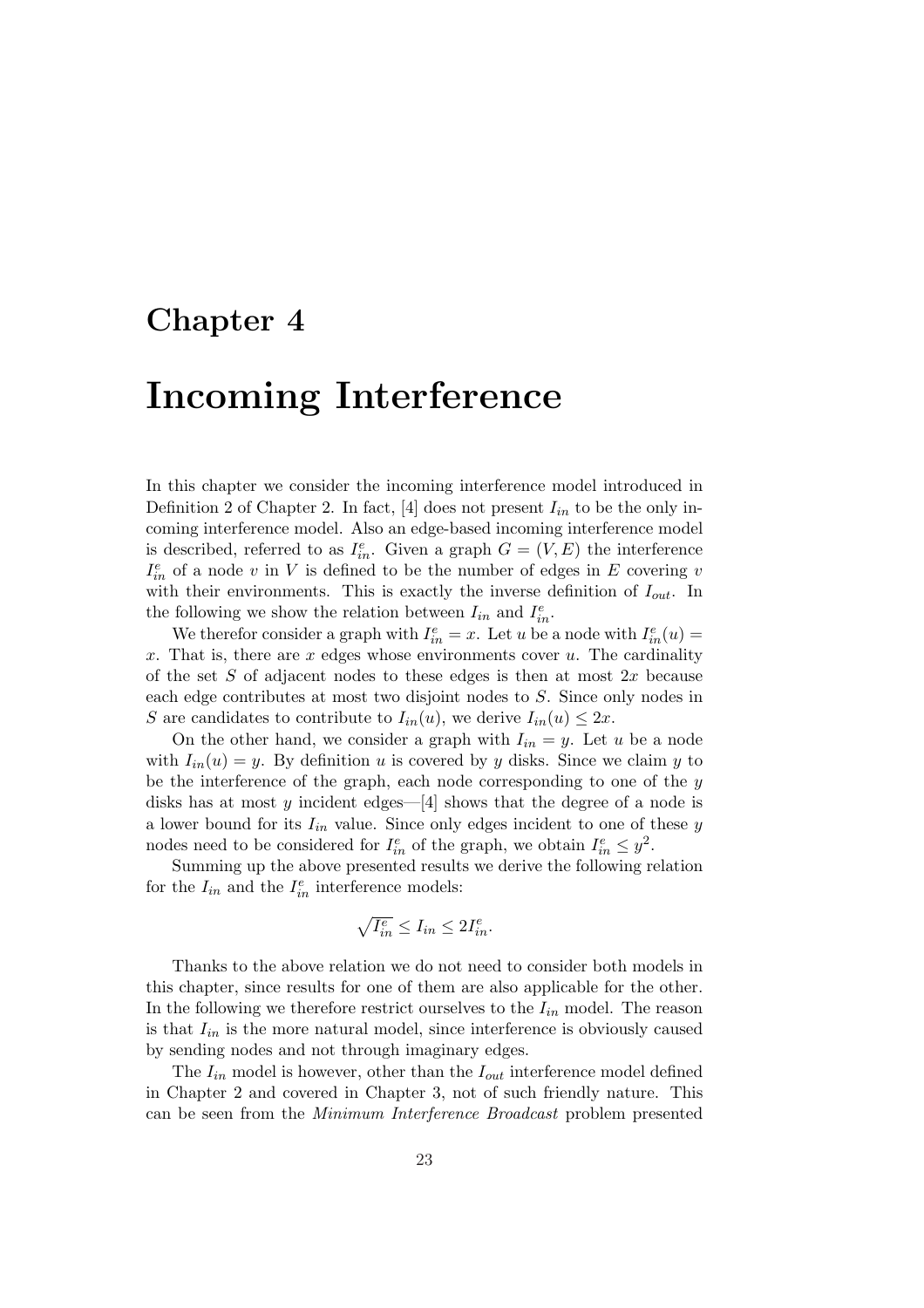# Chapter 4

# Incoming Interference

In this chapter we consider the incoming interference model introduced in Definition 2 of Chapter 2. In fact, [4] does not present $I_{in}$ to be the only incoming interference model. Also an edge-based incoming interference model is described, referred to as $I^e_{in}$. Given a graph $G = (V, E)$ the interference $I^e_{in}$ of a node $v$ in $V$ is defined to be the number of edges in $E$ covering $v$ with their environments. This is exactly the inverse definition of $I_{out}$. In the following we show the relation between $I_{in}$ and $I^e_{in}$.

We therefor consider a graph with $I^e_{in} = x$. Let $u$ be a node with $I^e_{in}(u) = x$. That is, there are $x$ edges whose environments cover $u$. The cardinality of the set $S$ of adjacent nodes to these edges is then at most $2x$ because each edge contributes at most two disjoint nodes to $S$. Since only nodes in $S$ are candidates to contribute to $I_{in}(u)$, we derive $I_{in}(u) \leq 2x$.

On the other hand, we consider a graph with $I_{in} = y$. Let $u$ be a node with $I_{in}(u) = y$. By definition $u$ is covered by $y$ disks. Since we claim $y$ to be the interference of the graph, each node corresponding to one of the $y$ disks has at most $y$ incident edges—[4] shows that the degree of a node is a lower bound for its $I_{in}$ value. Since only edges incident to one of these $y$ nodes need to be considered for $I^e_{in}$ of the graph, we obtain $I^e_{in} \leq y^2$.

Summing up the above presented results we derive the following relation for the $I_{in}$ and the $I^e_{in}$ interference models:

$$\sqrt{I^e_{in}} \leq I_{in} \leq 2I^e_{in}.$$

Thanks to the above relation we do not need to consider both models in this chapter, since results for one of them are also applicable for the other. In the following we therefore restrict ourselves to the $I_{in}$ model. The reason is that $I_{in}$ is the more natural model, since interference is obviously caused by sending nodes and not through imaginary edges.

The $I_{in}$ model is however, other than the $I_{out}$ interference model defined in Chapter 2 and covered in Chapter 3, not of such friendly nature. This can be seen from the *Minimum Interference Broadcast* problem presented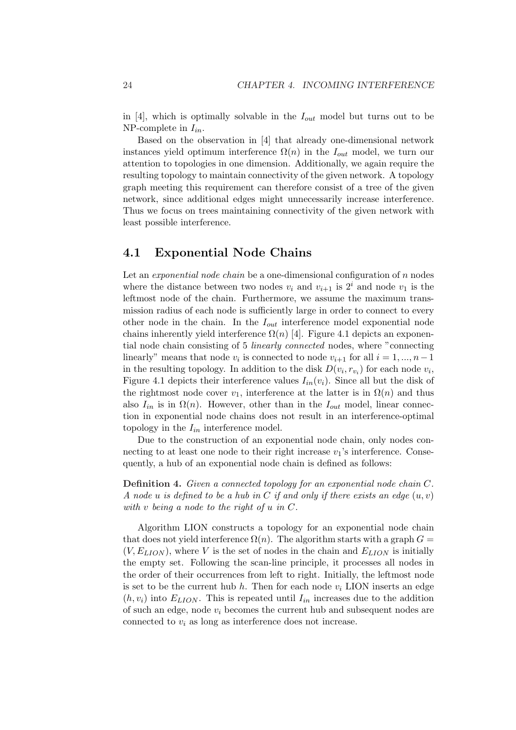in [4], which is optimally solvable in the $I_{out}$ model but turns out to be NP-complete in $I_{in}$.

Based on the observation in [4] that already one-dimensional network instances yield optimum interference $\Omega(n)$ in the $I_{out}$ model, we turn our attention to topologies in one dimension. Additionally, we again require the resulting topology to maintain connectivity of the given network. A topology graph meeting this requirement can therefore consist of a tree of the given network, since additional edges might unnecessarily increase interference. Thus we focus on trees maintaining connectivity of the given network with least possible interference.

## 4.1 Exponential Node Chains

Let an *exponential node chain* be a one-dimensional configuration of $n$ nodes where the distance between two nodes $v_i$ and $v_{i+1}$ is $2^i$ and node $v_1$ is the leftmost node of the chain. Furthermore, we assume the maximum transmission radius of each node is sufficiently large in order to connect to every other node in the chain. In the $I_{out}$ interference model exponential node chains inherently yield interference $\Omega(n)$ [4]. Figure 4.1 depicts an exponential node chain consisting of 5 *linearly connected* nodes, where "connecting linearly" means that node $v_i$ is connected to node $v_{i+1}$ for all $i = 1, ..., n-1$ in the resulting topology. In addition to the disk $D(v_i, r_{v_i})$ for each node $v_i$, Figure 4.1 depicts their interference values $I_{in}(v_i)$. Since all but the disk of the rightmost node cover $v_1$, interference at the latter is in $\Omega(n)$ and thus also $I_{in}$ is in $\Omega(n)$. However, other than in the $I_{out}$ model, linear connection in exponential node chains does not result in an interference-optimal topology in the $I_{in}$ interference model.

Due to the construction of an exponential node chain, only nodes connecting to at least one node to their right increase $v_1$'s interference. Consequently, a hub of an exponential node chain is defined as follows:

**Definition 4.** *Given a connected topology for an exponential node chain $C$. A node $u$ is defined to be a hub in $C$ if and only if there exists an edge $(u, v)$ with $v$ being a node to the right of $u$ in $C$.*

Algorithm LION constructs a topology for an exponential node chain that does not yield interference $\Omega(n)$. The algorithm starts with a graph $G = (V, E_{LION})$, where $V$ is the set of nodes in the chain and $E_{LION}$ is initially the empty set. Following the scan-line principle, it processes all nodes in the order of their occurrences from left to right. Initially, the leftmost node is set to be the current hub $h$. Then for each node $v_i$ LION inserts an edge $(h, v_i)$ into $E_{LION}$. This is repeated until $I_{in}$ increases due to the addition of such an edge, node $v_i$ becomes the current hub and subsequent nodes are connected to $v_i$ as long as interference does not increase.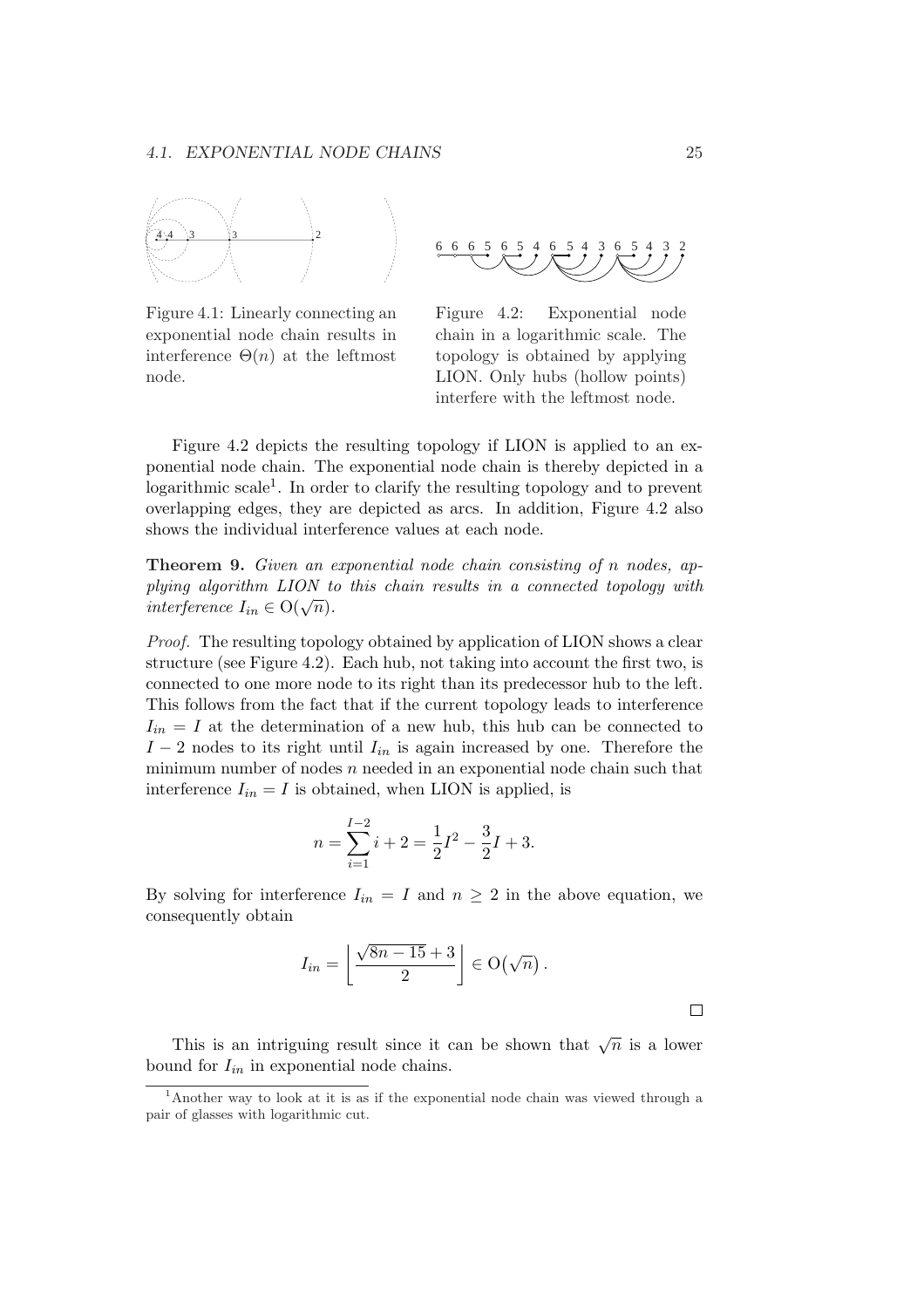Figure 4.1: Linearly connecting an exponential node chain results in interference $\Theta(n)$ at the leftmost node.

Figure 4.2: Exponential node chain in a logarithmic scale. The topology is obtained by applying LION. Only hubs (hollow points) interfere with the leftmost node.

Figure 4.2 depicts the resulting topology if LION is applied to an exponential node chain. The exponential node chain is thereby depicted in a logarithmic scale[1]. In order to clarify the resulting topology and to prevent overlapping edges, they are depicted as arcs. In addition, Figure 4.2 also shows the individual interference values at each node.

**Theorem 9.** *Given an exponential node chain consisting of n nodes, applying algorithm LION to this chain results in a connected topology with interference* $I_{in} \in \mathrm{O}(\sqrt{n})$.

*Proof.* The resulting topology obtained by application of LION shows a clear structure (see Figure 4.2). Each hub, not taking into account the first two, is connected to one more node to its right than its predecessor hub to the left. This follows from the fact that if the current topology leads to interference $I_{in} = I$ at the determination of a new hub, this hub can be connected to $I - 2$ nodes to its right until $I_{in}$ is again increased by one. Therefore the minimum number of nodes $n$ needed in an exponential node chain such that interference $I_{in} = I$ is obtained, when LION is applied, is

$$n = \sum_{i=1}^{I-2} i + 2 = \frac{1}{2}I^2 - \frac{3}{2}I + 3.$$

By solving for interference $I_{in} = I$ and $n \geq 2$ in the above equation, we consequently obtain

$$I_{in} = \left\lfloor \frac{\sqrt{8n-15}+3}{2} \right\rfloor \in \mathrm{O}\big(\sqrt{n}\big).$$

□

This is an intriguing result since it can be shown that $\sqrt{n}$ is a lower bound for $I_{in}$ in exponential node chains.

[1] Another way to look at it is as if the exponential node chain was viewed through a pair of glasses with logarithmic cut.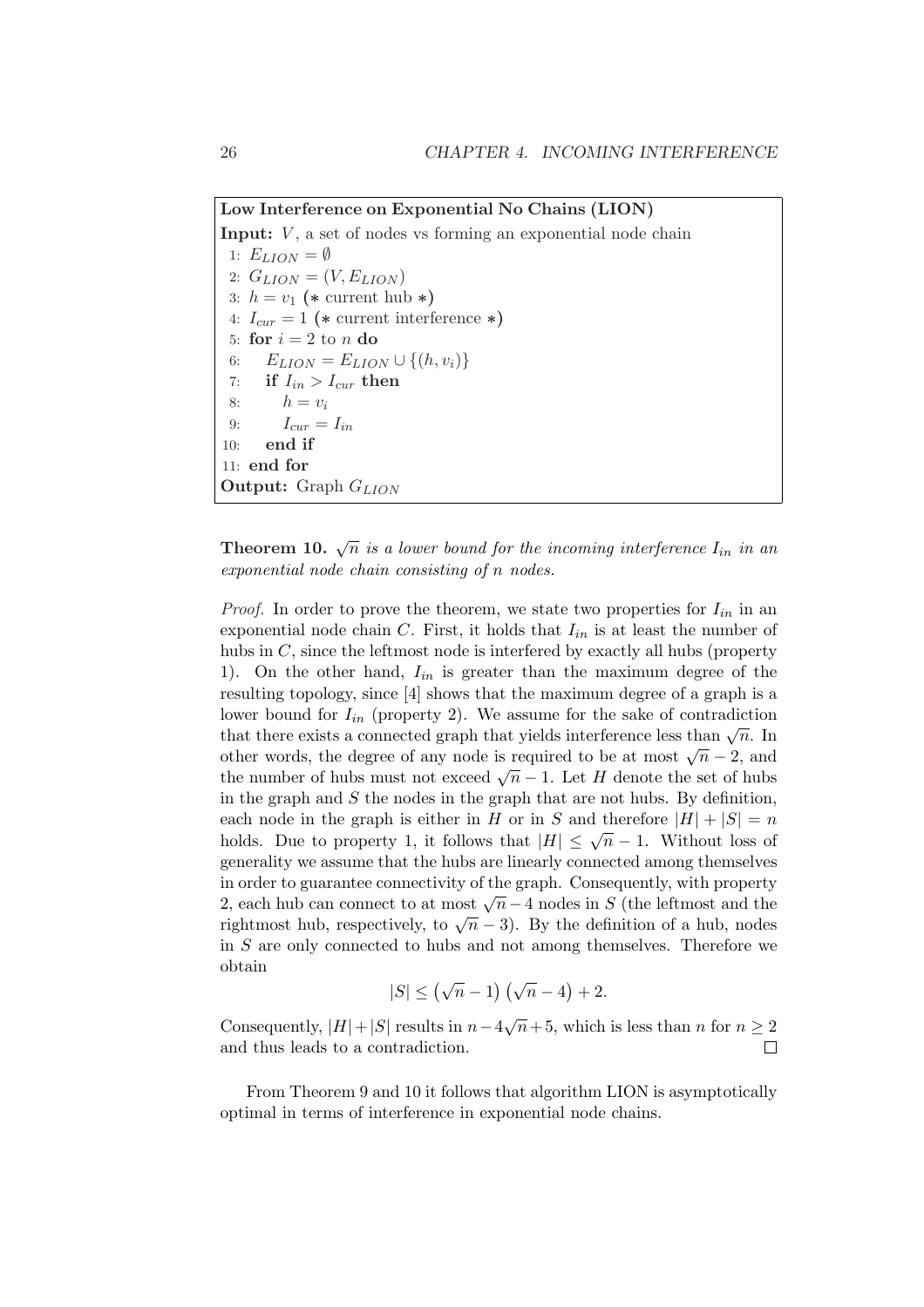**Low Interference on Exponential No Chains (LION)**

**Input:** $V$, a set of nodes vs forming an exponential node chain

```
1: E_LION = ∅
2: G_LION = (V, E_LION)
3: h = v_1 (* current hub *)
4: I_cur = 1 (* current interference *)
5: for i = 2 to n do
6:    E_LION = E_LION ∪ {(h, v_i)}
7:    if I_in > I_cur then
8:       h = v_i
9:       I_cur = I_in
10:   end if
11: end for
```

**Output:** Graph $G_{LION}$

**Theorem 10.** *$\sqrt{n}$ is a lower bound for the incoming interference $I_{in}$ in an exponential node chain consisting of $n$ nodes.*

*Proof.* In order to prove the theorem, we state two properties for $I_{in}$ in an exponential node chain $C$. First, it holds that $I_{in}$ is at least the number of hubs in $C$, since the leftmost node is interfered by exactly all hubs (property 1). On the other hand, $I_{in}$ is greater than the maximum degree of the resulting topology, since [4] shows that the maximum degree of a graph is a lower bound for $I_{in}$ (property 2). We assume for the sake of contradiction that there exists a connected graph that yields interference less than $\sqrt{n}$. In other words, the degree of any node is required to be at most $\sqrt{n}-2$, and the number of hubs must not exceed $\sqrt{n}-1$. Let $H$ denote the set of hubs in the graph and $S$ the nodes in the graph that are not hubs. By definition, each node in the graph is either in $H$ or in $S$ and therefore $|H|+|S|=n$ holds. Due to property 1, it follows that $|H| \leq \sqrt{n}-1$. Without loss of generality we assume that the hubs are linearly connected among themselves in order to guarantee connectivity of the graph. Consequently, with property 2, each hub can connect to at most $\sqrt{n}-4$ nodes in $S$ (the leftmost and the rightmost hub, respectively, to $\sqrt{n}-3$). By the definition of a hub, nodes in $S$ are only connected to hubs and not among themselves. Therefore we obtain

$$|S| \leq \left(\sqrt{n}-1\right)\left(\sqrt{n}-4\right)+2.$$

Consequently, $|H|+|S|$ results in $n-4\sqrt{n}+5$, which is less than $n$ for $n \geq 2$ and thus leads to a contradiction. □

From Theorem 9 and 10 it follows that algorithm LION is asymptotically optimal in terms of interference in exponential node chains.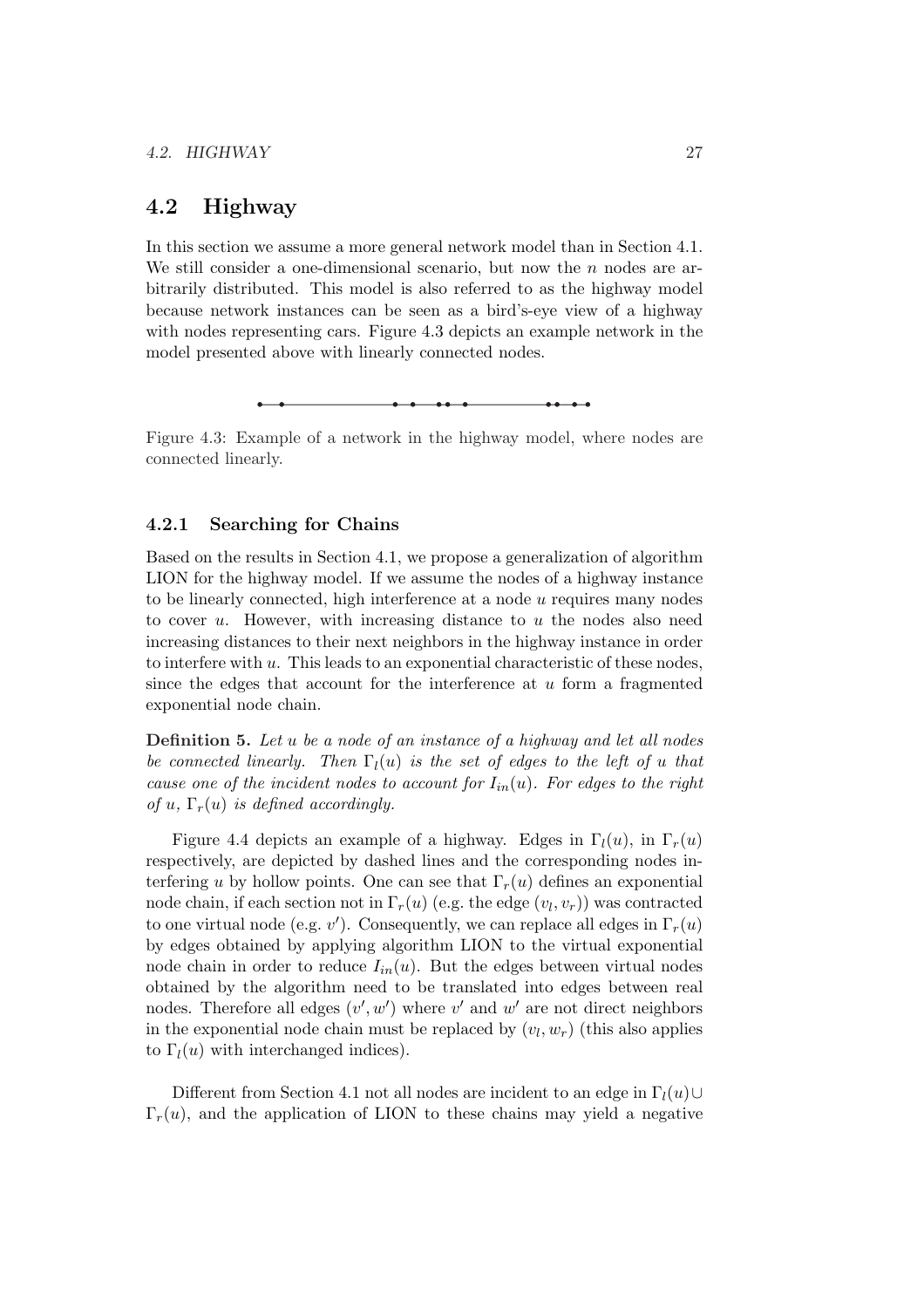## 4.2 Highway

In this section we assume a more general network model than in Section 4.1. We still consider a one-dimensional scenario, but now the $n$ nodes are arbitrarily distributed. This model is also referred to as the highway model because network instances can be seen as a bird's-eye view of a highway with nodes representing cars. Figure 4.3 depicts an example network in the model presented above with linearly connected nodes.

Figure 4.3: Example of a network in the highway model, where nodes are connected linearly.

### 4.2.1 Searching for Chains

Based on the results in Section 4.1, we propose a generalization of algorithm LION for the highway model. If we assume the nodes of a highway instance to be linearly connected, high interference at a node $u$ requires many nodes to cover $u$. However, with increasing distance to $u$ the nodes also need increasing distances to their next neighbors in the highway instance in order to interfere with $u$. This leads to an exponential characteristic of these nodes, since the edges that account for the interference at $u$ form a fragmented exponential node chain.

**Definition 5.** *Let $u$ be a node of an instance of a highway and let all nodes be connected linearly. Then $\Gamma_l(u)$ is the set of edges to the left of $u$ that cause one of the incident nodes to account for $I_{in}(u)$. For edges to the right of $u$, $\Gamma_r(u)$ is defined accordingly.*

Figure 4.4 depicts an example of a highway. Edges in $\Gamma_l(u)$, in $\Gamma_r(u)$ respectively, are depicted by dashed lines and the corresponding nodes interfering $u$ by hollow points. One can see that $\Gamma_r(u)$ defines an exponential node chain, if each section not in $\Gamma_r(u)$ (e.g. the edge $(v_l, v_r)$) was contracted to one virtual node (e.g. $v'$). Consequently, we can replace all edges in $\Gamma_r(u)$ by edges obtained by applying algorithm LION to the virtual exponential node chain in order to reduce $I_{in}(u)$. But the edges between virtual nodes obtained by the algorithm need to be translated into edges between real nodes. Therefore all edges $(v', w')$ where $v'$ and $w'$ are not direct neighbors in the exponential node chain must be replaced by $(v_l, w_r)$ (this also applies to $\Gamma_l(u)$ with interchanged indices).

Different from Section 4.1 not all nodes are incident to an edge in $\Gamma_l(u) \cup \Gamma_r(u)$, and the application of LION to these chains may yield a negative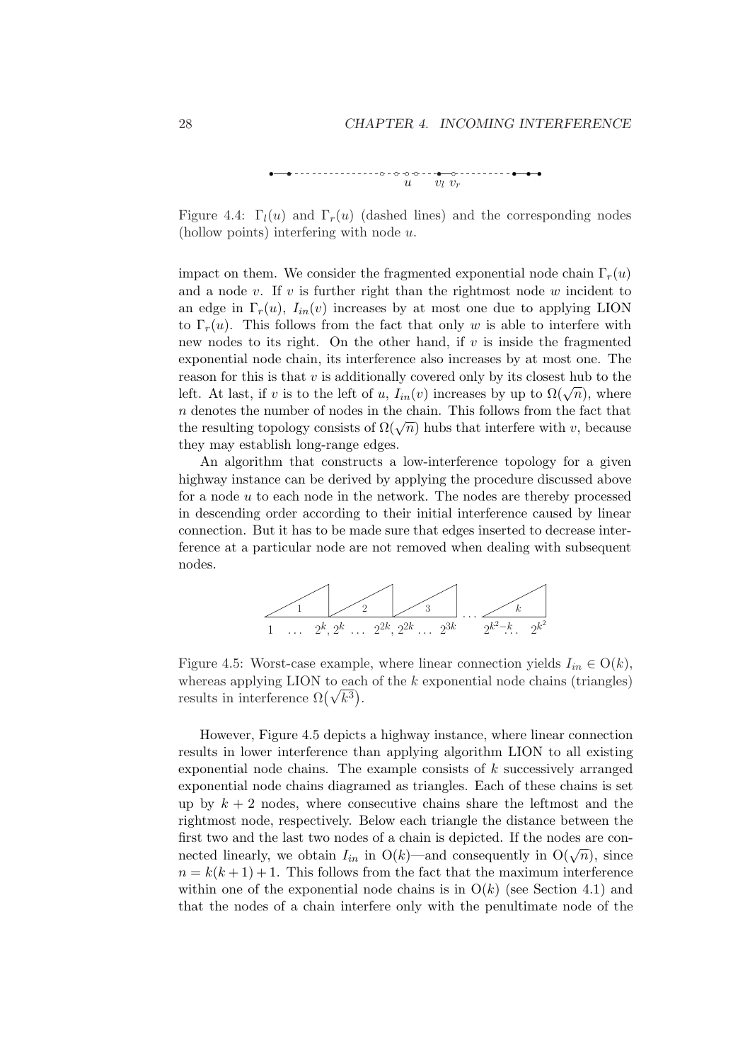Figure 4.4: $\Gamma_l(u)$ and $\Gamma_r(u)$ (dashed lines) and the corresponding nodes (hollow points) interfering with node $u$.

impact on them. We consider the fragmented exponential node chain $\Gamma_r(u)$ and a node $v$. If $v$ is further right than the rightmost node $w$ incident to an edge in $\Gamma_r(u)$, $I_{in}(v)$ increases by at most one due to applying LION to $\Gamma_r(u)$. This follows from the fact that only $w$ is able to interfere with new nodes to its right. On the other hand, if $v$ is inside the fragmented exponential node chain, its interference also increases by at most one. The reason for this is that $v$ is additionally covered only by its closest hub to the left. At last, if $v$ is to the left of $u$, $I_{in}(v)$ increases by up to $\Omega(\sqrt{n})$, where $n$ denotes the number of nodes in the chain. This follows from the fact that the resulting topology consists of $\Omega(\sqrt{n})$ hubs that interfere with $v$, because they may establish long-range edges.

An algorithm that constructs a low-interference topology for a given highway instance can be derived by applying the procedure discussed above for a node $u$ to each node in the network. The nodes are thereby processed in descending order according to their initial interference caused by linear connection. But it has to be made sure that edges inserted to decrease interference at a particular node are not removed when dealing with subsequent nodes.

Figure 4.5: Worst-case example, where linear connection yields $I_{in} \in O(k)$, whereas applying LION to each of the $k$ exponential node chains (triangles) results in interference $\Omega(\sqrt{k^3})$.

However, Figure 4.5 depicts a highway instance, where linear connection results in lower interference than applying algorithm LION to all existing exponential node chains. The example consists of $k$ successively arranged exponential node chains diagramed as triangles. Each of these chains is set up by $k+2$ nodes, where consecutive chains share the leftmost and the rightmost node, respectively. Below each triangle the distance between the first two and the last two nodes of a chain is depicted. If the nodes are connected linearly, we obtain $I_{in}$ in $O(k)$—and consequently in $O(\sqrt{n})$, since $n = k(k+1)+1$. This follows from the fact that the maximum interference within one of the exponential node chains is in $O(k)$ (see Section 4.1) and that the nodes of a chain interfere only with the penultimate node of the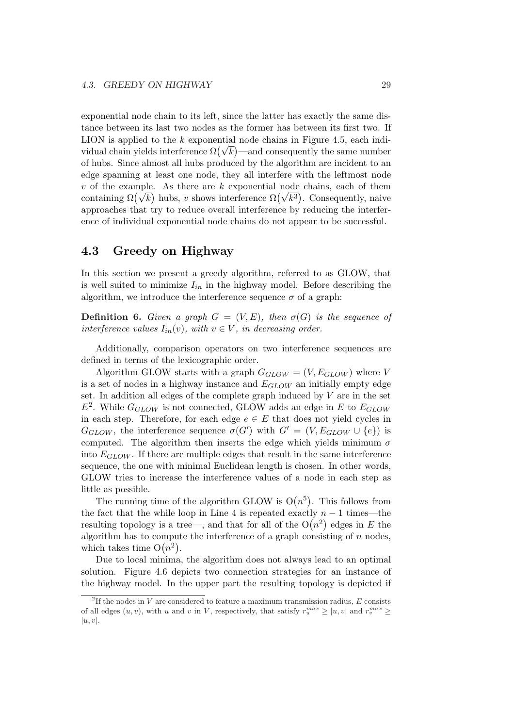exponential node chain to its left, since the latter has exactly the same distance between its last two nodes as the former has between its first two. If LION is applied to the $k$ exponential node chains in Figure 4.5, each individual chain yields interference $\Omega(\sqrt{k})$—and consequently the same number of hubs. Since almost all hubs produced by the algorithm are incident to an edge spanning at least one node, they all interfere with the leftmost node $v$ of the example. As there are $k$ exponential node chains, each of them containing $\Omega(\sqrt{k})$ hubs, $v$ shows interference $\Omega(\sqrt{k^3})$. Consequently, naive approaches that try to reduce overall interference by reducing the interference of individual exponential node chains do not appear to be successful.

## 4.3 Greedy on Highway

In this section we present a greedy algorithm, referred to as GLOW, that is well suited to minimize $I_{in}$ in the highway model. Before describing the algorithm, we introduce the interference sequence $\sigma$ of a graph:

**Definition 6.** *Given a graph $G = (V, E)$, then $\sigma(G)$ is the sequence of interference values $I_{in}(v)$, with $v \in V$, in decreasing order.*

Additionally, comparison operators on two interference sequences are defined in terms of the lexicographic order.

Algorithm GLOW starts with a graph $G_{GLOW} = (V, E_{GLOW})$ where $V$ is a set of nodes in a highway instance and $E_{GLOW}$ an initially empty edge set. In addition all edges of the complete graph induced by $V$ are in the set $E$[2]. While $G_{GLOW}$ is not connected, GLOW adds an edge in $E$ to $E_{GLOW}$ in each step. Therefore, for each edge $e \in E$ that does not yield cycles in $G_{GLOW}$, the interference sequence $\sigma(G')$ with $G' = (V, E_{GLOW} \cup \{e\})$ is computed. The algorithm then inserts the edge which yields minimum $\sigma$ into $E_{GLOW}$. If there are multiple edges that result in the same interference sequence, the one with minimal Euclidean length is chosen. In other words, GLOW tries to increase the interference values of a node in each step as little as possible.

The running time of the algorithm GLOW is $O(n^5)$. This follows from the fact that the while loop in Line 4 is repeated exactly $n - 1$ times—the resulting topology is a tree—, and that for all of the $O(n^2)$ edges in $E$ the algorithm has to compute the interference of a graph consisting of $n$ nodes, which takes time $O(n^2)$.

Due to local minima, the algorithm does not always lead to an optimal solution. Figure 4.6 depicts two connection strategies for an instance of the highway model. In the upper part the resulting topology is depicted if

[2] If the nodes in $V$ are considered to feature a maximum transmission radius, $E$ consists of all edges $(u, v)$, with $u$ and $v$ in $V$, respectively, that satisfy $r_u^{max} \geq |u, v|$ and $r_v^{max} \geq |u, v|$.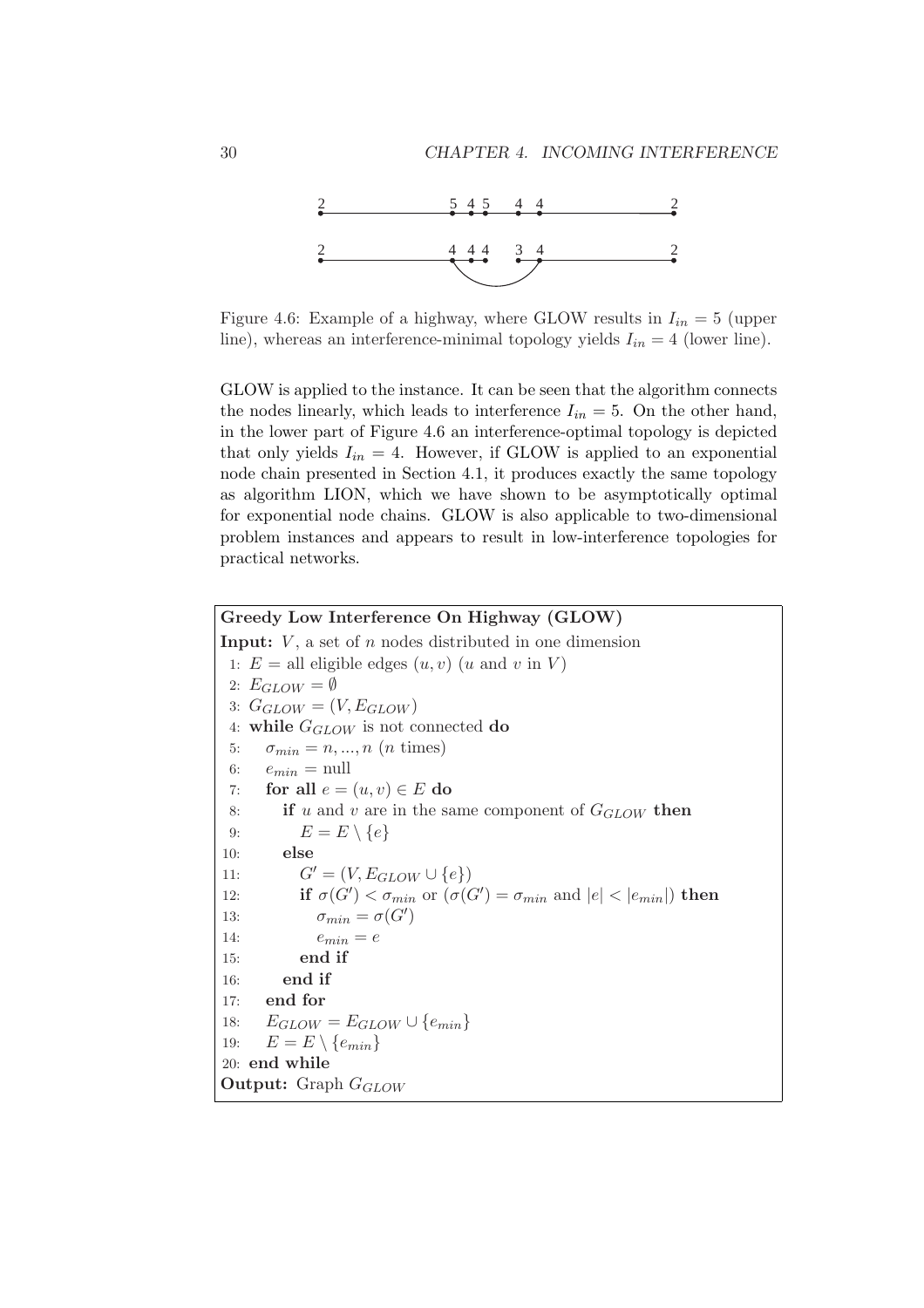Figure 4.6: Example of a highway, where GLOW results in $I_{in} = 5$ (upper line), whereas an interference-minimal topology yields $I_{in} = 4$ (lower line).

GLOW is applied to the instance. It can be seen that the algorithm connects the nodes linearly, which leads to interference $I_{in} = 5$. On the other hand, in the lower part of Figure 4.6 an interference-optimal topology is depicted that only yields $I_{in} = 4$. However, if GLOW is applied to an exponential node chain presented in Section 4.1, it produces exactly the same topology as algorithm LION, which we have shown to be asymptotically optimal for exponential node chains. GLOW is also applicable to two-dimensional problem instances and appears to result in low-interference topologies for practical networks.

**Greedy Low Interference On Highway (GLOW)**

**Input:** $V$, a set of $n$ nodes distributed in one dimension

1: $E$ = all eligible edges $(u, v)$ ($u$ and $v$ in $V$)
2: $E_{GLOW} = \emptyset$
3: $G_{GLOW} = (V, E_{GLOW})$
4: **while** $G_{GLOW}$ is not connected **do**
5: $\quad \sigma_{min} = n, ..., n$ ($n$ times)
6: $\quad e_{min}$ = null
7: $\quad$ **for all** $e = (u, v) \in E$ **do**
8: $\quad\quad$ **if** $u$ and $v$ are in the same component of $G_{GLOW}$ **then**
9: $\quad\quad\quad E = E \setminus \{e\}$
10: $\quad\quad$ **else**
11: $\quad\quad\quad G' = (V, E_{GLOW} \cup \{e\})$
12: $\quad\quad\quad$ **if** $\sigma(G') < \sigma_{min}$ or $(\sigma(G') = \sigma_{min}$ and $|e| < |e_{min}|)$ **then**
13: $\quad\quad\quad\quad \sigma_{min} = \sigma(G')$
14: $\quad\quad\quad\quad e_{min} = e$
15: $\quad\quad\quad$ **end if**
16: $\quad\quad$ **end if**
17: $\quad$ **end for**
18: $\quad E_{GLOW} = E_{GLOW} \cup \{e_{min}\}$
19: $\quad E = E \setminus \{e_{min}\}$
20: **end while**

**Output:** Graph $G_{GLOW}$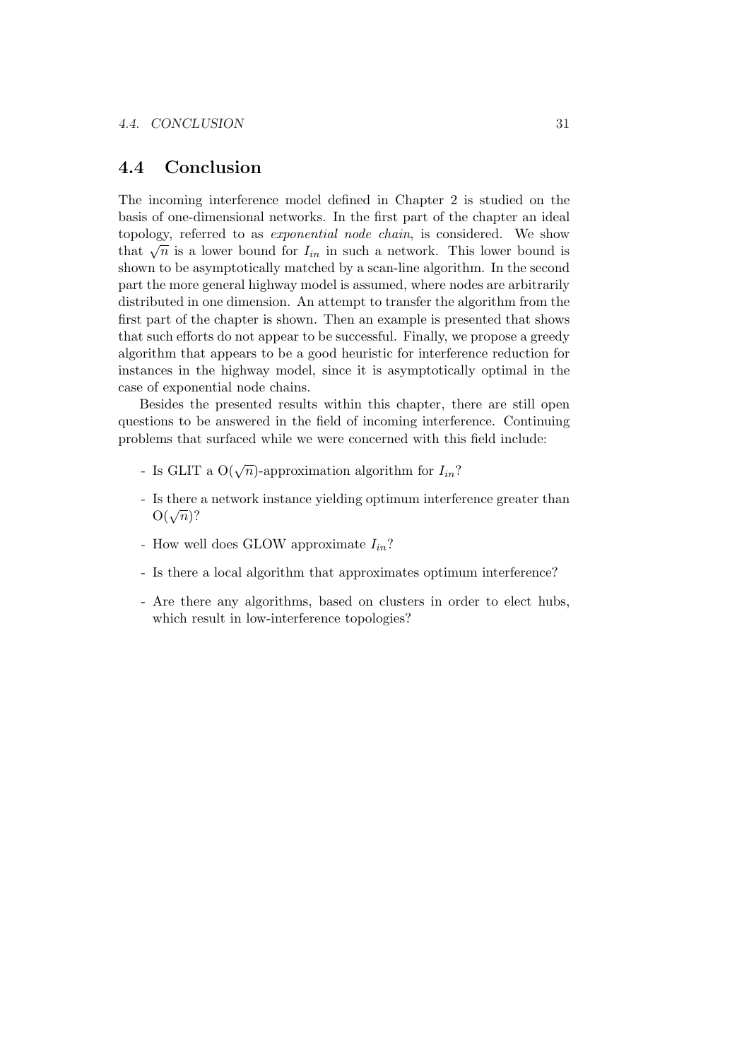## 4.4 Conclusion

The incoming interference model defined in Chapter 2 is studied on the basis of one-dimensional networks. In the first part of the chapter an ideal topology, referred to as *exponential node chain*, is considered. We show that $\sqrt{n}$ is a lower bound for $I_{in}$ in such a network. This lower bound is shown to be asymptotically matched by a scan-line algorithm. In the second part the more general highway model is assumed, where nodes are arbitrarily distributed in one dimension. An attempt to transfer the algorithm from the first part of the chapter is shown. Then an example is presented that shows that such efforts do not appear to be successful. Finally, we propose a greedy algorithm that appears to be a good heuristic for interference reduction for instances in the highway model, since it is asymptotically optimal in the case of exponential node chains.

Besides the presented results within this chapter, there are still open questions to be answered in the field of incoming interference. Continuing problems that surfaced while we were concerned with this field include:

- Is GLIT a $O(\sqrt{n})$-approximation algorithm for $I_{in}$?
- Is there a network instance yielding optimum interference greater than $O(\sqrt{n})$?
- How well does GLOW approximate $I_{in}$?
- Is there a local algorithm that approximates optimum interference?
- Are there any algorithms, based on clusters in order to elect hubs, which result in low-interference topologies?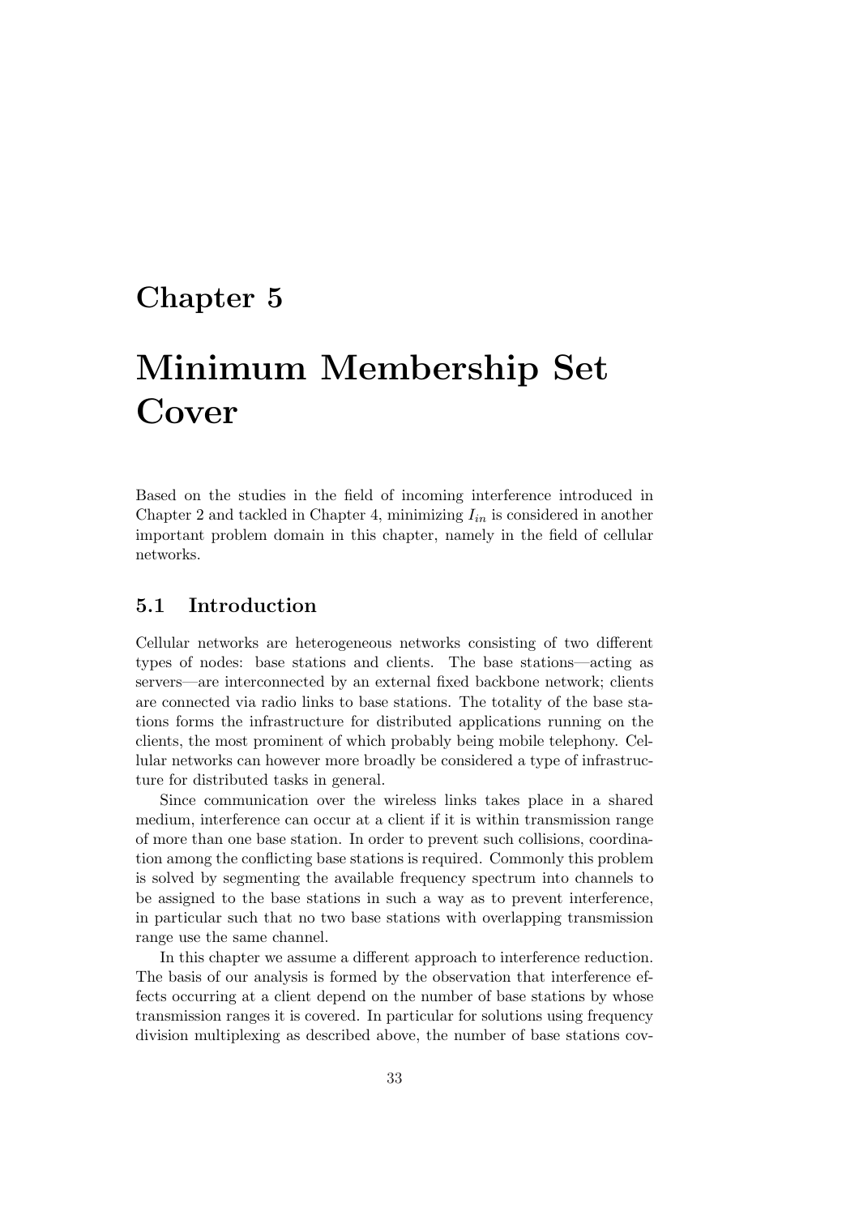# Chapter 5

# Minimum Membership Set Cover

Based on the studies in the field of incoming interference introduced in Chapter 2 and tackled in Chapter 4, minimizing $I_{in}$ is considered in another important problem domain in this chapter, namely in the field of cellular networks.

## 5.1 Introduction

Cellular networks are heterogeneous networks consisting of two different types of nodes: base stations and clients. The base stations—acting as servers—are interconnected by an external fixed backbone network; clients are connected via radio links to base stations. The totality of the base stations forms the infrastructure for distributed applications running on the clients, the most prominent of which probably being mobile telephony. Cellular networks can however more broadly be considered a type of infrastructure for distributed tasks in general.

Since communication over the wireless links takes place in a shared medium, interference can occur at a client if it is within transmission range of more than one base station. In order to prevent such collisions, coordination among the conflicting base stations is required. Commonly this problem is solved by segmenting the available frequency spectrum into channels to be assigned to the base stations in such a way as to prevent interference, in particular such that no two base stations with overlapping transmission range use the same channel.

In this chapter we assume a different approach to interference reduction. The basis of our analysis is formed by the observation that interference effects occurring at a client depend on the number of base stations by whose transmission ranges it is covered. In particular for solutions using frequency division multiplexing as described above, the number of base stations cov-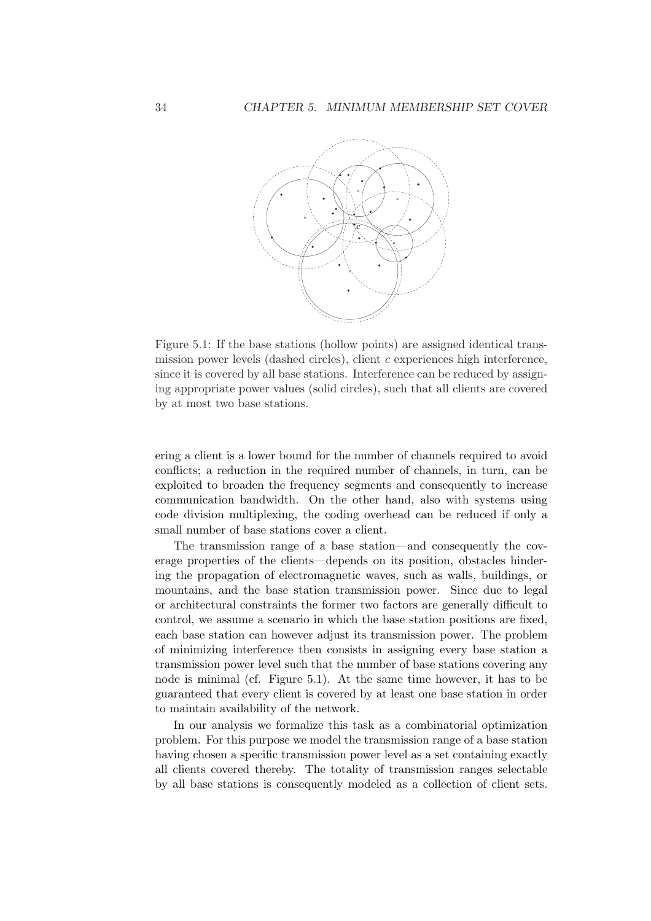Figure 5.1: If the base stations (hollow points) are assigned identical transmission power levels (dashed circles), client $c$ experiences high interference, since it is covered by all base stations. Interference can be reduced by assigning appropriate power values (solid circles), such that all clients are covered by at most two base stations.

ering a client is a lower bound for the number of channels required to avoid conflicts; a reduction in the required number of channels, in turn, can be exploited to broaden the frequency segments and consequently to increase communication bandwidth. On the other hand, also with systems using code division multiplexing, the coding overhead can be reduced if only a small number of base stations cover a client.

The transmission range of a base station—and consequently the coverage properties of the clients—depends on its position, obstacles hindering the propagation of electromagnetic waves, such as walls, buildings, or mountains, and the base station transmission power. Since due to legal or architectural constraints the former two factors are generally difficult to control, we assume a scenario in which the base station positions are fixed, each base station can however adjust its transmission power. The problem of minimizing interference then consists in assigning every base station a transmission power level such that the number of base stations covering any node is minimal (cf. Figure 5.1). At the same time however, it has to be guaranteed that every client is covered by at least one base station in order to maintain availability of the network.

In our analysis we formalize this task as a combinatorial optimization problem. For this purpose we model the transmission range of a base station having chosen a specific transmission power level as a set containing exactly all clients covered thereby. The totality of transmission ranges selectable by all base stations is consequently modeled as a collection of client sets.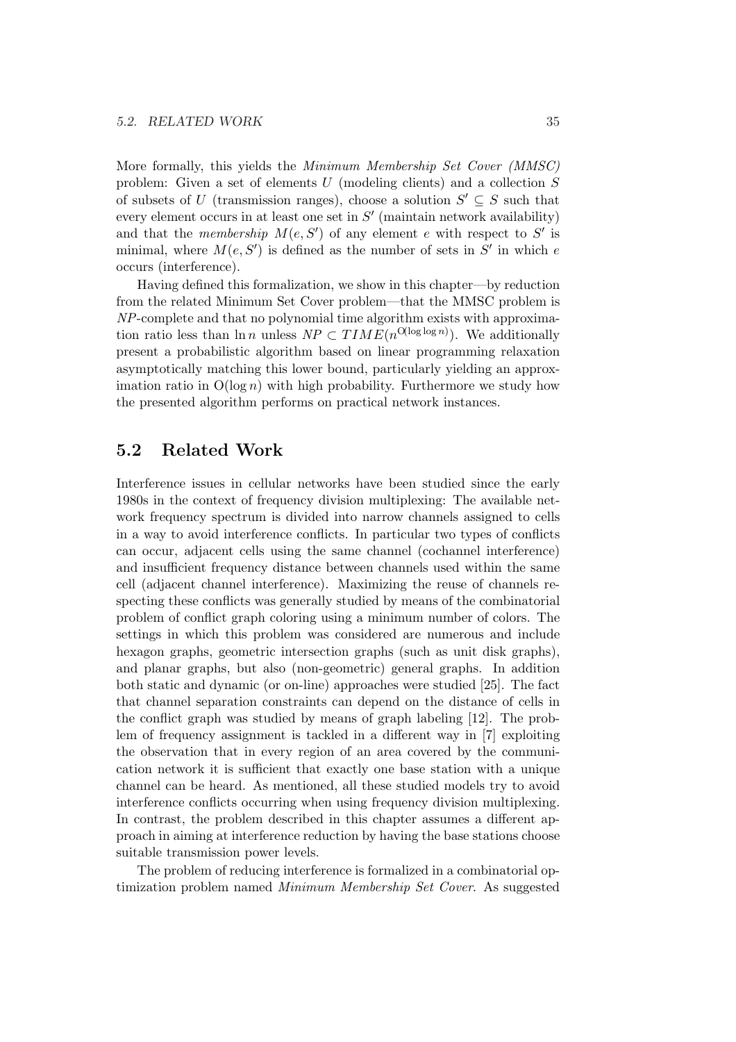More formally, this yields the *Minimum Membership Set Cover (MMSC)* problem: Given a set of elements $U$ (modeling clients) and a collection $S$ of subsets of $U$ (transmission ranges), choose a solution $S' \subseteq S$ such that every element occurs in at least one set in $S'$ (maintain network availability) and that the *membership* $M(e, S')$ of any element $e$ with respect to $S'$ is minimal, where $M(e, S')$ is defined as the number of sets in $S'$ in which $e$ occurs (interference).

Having defined this formalization, we show in this chapter—by reduction from the related Minimum Set Cover problem—that the MMSC problem is *NP*-complete and that no polynomial time algorithm exists with approximation ratio less than $\ln n$ unless $NP \subset TIME(n^{O(\log \log n)})$. We additionally present a probabilistic algorithm based on linear programming relaxation asymptotically matching this lower bound, particularly yielding an approximation ratio in $O(\log n)$ with high probability. Furthermore we study how the presented algorithm performs on practical network instances.

## 5.2 Related Work

Interference issues in cellular networks have been studied since the early 1980s in the context of frequency division multiplexing: The available network frequency spectrum is divided into narrow channels assigned to cells in a way to avoid interference conflicts. In particular two types of conflicts can occur, adjacent cells using the same channel (cochannel interference) and insufficient frequency distance between channels used within the same cell (adjacent channel interference). Maximizing the reuse of channels respecting these conflicts was generally studied by means of the combinatorial problem of conflict graph coloring using a minimum number of colors. The settings in which this problem was considered are numerous and include hexagon graphs, geometric intersection graphs (such as unit disk graphs), and planar graphs, but also (non-geometric) general graphs. In addition both static and dynamic (or on-line) approaches were studied [25]. The fact that channel separation constraints can depend on the distance of cells in the conflict graph was studied by means of graph labeling [12]. The problem of frequency assignment is tackled in a different way in [7] exploiting the observation that in every region of an area covered by the communication network it is sufficient that exactly one base station with a unique channel can be heard. As mentioned, all these studied models try to avoid interference conflicts occurring when using frequency division multiplexing. In contrast, the problem described in this chapter assumes a different approach in aiming at interference reduction by having the base stations choose suitable transmission power levels.

The problem of reducing interference is formalized in a combinatorial optimization problem named *Minimum Membership Set Cover*. As suggested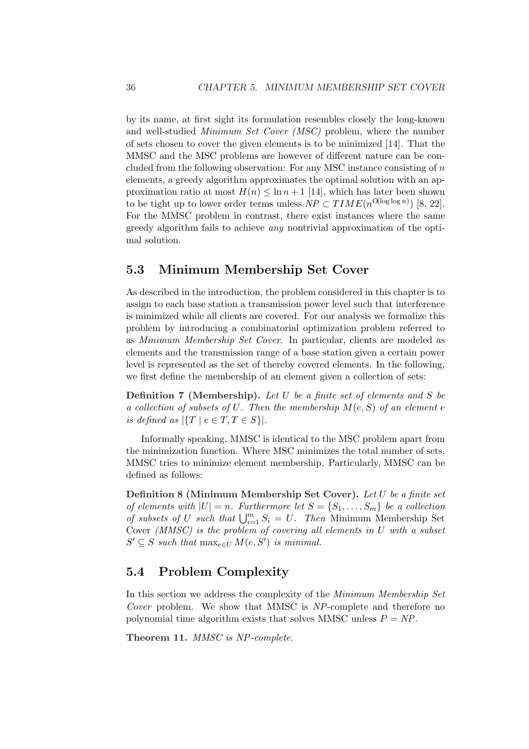by its name, at first sight its formulation resembles closely the long-known and well-studied *Minimum Set Cover (MSC)* problem, where the number of sets chosen to cover the given elements is to be minimized [14]. That the MMSC and the MSC problems are however of different nature can be concluded from the following observation: For any MSC instance consisting of $n$ elements, a greedy algorithm approximates the optimal solution with an approximation ratio at most $H(n) \leq \ln n + 1$ [14], which has later been shown to be tight up to lower order terms unless $NP \subset TIME(n^{O(\log\log n)})$ [8, 22]. For the MMSC problem in contrast, there exist instances where the same greedy algorithm fails to achieve *any* nontrivial approximation of the optimal solution.

## 5.3 Minimum Membership Set Cover

As described in the introduction, the problem considered in this chapter is to assign to each base station a transmission power level such that interference is minimized while all clients are covered. For our analysis we formalize this problem by introducing a combinatorial optimization problem referred to as *Minimum Membership Set Cover*. In particular, clients are modeled as elements and the transmission range of a base station given a certain power level is represented as the set of thereby covered elements. In the following, we first define the membership of an element given a collection of sets:

**Definition 7 (Membership).** *Let $U$ be a finite set of elements and $S$ be a collection of subsets of $U$. Then the membership $M(e, S)$ of an element $e$ is defined as $|\{T \mid e \in T, T \in S\}|$.*

Informally speaking, MMSC is identical to the MSC problem apart from the minimization function. Where MSC minimizes the total number of sets, MMSC tries to minimize element membership. Particularly, MMSC can be defined as follows:

**Definition 8 (Minimum Membership Set Cover).** *Let $U$ be a finite set of elements with $|U| = n$. Furthermore let $S = \{S_1, \ldots, S_m\}$ be a collection of subsets of $U$ such that $\bigcup_{i=1}^{m} S_i = U$. Then* Minimum Membership Set Cover *(MMSC) is the problem of covering all elements in $U$ with a subset $S' \subseteq S$ such that $\max_{e \in U} M(e, S')$ is minimal.*

## 5.4 Problem Complexity

In this section we address the complexity of the *Minimum Membership Set Cover* problem. We show that MMSC is *NP*-complete and therefore no polynomial time algorithm exists that solves MMSC unless $P = NP$.

**Theorem 11.** *MMSC is NP-complete.*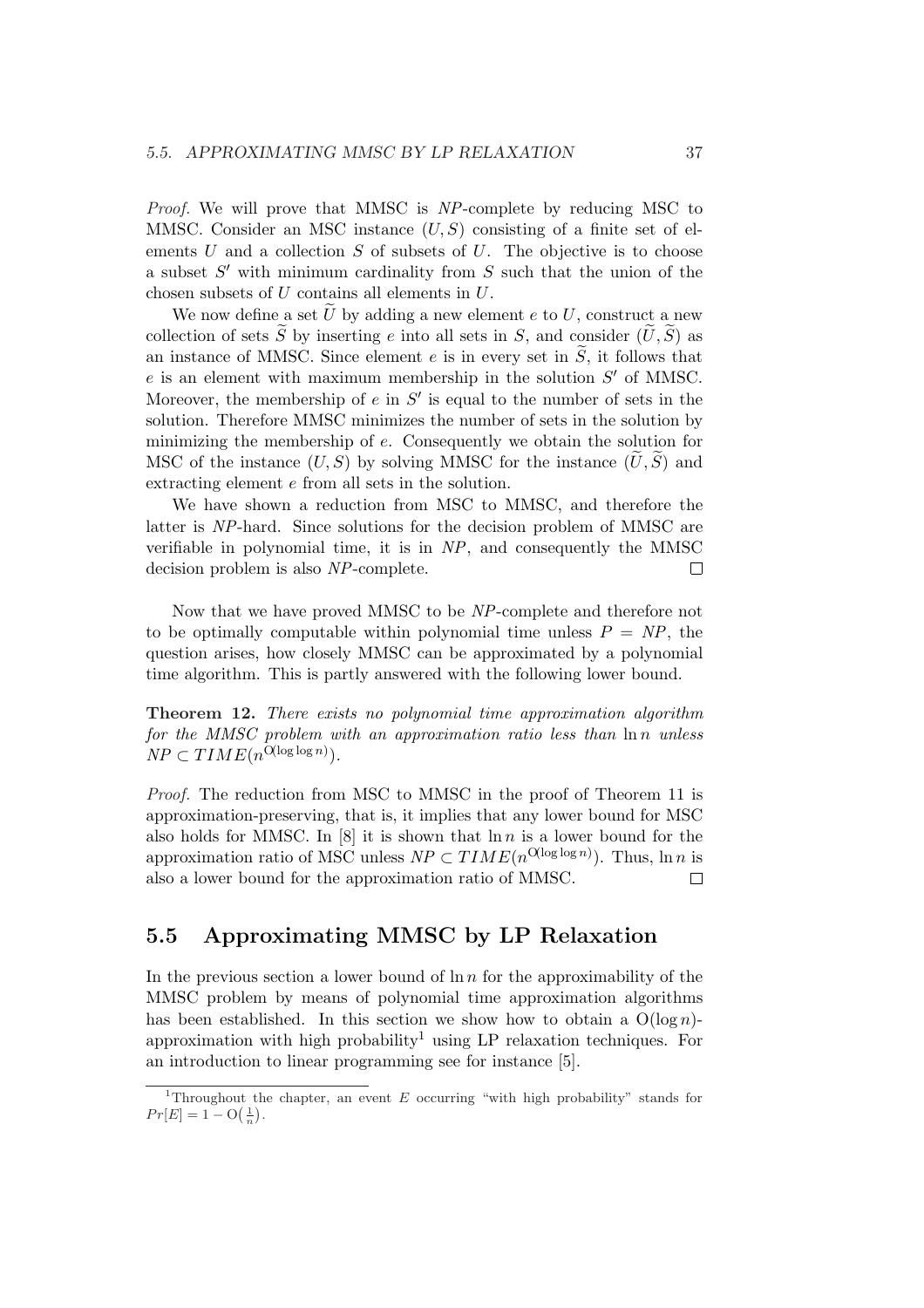*Proof.* We will prove that MMSC is *NP*-complete by reducing MSC to MMSC. Consider an MSC instance $(U, S)$ consisting of a finite set of elements $U$ and a collection $S$ of subsets of $U$. The objective is to choose a subset $S'$ with minimum cardinality from $S$ such that the union of the chosen subsets of $U$ contains all elements in $U$.

We now define a set $\widetilde{U}$ by adding a new element $e$ to $U$, construct a new collection of sets $\widetilde{S}$ by inserting $e$ into all sets in $S$, and consider $(\widetilde{U}, \widetilde{S})$ as an instance of MMSC. Since element $e$ is in every set in $\widetilde{S}$, it follows that $e$ is an element with maximum membership in the solution $S'$ of MMSC. Moreover, the membership of $e$ in $S'$ is equal to the number of sets in the solution. Therefore MMSC minimizes the number of sets in the solution by minimizing the membership of $e$. Consequently we obtain the solution for MSC of the instance $(U, S)$ by solving MMSC for the instance $(\widetilde{U}, \widetilde{S})$ and extracting element $e$ from all sets in the solution.

We have shown a reduction from MSC to MMSC, and therefore the latter is *NP*-hard. Since solutions for the decision problem of MMSC are verifiable in polynomial time, it is in *NP*, and consequently the MMSC decision problem is also *NP*-complete. □

Now that we have proved MMSC to be *NP*-complete and therefore not to be optimally computable within polynomial time unless $P = NP$, the question arises, how closely MMSC can be approximated by a polynomial time algorithm. This is partly answered with the following lower bound.

**Theorem 12.** *There exists no polynomial time approximation algorithm for the MMSC problem with an approximation ratio less than* $\ln n$ *unless* $NP \subset TIME(n^{O(\log \log n)})$.

*Proof.* The reduction from MSC to MMSC in the proof of Theorem 11 is approximation-preserving, that is, it implies that any lower bound for MSC also holds for MMSC. In [8] it is shown that $\ln n$ is a lower bound for the approximation ratio of MSC unless $NP \subset TIME(n^{O(\log \log n)})$. Thus, $\ln n$ is also a lower bound for the approximation ratio of MMSC. □

## 5.5 Approximating MMSC by LP Relaxation

In the previous section a lower bound of $\ln n$ for the approximability of the MMSC problem by means of polynomial time approximation algorithms has been established. In this section we show how to obtain a $O(\log n)$-approximation with high probability[1] using LP relaxation techniques. For an introduction to linear programming see for instance [5].

[1] Throughout the chapter, an event $E$ occurring "with high probability" stands for $Pr[E] = 1 - O\left(\frac{1}{n}\right)$.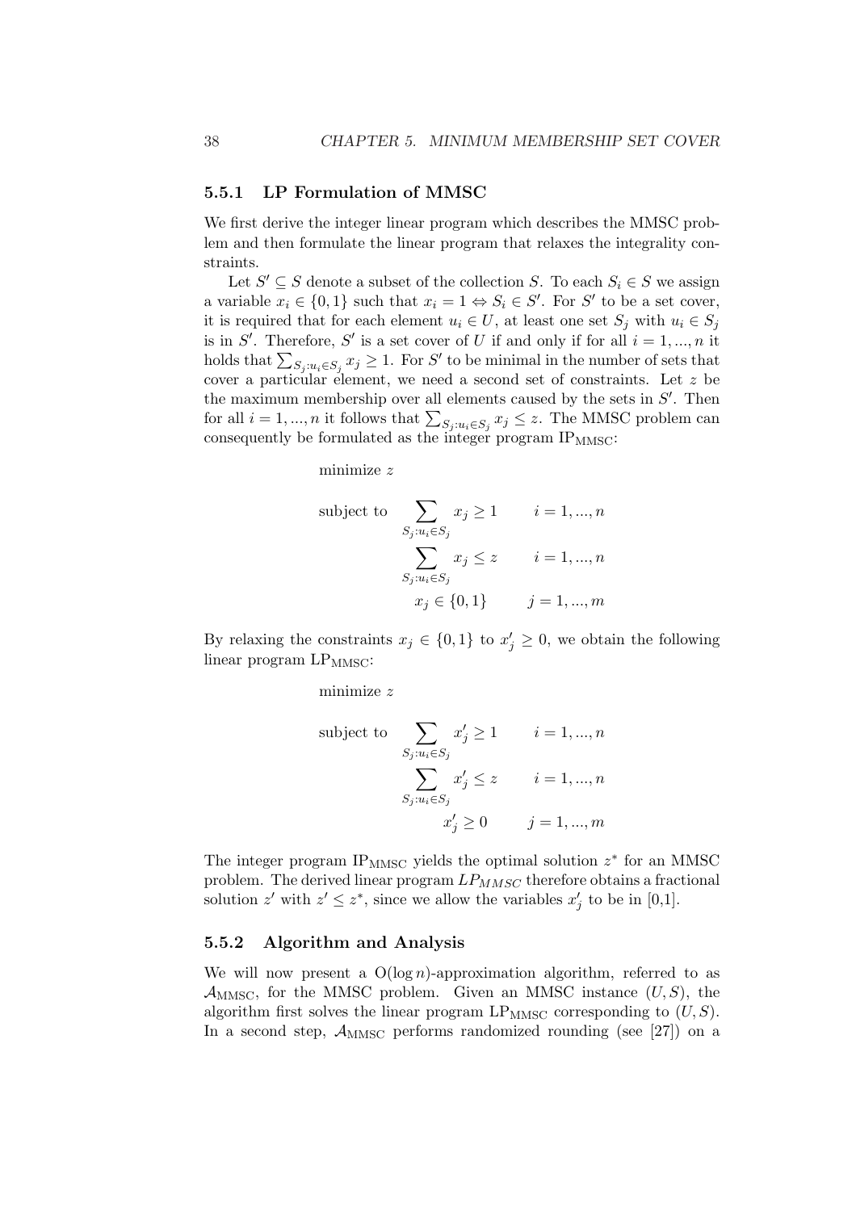### 5.5.1 LP Formulation of MMSC

We first derive the integer linear program which describes the MMSC problem and then formulate the linear program that relaxes the integrality constraints.

Let $S' \subseteq S$ denote a subset of the collection $S$. To each $S_i \in S$ we assign a variable $x_i \in \{0,1\}$ such that $x_i = 1 \Leftrightarrow S_i \in S'$. For $S'$ to be a set cover, it is required that for each element $u_i \in U$, at least one set $S_j$ with $u_i \in S_j$ is in $S'$. Therefore, $S'$ is a set cover of $U$ if and only if for all $i = 1, ..., n$ it holds that $\sum_{S_j : u_i \in S_j} x_j \geq 1$. For $S'$ to be minimal in the number of sets that cover a particular element, we need a second set of constraints. Let $z$ be the maximum membership over all elements caused by the sets in $S'$. Then for all $i = 1, ..., n$ it follows that $\sum_{S_j : u_i \in S_j} x_j \leq z$. The MMSC problem can consequently be formulated as the integer program $\text{IP}_{\text{MMSC}}$:

$$
\begin{aligned}
&\text{minimize } z \\
&\text{subject to } \sum_{S_j : u_i \in S_j} x_j \geq 1 \qquad i = 1, ..., n \\
&\qquad\qquad\quad \sum_{S_j : u_i \in S_j} x_j \leq z \qquad i = 1, ..., n \\
&\qquad\qquad\qquad x_j \in \{0,1\} \qquad j = 1, ..., m
\end{aligned}
$$

By relaxing the constraints $x_j \in \{0,1\}$ to $x'_j \geq 0$, we obtain the following linear program $\text{LP}_{\text{MMSC}}$:

$$
\begin{aligned}
&\text{minimize } z \\
&\text{subject to } \sum_{S_j : u_i \in S_j} x'_j \geq 1 \qquad i = 1, ..., n \\
&\qquad\qquad\quad \sum_{S_j : u_i \in S_j} x'_j \leq z \qquad i = 1, ..., n \\
&\qquad\qquad\qquad x'_j \geq 0 \qquad j = 1, ..., m
\end{aligned}
$$

The integer program $\text{IP}_{\text{MMSC}}$ yields the optimal solution $z^*$ for an MMSC problem. The derived linear program $LP_{MMSC}$ therefore obtains a fractional solution $z'$ with $z' \leq z^*$, since we allow the variables $x'_j$ to be in [0,1].

### 5.5.2 Algorithm and Analysis

We will now present a $O(\log n)$-approximation algorithm, referred to as $\mathcal{A}_{\text{MMSC}}$, for the MMSC problem. Given an MMSC instance $(U, S)$, the algorithm first solves the linear program $\text{LP}_{\text{MMSC}}$ corresponding to $(U, S)$. In a second step, $\mathcal{A}_{\text{MMSC}}$ performs randomized rounding (see [27]) on a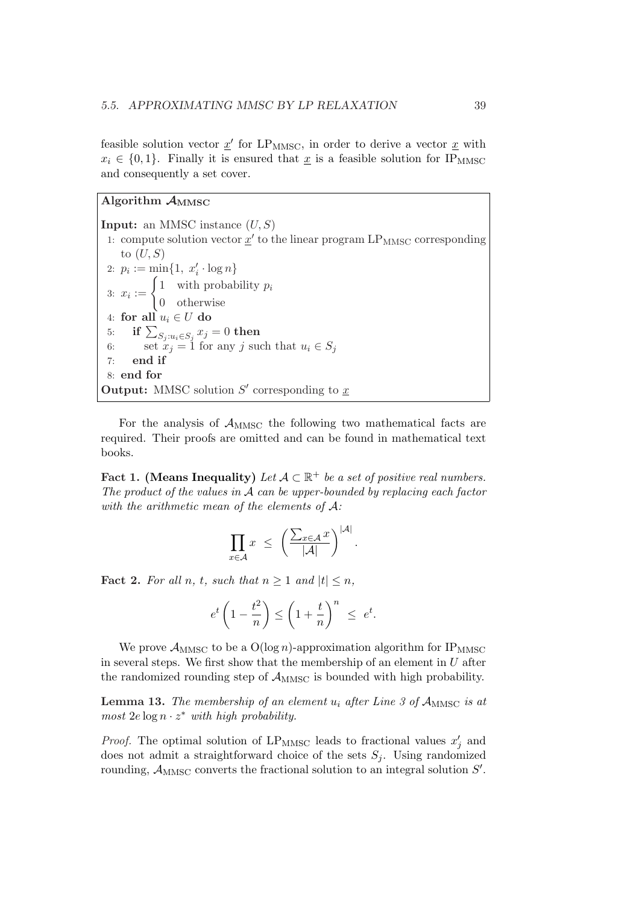feasible solution vector $\underline{x}'$ for $\text{LP}_{\text{MMSC}}$, in order to derive a vector $\underline{x}$ with $x_i \in \{0, 1\}$. Finally it is ensured that $\underline{x}$ is a feasible solution for $\text{IP}_{\text{MMSC}}$ and consequently a set cover.

**Algorithm $\mathcal{A}_{\text{MMSC}}$**

**Input:** an MMSC instance $(U, S)$

1: compute solution vector $\underline{x}'$ to the linear program $\text{LP}_{\text{MMSC}}$ corresponding to $(U, S)$

2: $p_i := \min\{1,\ x_i' \cdot \log n\}$

3: $x_i := \begin{cases} 1 & \text{with probability } p_i \\ 0 & \text{otherwise} \end{cases}$

4: **for all** $u_i \in U$ **do**

5: &nbsp;&nbsp;&nbsp;&nbsp;**if** $\sum_{S_j : u_i \in S_j} x_j = 0$ **then**

6: &nbsp;&nbsp;&nbsp;&nbsp;&nbsp;&nbsp;&nbsp;&nbsp;set $x_j = 1$ for any $j$ such that $u_i \in S_j$

7: &nbsp;&nbsp;&nbsp;&nbsp;**end if**

8: **end for**

**Output:** MMSC solution $S'$ corresponding to $\underline{x}$

For the analysis of $\mathcal{A}_{\text{MMSC}}$ the following two mathematical facts are required. Their proofs are omitted and can be found in mathematical text books.

**Fact 1. (Means Inequality)** *Let $\mathcal{A} \subset \mathbb{R}^+$ be a set of positive real numbers. The product of the values in $\mathcal{A}$ can be upper-bounded by replacing each factor with the arithmetic mean of the elements of $\mathcal{A}$:*

$$\prod_{x \in \mathcal{A}} x \ \leq \ \left( \frac{\sum_{x \in \mathcal{A}} x}{|\mathcal{A}|} \right)^{|\mathcal{A}|}.$$

**Fact 2.** *For all $n$, $t$, such that $n \geq 1$ and $|t| \leq n$,*

$$e^t \left(1 - \frac{t^2}{n}\right) \leq \left(1 + \frac{t}{n}\right)^n \ \leq \ e^t.$$

We prove $\mathcal{A}_{\text{MMSC}}$ to be a $\text{O}(\log n)$-approximation algorithm for $\text{IP}_{\text{MMSC}}$ in several steps. We first show that the membership of an element in $U$ after the randomized rounding step of $\mathcal{A}_{\text{MMSC}}$ is bounded with high probability.

**Lemma 13.** *The membership of an element $u_i$ after Line 3 of $\mathcal{A}_{\text{MMSC}}$ is at most $2e \log n \cdot z^*$ with high probability.*

*Proof.* The optimal solution of $\text{LP}_{\text{MMSC}}$ leads to fractional values $x_j'$ and does not admit a straightforward choice of the sets $S_j$. Using randomized rounding, $\mathcal{A}_{\text{MMSC}}$ converts the fractional solution to an integral solution $S'$.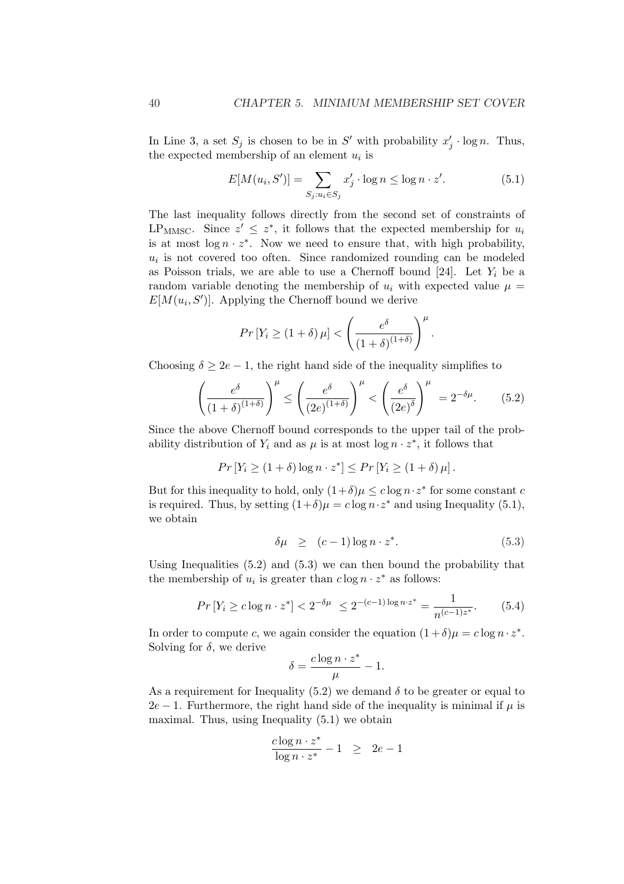In Line 3, a set $S_j$ is chosen to be in $S'$ with probability $x'_j \cdot \log n$. Thus, the expected membership of an element $u_i$ is

$$E[M(u_i, S')] = \sum_{S_j : u_i \in S_j} x'_j \cdot \log n \leq \log n \cdot z'. \tag{5.1}$$

The last inequality follows directly from the second set of constraints of $\text{LP}_{\text{MMSC}}$. Since $z' \leq z^*$, it follows that the expected membership for $u_i$ is at most $\log n \cdot z^*$. Now we need to ensure that, with high probability, $u_i$ is not covered too often. Since randomized rounding can be modeled as Poisson trials, we are able to use a Chernoff bound [24]. Let $Y_i$ be a random variable denoting the membership of $u_i$ with expected value $\mu = E[M(u_i, S')]$. Applying the Chernoff bound we derive

$$Pr\left[Y_i \geq (1+\delta)\,\mu\right] < \left(\frac{e^\delta}{(1+\delta)^{(1+\delta)}}\right)^\mu.$$

Choosing $\delta \geq 2e - 1$, the right hand side of the inequality simplifies to

$$\left(\frac{e^\delta}{(1+\delta)^{(1+\delta)}}\right)^\mu \leq \left(\frac{e^\delta}{(2e)^{(1+\delta)}}\right)^\mu < \left(\frac{e^\delta}{(2e)^{\delta}}\right)^\mu = 2^{-\delta\mu}. \tag{5.2}$$

Since the above Chernoff bound corresponds to the upper tail of the probability distribution of $Y_i$ and as $\mu$ is at most $\log n \cdot z^*$, it follows that

$$Pr\left[Y_i \geq (1+\delta)\log n \cdot z^*\right] \leq Pr\left[Y_i \geq (1+\delta)\,\mu\right].$$

But for this inequality to hold, only $(1+\delta)\mu \leq c \log n \cdot z^*$ for some constant $c$ is required. Thus, by setting $(1+\delta)\mu = c\log n \cdot z^*$ and using Inequality (5.1), we obtain

$$\delta\mu \quad \geq \quad (c-1)\log n \cdot z^*. \tag{5.3}$$

Using Inequalities (5.2) and (5.3) we can then bound the probability that the membership of $u_i$ is greater than $c \log n \cdot z^*$ as follows:

$$Pr\left[Y_i \geq c\log n \cdot z^*\right] < 2^{-\delta\mu} \; \leq 2^{-(c-1)\log n \cdot z^*} = \frac{1}{n^{(c-1)z^*}}. \tag{5.4}$$

In order to compute $c$, we again consider the equation $(1+\delta)\mu = c\log n \cdot z^*$. Solving for $\delta$, we derive

$$\delta = \frac{c\log n \cdot z^*}{\mu} - 1.$$

As a requirement for Inequality (5.2) we demand $\delta$ to be greater or equal to $2e - 1$. Furthermore, the right hand side of the inequality is minimal if $\mu$ is maximal. Thus, using Inequality (5.1) we obtain

$$\frac{c\log n \cdot z^*}{\log n \cdot z^*} - 1 \quad \geq \quad 2e - 1$$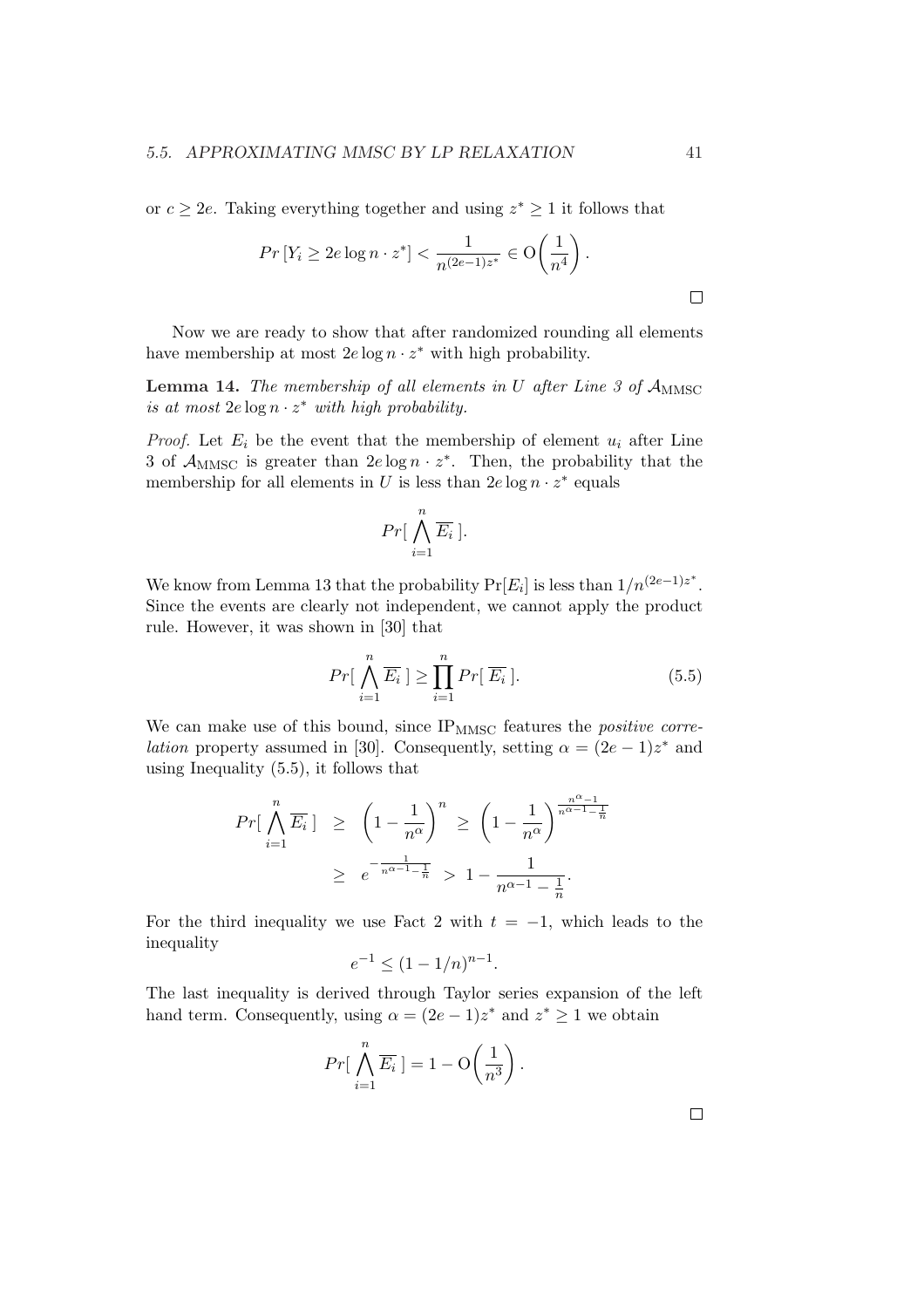or $c \geq 2e$. Taking everything together and using $z^* \geq 1$ it follows that

$$Pr\left[Y_i \geq 2e \log n \cdot z^*\right] < \frac{1}{n^{(2e-1)z^*}} \in \mathrm{O}\left(\frac{1}{n^4}\right).$$

□

Now we are ready to show that after randomized rounding all elements have membership at most $2e \log n \cdot z^*$ with high probability.

**Lemma 14.** *The membership of all elements in $U$ after Line 3 of $\mathcal{A}_{\mathrm{MMSC}}$ is at most $2e \log n \cdot z^*$ with high probability.*

*Proof.* Let $E_i$ be the event that the membership of element $u_i$ after Line 3 of $\mathcal{A}_{\mathrm{MMSC}}$ is greater than $2e \log n \cdot z^*$. Then, the probability that the membership for all elements in $U$ is less than $2e \log n \cdot z^*$ equals

$$Pr[\bigwedge_{i=1}^{n} \overline{E_i}\,].$$

We know from Lemma 13 that the probability $\Pr[E_i]$ is less than $1/n^{(2e-1)z^*}$. Since the events are clearly not independent, we cannot apply the product rule. However, it was shown in [30] that

$$Pr[\bigwedge_{i=1}^{n} \overline{E_i}\,] \geq \prod_{i=1}^{n} Pr[\,\overline{E_i}\,]. \tag{5.5}$$

We can make use of this bound, since $\mathrm{IP}_{\mathrm{MMSC}}$ features the *positive correlation* property assumed in [30]. Consequently, setting $\alpha = (2e-1)z^*$ and using Inequality (5.5), it follows that

$$\begin{aligned} Pr[\bigwedge_{i=1}^{n} \overline{E_i}\,] \;&\geq\; \left(1 - \frac{1}{n^{\alpha}}\right)^{n} \;\geq\; \left(1 - \frac{1}{n^{\alpha}}\right)^{\frac{n^{\alpha}-1}{n^{\alpha-1}-\frac{1}{n}}} \\ &\geq\; e^{-\frac{1}{n^{\alpha-1}-\frac{1}{n}}} \;>\; 1 - \frac{1}{n^{\alpha-1}-\frac{1}{n}}. \end{aligned}$$

For the third inequality we use Fact 2 with $t = -1$, which leads to the inequality

$$e^{-1} \leq (1 - 1/n)^{n-1}.$$

The last inequality is derived through Taylor series expansion of the left hand term. Consequently, using $\alpha = (2e-1)z^*$ and $z^* \geq 1$ we obtain

$$Pr[\bigwedge_{i=1}^{n} \overline{E_i}\,] = 1 - \mathrm{O}\left(\frac{1}{n^3}\right).$$

□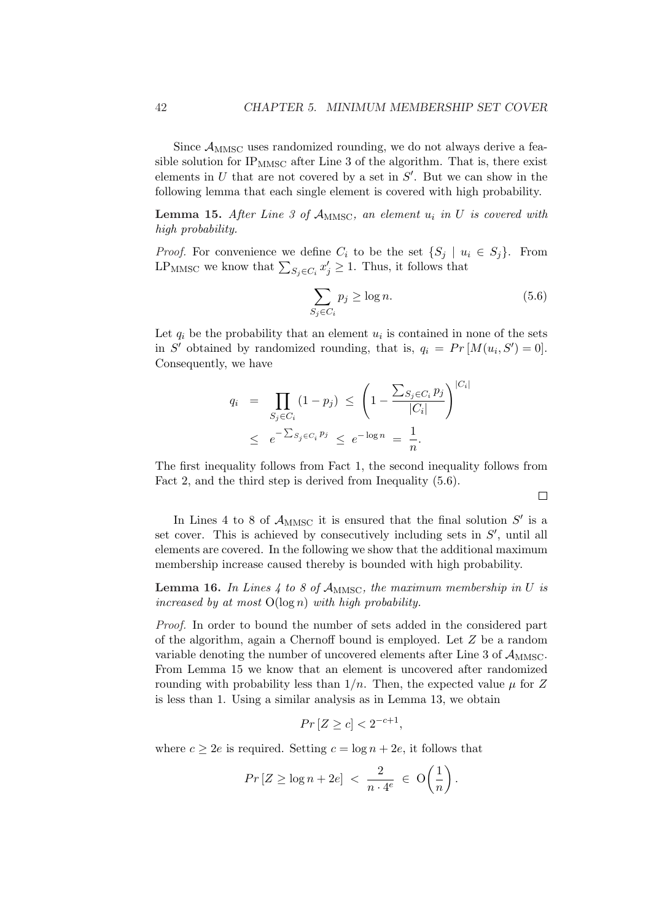Since $\mathcal{A}_{\text{MMSC}}$ uses randomized rounding, we do not always derive a feasible solution for $\text{IP}_{\text{MMSC}}$ after Line 3 of the algorithm. That is, there exist elements in $U$ that are not covered by a set in $S'$. But we can show in the following lemma that each single element is covered with high probability.

**Lemma 15.** *After Line 3 of $\mathcal{A}_{\text{MMSC}}$, an element $u_i$ in $U$ is covered with high probability.*

*Proof.* For convenience we define $C_i$ to be the set $\{S_j \mid u_i \in S_j\}$. From $\text{LP}_{\text{MMSC}}$ we know that $\sum_{S_j \in C_i} x'_j \geq 1$. Thus, it follows that

$$\sum_{S_j \in C_i} p_j \geq \log n. \tag{5.6}$$

Let $q_i$ be the probability that an element $u_i$ is contained in none of the sets in $S'$ obtained by randomized rounding, that is, $q_i = Pr\left[M(u_i, S') = 0\right]$. Consequently, we have

$$\begin{aligned} q_i &= \prod_{S_j \in C_i} (1 - p_j) \leq \left(1 - \frac{\sum_{S_j \in C_i} p_j}{|C_i|}\right)^{|C_i|} \\ &\leq e^{-\sum_{S_j \in C_i} p_j} \leq e^{-\log n} = \frac{1}{n}. \end{aligned}$$

The first inequality follows from Fact 1, the second inequality follows from Fact 2, and the third step is derived from Inequality (5.6).

$\square$

In Lines 4 to 8 of $\mathcal{A}_{\text{MMSC}}$ it is ensured that the final solution $S'$ is a set cover. This is achieved by consecutively including sets in $S'$, until all elements are covered. In the following we show that the additional maximum membership increase caused thereby is bounded with high probability.

**Lemma 16.** *In Lines 4 to 8 of $\mathcal{A}_{\text{MMSC}}$, the maximum membership in $U$ is increased by at most $\mathrm{O}(\log n)$ with high probability.*

*Proof.* In order to bound the number of sets added in the considered part of the algorithm, again a Chernoff bound is employed. Let $Z$ be a random variable denoting the number of uncovered elements after Line 3 of $\mathcal{A}_{\text{MMSC}}$. From Lemma 15 we know that an element is uncovered after randomized rounding with probability less than $1/n$. Then, the expected value $\mu$ for $Z$ is less than 1. Using a similar analysis as in Lemma 13, we obtain

$$Pr\left[Z \geq c\right] < 2^{-c+1},$$

where $c \geq 2e$ is required. Setting $c = \log n + 2e$, it follows that

$$Pr\left[Z \geq \log n + 2e\right] < \frac{2}{n \cdot 4^e} \in \mathrm{O}\!\left(\frac{1}{n}\right).$$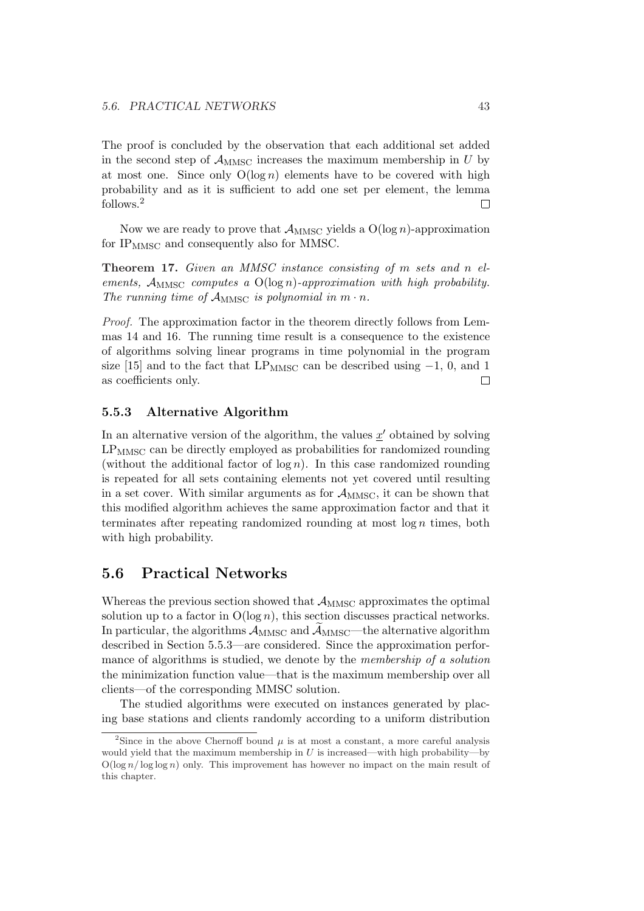The proof is concluded by the observation that each additional set added in the second step of $\mathcal{A}_{\text{MMSC}}$ increases the maximum membership in $U$ by at most one. Since only $\mathrm{O}(\log n)$ elements have to be covered with high probability and as it is sufficient to add one set per element, the lemma follows.[2] □

Now we are ready to prove that $\mathcal{A}_{\text{MMSC}}$ yields a $\mathrm{O}(\log n)$-approximation for $\text{IP}_{\text{MMSC}}$ and consequently also for MMSC.

**Theorem 17.** *Given an MMSC instance consisting of $m$ sets and $n$ elements, $\mathcal{A}_{\text{MMSC}}$ computes a $\mathrm{O}(\log n)$-approximation with high probability. The running time of $\mathcal{A}_{\text{MMSC}}$ is polynomial in $m \cdot n$.*

*Proof.* The approximation factor in the theorem directly follows from Lemmas 14 and 16. The running time result is a consequence to the existence of algorithms solving linear programs in time polynomial in the program size [15] and to the fact that $\text{LP}_{\text{MMSC}}$ can be described using $-1$, 0, and 1 as coefficients only. □

### 5.5.3 Alternative Algorithm

In an alternative version of the algorithm, the values $\underline{x}'$ obtained by solving $\text{LP}_{\text{MMSC}}$ can be directly employed as probabilities for randomized rounding (without the additional factor of $\log n$). In this case randomized rounding is repeated for all sets containing elements not yet covered until resulting in a set cover. With similar arguments as for $\mathcal{A}_{\text{MMSC}}$, it can be shown that this modified algorithm achieves the same approximation factor and that it terminates after repeating randomized rounding at most $\log n$ times, both with high probability.

## 5.6 Practical Networks

Whereas the previous section showed that $\mathcal{A}_{\text{MMSC}}$ approximates the optimal solution up to a factor in $\mathrm{O}(\log n)$, this section discusses practical networks. In particular, the algorithms $\mathcal{A}_{\text{MMSC}}$ and $\widetilde{\mathcal{A}}_{\text{MMSC}}$—the alternative algorithm described in Section 5.5.3—are considered. Since the approximation performance of algorithms is studied, we denote by the *membership of a solution* the minimization function value—that is the maximum membership over all clients—of the corresponding MMSC solution.

The studied algorithms were executed on instances generated by placing base stations and clients randomly according to a uniform distribution

---

[2] Since in the above Chernoff bound $\mu$ is at most a constant, a more careful analysis would yield that the maximum membership in $U$ is increased—with high probability—by $\mathrm{O}(\log n / \log\log n)$ only. This improvement has however no impact on the main result of this chapter.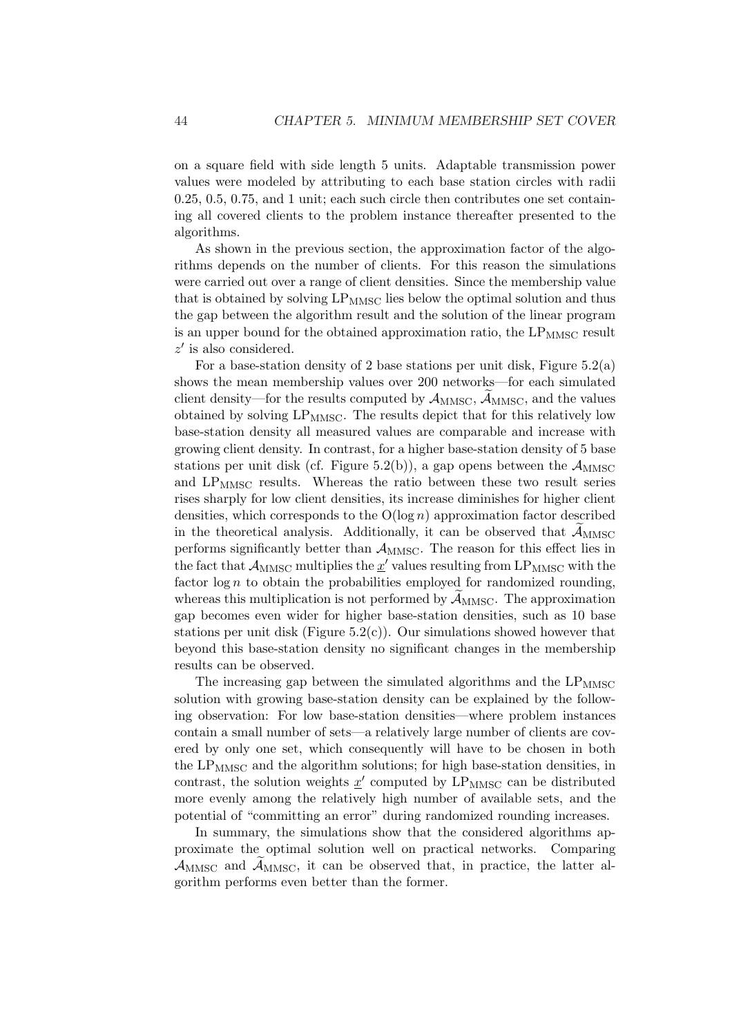on a square field with side length 5 units. Adaptable transmission power values were modeled by attributing to each base station circles with radii 0.25, 0.5, 0.75, and 1 unit; each such circle then contributes one set containing all covered clients to the problem instance thereafter presented to the algorithms.

As shown in the previous section, the approximation factor of the algorithms depends on the number of clients. For this reason the simulations were carried out over a range of client densities. Since the membership value that is obtained by solving $\mathrm{LP}_{\mathrm{MMSC}}$ lies below the optimal solution and thus the gap between the algorithm result and the solution of the linear program is an upper bound for the obtained approximation ratio, the $\mathrm{LP}_{\mathrm{MMSC}}$ result $z'$ is also considered.

For a base-station density of 2 base stations per unit disk, Figure 5.2(a) shows the mean membership values over 200 networks—for each simulated client density—for the results computed by $\mathcal{A}_{\mathrm{MMSC}}$, $\widetilde{\mathcal{A}}_{\mathrm{MMSC}}$, and the values obtained by solving $\mathrm{LP}_{\mathrm{MMSC}}$. The results depict that for this relatively low base-station density all measured values are comparable and increase with growing client density. In contrast, for a higher base-station density of 5 base stations per unit disk (cf. Figure 5.2(b)), a gap opens between the $\mathcal{A}_{\mathrm{MMSC}}$ and $\mathrm{LP}_{\mathrm{MMSC}}$ results. Whereas the ratio between these two result series rises sharply for low client densities, its increase diminishes for higher client densities, which corresponds to the $\mathrm{O}(\log n)$ approximation factor described in the theoretical analysis. Additionally, it can be observed that $\widetilde{\mathcal{A}}_{\mathrm{MMSC}}$ performs significantly better than $\mathcal{A}_{\mathrm{MMSC}}$. The reason for this effect lies in the fact that $\mathcal{A}_{\mathrm{MMSC}}$ multiplies the $\underline{x}'$ values resulting from $\mathrm{LP}_{\mathrm{MMSC}}$ with the factor $\log n$ to obtain the probabilities employed for randomized rounding, whereas this multiplication is not performed by $\widetilde{\mathcal{A}}_{\mathrm{MMSC}}$. The approximation gap becomes even wider for higher base-station densities, such as 10 base stations per unit disk (Figure 5.2(c)). Our simulations showed however that beyond this base-station density no significant changes in the membership results can be observed.

The increasing gap between the simulated algorithms and the $\mathrm{LP}_{\mathrm{MMSC}}$ solution with growing base-station density can be explained by the following observation: For low base-station densities—where problem instances contain a small number of sets—a relatively large number of clients are covered by only one set, which consequently will have to be chosen in both the $\mathrm{LP}_{\mathrm{MMSC}}$ and the algorithm solutions; for high base-station densities, in contrast, the solution weights $\underline{x}'$ computed by $\mathrm{LP}_{\mathrm{MMSC}}$ can be distributed more evenly among the relatively high number of available sets, and the potential of "committing an error" during randomized rounding increases.

In summary, the simulations show that the considered algorithms approximate the optimal solution well on practical networks. Comparing $\mathcal{A}_{\mathrm{MMSC}}$ and $\widetilde{\mathcal{A}}_{\mathrm{MMSC}}$, it can be observed that, in practice, the latter algorithm performs even better than the former.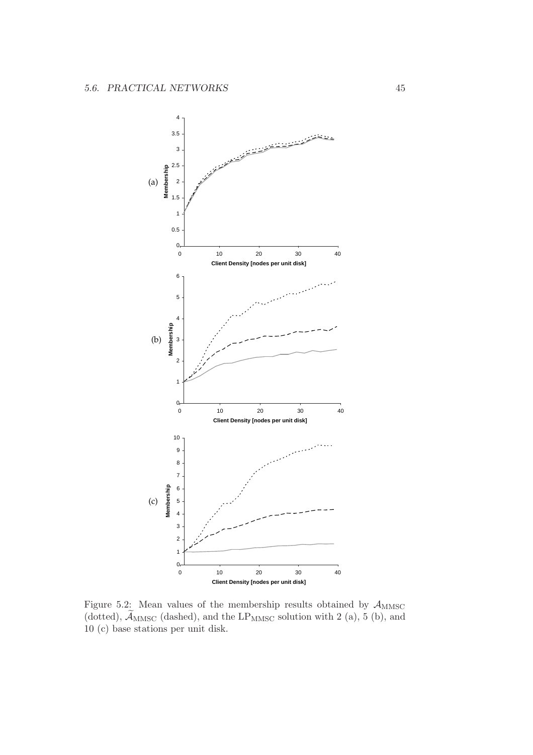Figure 5.2: Mean values of the membership results obtained by $\mathcal{A}_{\text{MMSC}}$ (dotted), $\widetilde{\mathcal{A}}_{\text{MMSC}}$ (dashed), and the $\text{LP}_{\text{MMSC}}$ solution with 2 (a), 5 (b), and 10 (c) base stations per unit disk.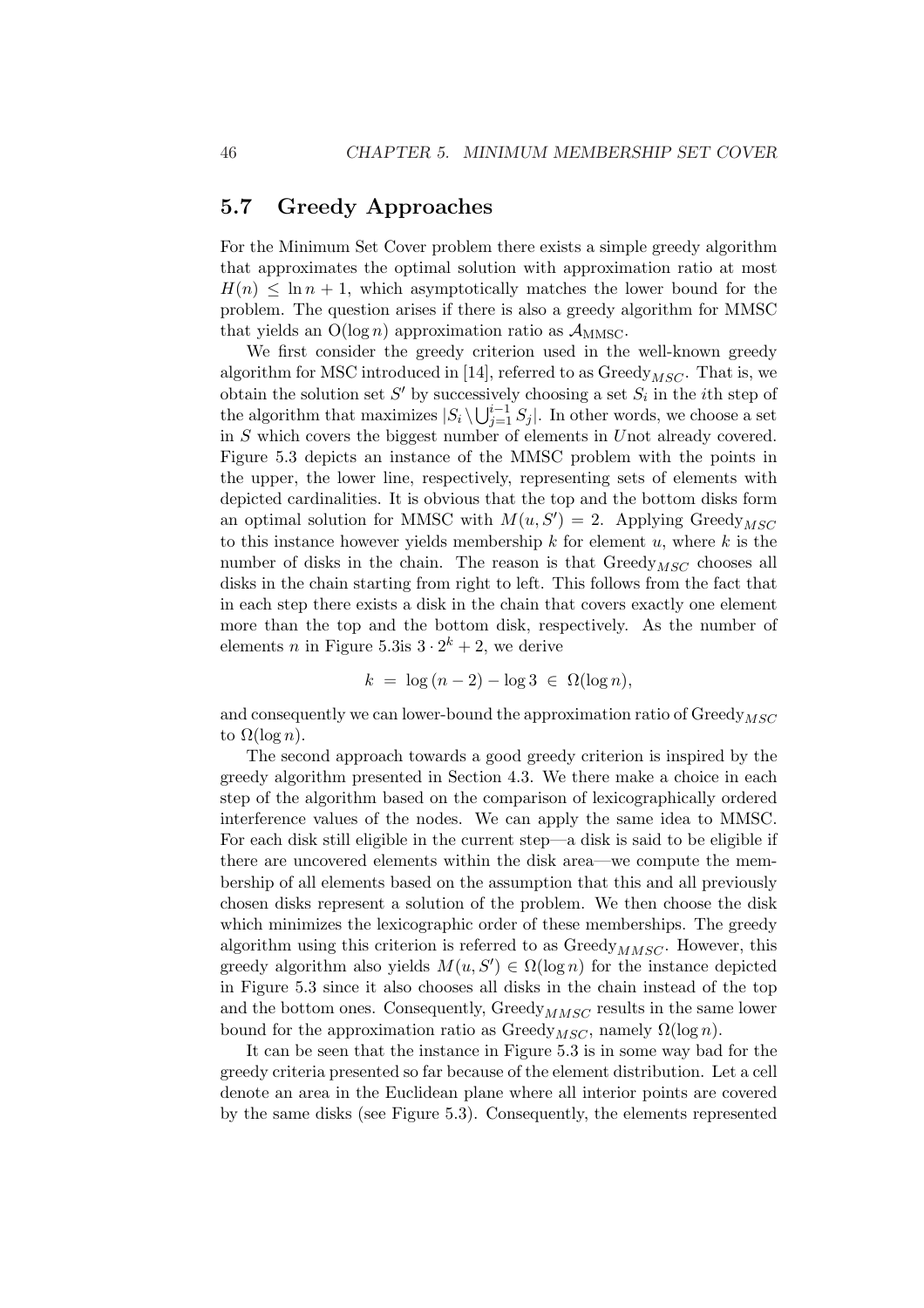## 5.7 Greedy Approaches

For the Minimum Set Cover problem there exists a simple greedy algorithm that approximates the optimal solution with approximation ratio at most $H(n) \leq \ln n + 1$, which asymptotically matches the lower bound for the problem. The question arises if there is also a greedy algorithm for MMSC that yields an $\mathrm{O}(\log n)$ approximation ratio as $\mathcal{A}_{\mathrm{MMSC}}$.

We first consider the greedy criterion used in the well-known greedy algorithm for MSC introduced in [14], referred to as $\text{Greedy}_{MSC}$. That is, we obtain the solution set $S'$ by successively choosing a set $S_i$ in the $i$th step of the algorithm that maximizes $|S_i \setminus \bigcup_{j=1}^{i-1} S_j|$. In other words, we choose a set in $S$ which covers the biggest number of elements in $U$not already covered. Figure 5.3 depicts an instance of the MMSC problem with the points in the upper, the lower line, respectively, representing sets of elements with depicted cardinalities. It is obvious that the top and the bottom disks form an optimal solution for MMSC with $M(u, S') = 2$. Applying $\text{Greedy}_{MSC}$ to this instance however yields membership $k$ for element $u$, where $k$ is the number of disks in the chain. The reason is that $\text{Greedy}_{MSC}$ chooses all disks in the chain starting from right to left. This follows from the fact that in each step there exists a disk in the chain that covers exactly one element more than the top and the bottom disk, respectively. As the number of elements $n$ in Figure 5.3is $3 \cdot 2^k + 2$, we derive

$$k \;=\; \log{(n-2)} - \log 3 \;\in\; \Omega(\log n),$$

and consequently we can lower-bound the approximation ratio of $\text{Greedy}_{MSC}$ to $\Omega(\log n)$.

The second approach towards a good greedy criterion is inspired by the greedy algorithm presented in Section 4.3. We there make a choice in each step of the algorithm based on the comparison of lexicographically ordered interference values of the nodes. We can apply the same idea to MMSC. For each disk still eligible in the current step—a disk is said to be eligible if there are uncovered elements within the disk area—we compute the membership of all elements based on the assumption that this and all previously chosen disks represent a solution of the problem. We then choose the disk which minimizes the lexicographic order of these memberships. The greedy algorithm using this criterion is referred to as $\text{Greedy}_{MMSC}$. However, this greedy algorithm also yields $M(u, S') \in \Omega(\log n)$ for the instance depicted in Figure 5.3 since it also chooses all disks in the chain instead of the top and the bottom ones. Consequently, $\text{Greedy}_{MMSC}$ results in the same lower bound for the approximation ratio as $\text{Greedy}_{MSC}$, namely $\Omega(\log n)$.

It can be seen that the instance in Figure 5.3 is in some way bad for the greedy criteria presented so far because of the element distribution. Let a cell denote an area in the Euclidean plane where all interior points are covered by the same disks (see Figure 5.3). Consequently, the elements represented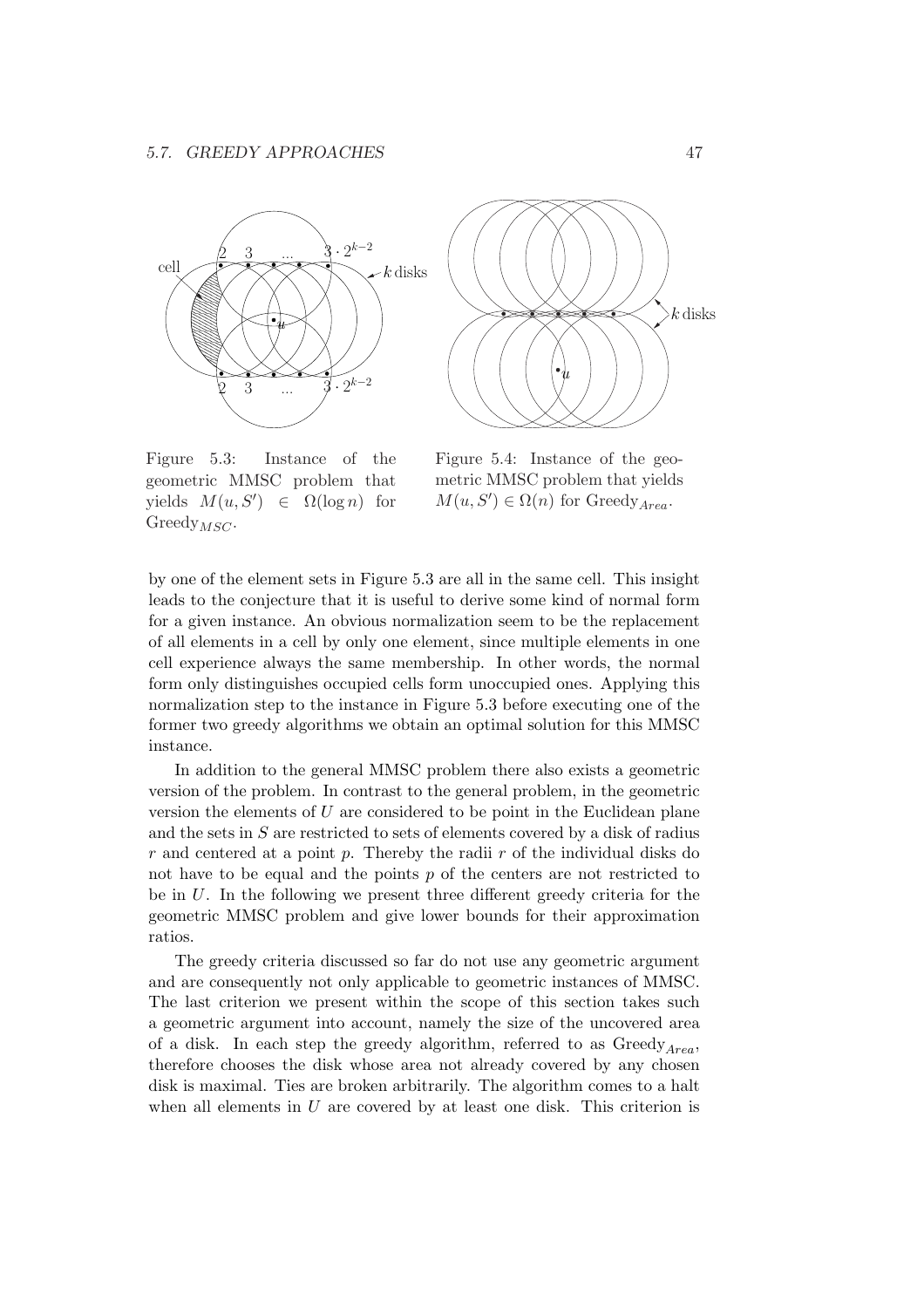Figure 5.3: Instance of the geometric MMSC problem that yields $M(u, S') \in \Omega(\log n)$ for Greedy$_{MSC}$.

Figure 5.4: Instance of the geometric MMSC problem that yields $M(u, S') \in \Omega(n)$ for Greedy$_{Area}$.

by one of the element sets in Figure 5.3 are all in the same cell. This insight leads to the conjecture that it is useful to derive some kind of normal form for a given instance. An obvious normalization seem to be the replacement of all elements in a cell by only one element, since multiple elements in one cell experience always the same membership. In other words, the normal form only distinguishes occupied cells form unoccupied ones. Applying this normalization step to the instance in Figure 5.3 before executing one of the former two greedy algorithms we obtain an optimal solution for this MMSC instance.

In addition to the general MMSC problem there also exists a geometric version of the problem. In contrast to the general problem, in the geometric version the elements of $U$ are considered to be point in the Euclidean plane and the sets in $S$ are restricted to sets of elements covered by a disk of radius $r$ and centered at a point $p$. Thereby the radii $r$ of the individual disks do not have to be equal and the points $p$ of the centers are not restricted to be in $U$. In the following we present three different greedy criteria for the geometric MMSC problem and give lower bounds for their approximation ratios.

The greedy criteria discussed so far do not use any geometric argument and are consequently not only applicable to geometric instances of MMSC. The last criterion we present within the scope of this section takes such a geometric argument into account, namely the size of the uncovered area of a disk. In each step the greedy algorithm, referred to as Greedy$_{Area}$, therefore chooses the disk whose area not already covered by any chosen disk is maximal. Ties are broken arbitrarily. The algorithm comes to a halt when all elements in $U$ are covered by at least one disk. This criterion is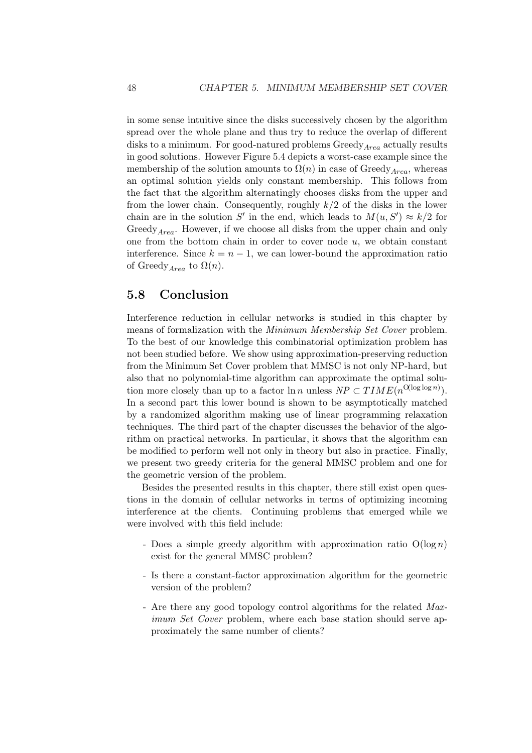in some sense intuitive since the disks successively chosen by the algorithm spread over the whole plane and thus try to reduce the overlap of different disks to a minimum. For good-natured problems $\text{Greedy}_{Area}$ actually results in good solutions. However Figure 5.4 depicts a worst-case example since the membership of the solution amounts to $\Omega(n)$ in case of $\text{Greedy}_{Area}$, whereas an optimal solution yields only constant membership. This follows from the fact that the algorithm alternatingly chooses disks from the upper and from the lower chain. Consequently, roughly $k/2$ of the disks in the lower chain are in the solution $S'$ in the end, which leads to $M(u, S') \approx k/2$ for $\text{Greedy}_{Area}$. However, if we choose all disks from the upper chain and only one from the bottom chain in order to cover node $u$, we obtain constant interference. Since $k = n - 1$, we can lower-bound the approximation ratio of $\text{Greedy}_{Area}$ to $\Omega(n)$.

## 5.8 Conclusion

Interference reduction in cellular networks is studied in this chapter by means of formalization with the *Minimum Membership Set Cover* problem. To the best of our knowledge this combinatorial optimization problem has not been studied before. We show using approximation-preserving reduction from the Minimum Set Cover problem that MMSC is not only NP-hard, but also that no polynomial-time algorithm can approximate the optimal solution more closely than up to a factor $\ln n$ unless $NP \subset TIME(n^{O(\log \log n)})$. In a second part this lower bound is shown to be asymptotically matched by a randomized algorithm making use of linear programming relaxation techniques. The third part of the chapter discusses the behavior of the algorithm on practical networks. In particular, it shows that the algorithm can be modified to perform well not only in theory but also in practice. Finally, we present two greedy criteria for the general MMSC problem and one for the geometric version of the problem.

Besides the presented results in this chapter, there still exist open questions in the domain of cellular networks in terms of optimizing incoming interference at the clients. Continuing problems that emerged while we were involved with this field include:

- Does a simple greedy algorithm with approximation ratio $O(\log n)$ exist for the general MMSC problem?
- Is there a constant-factor approximation algorithm for the geometric version of the problem?
- Are there any good topology control algorithms for the related *Maximum Set Cover* problem, where each base station should serve approximately the same number of clients?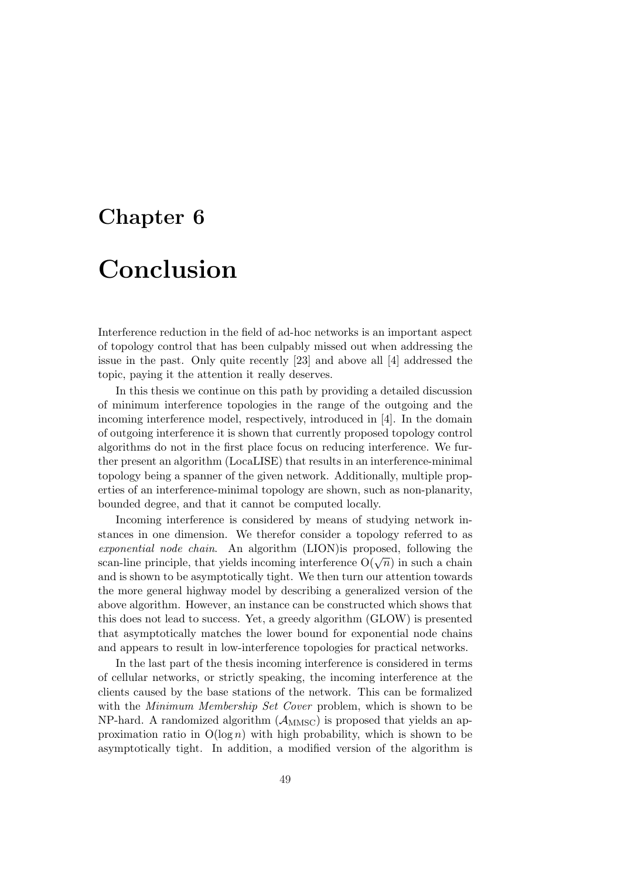# Chapter 6

# Conclusion

Interference reduction in the field of ad-hoc networks is an important aspect of topology control that has been culpably missed out when addressing the issue in the past. Only quite recently [23] and above all [4] addressed the topic, paying it the attention it really deserves.

In this thesis we continue on this path by providing a detailed discussion of minimum interference topologies in the range of the outgoing and the incoming interference model, respectively, introduced in [4]. In the domain of outgoing interference it is shown that currently proposed topology control algorithms do not in the first place focus on reducing interference. We further present an algorithm (LocaLISE) that results in an interference-minimal topology being a spanner of the given network. Additionally, multiple properties of an interference-minimal topology are shown, such as non-planarity, bounded degree, and that it cannot be computed locally.

Incoming interference is considered by means of studying network instances in one dimension. We therefor consider a topology referred to as *exponential node chain*. An algorithm (LION)is proposed, following the scan-line principle, that yields incoming interference $O(\sqrt{n})$ in such a chain and is shown to be asymptotically tight. We then turn our attention towards the more general highway model by describing a generalized version of the above algorithm. However, an instance can be constructed which shows that this does not lead to success. Yet, a greedy algorithm (GLOW) is presented that asymptotically matches the lower bound for exponential node chains and appears to result in low-interference topologies for practical networks.

In the last part of the thesis incoming interference is considered in terms of cellular networks, or strictly speaking, the incoming interference at the clients caused by the base stations of the network. This can be formalized with the *Minimum Membership Set Cover* problem, which is shown to be NP-hard. A randomized algorithm ($\mathcal{A}_{\text{MMSC}}$) is proposed that yields an approximation ratio in $O(\log n)$ with high probability, which is shown to be asymptotically tight. In addition, a modified version of the algorithm is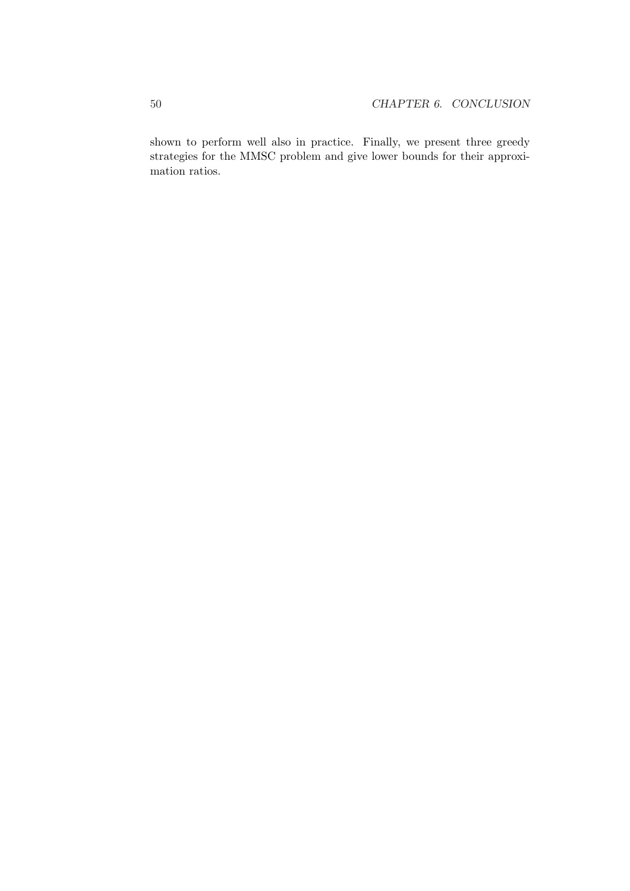shown to perform well also in practice. Finally, we present three greedy strategies for the MMSC problem and give lower bounds for their approximation ratios.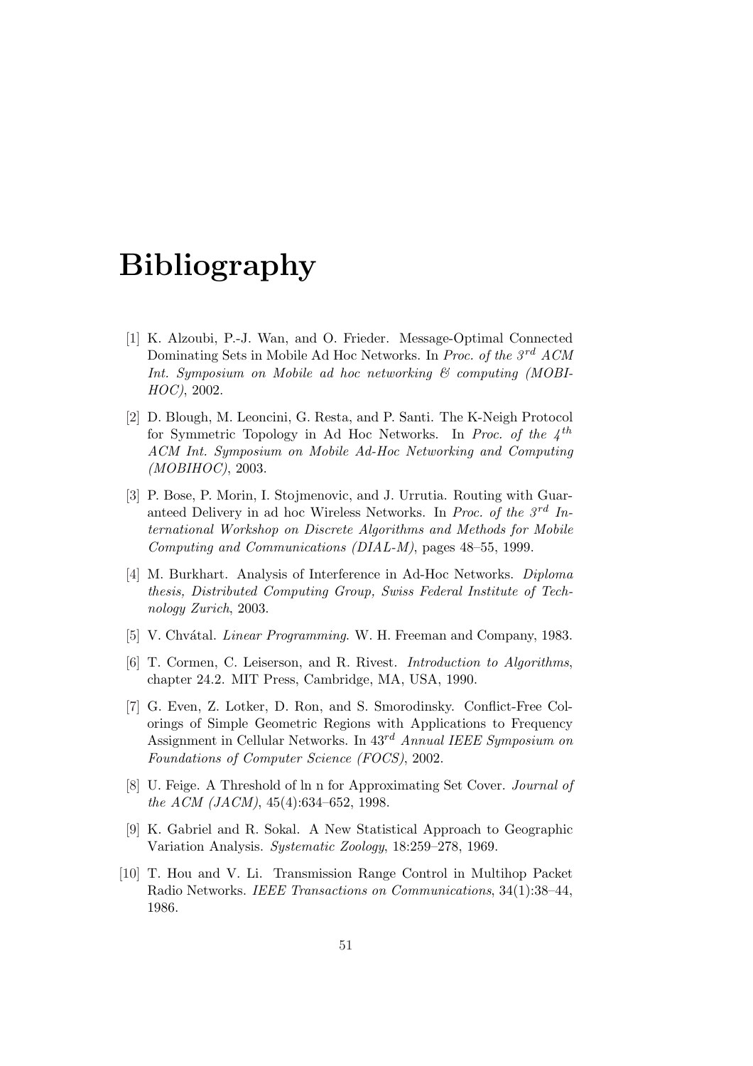# Bibliography

[1] K. Alzoubi, P.-J. Wan, and O. Frieder. Message-Optimal Connected Dominating Sets in Mobile Ad Hoc Networks. In *Proc. of the $3^{rd}$ ACM Int. Symposium on Mobile ad hoc networking & computing (MOBIHOC)*, 2002.

[2] D. Blough, M. Leoncini, G. Resta, and P. Santi. The K-Neigh Protocol for Symmetric Topology in Ad Hoc Networks. In *Proc. of the $4^{th}$ ACM Int. Symposium on Mobile Ad-Hoc Networking and Computing (MOBIHOC)*, 2003.

[3] P. Bose, P. Morin, I. Stojmenovic, and J. Urrutia. Routing with Guaranteed Delivery in ad hoc Wireless Networks. In *Proc. of the $3^{rd}$ International Workshop on Discrete Algorithms and Methods for Mobile Computing and Communications (DIAL-M)*, pages 48–55, 1999.

[4] M. Burkhart. Analysis of Interference in Ad-Hoc Networks. *Diploma thesis, Distributed Computing Group, Swiss Federal Institute of Technology Zurich*, 2003.

[5] V. Chvátal. *Linear Programming*. W. H. Freeman and Company, 1983.

[6] T. Cormen, C. Leiserson, and R. Rivest. *Introduction to Algorithms*, chapter 24.2. MIT Press, Cambridge, MA, USA, 1990.

[7] G. Even, Z. Lotker, D. Ron, and S. Smorodinsky. Conflict-Free Colorings of Simple Geometric Regions with Applications to Frequency Assignment in Cellular Networks. In $43^{rd}$ *Annual IEEE Symposium on Foundations of Computer Science (FOCS)*, 2002.

[8] U. Feige. A Threshold of ln n for Approximating Set Cover. *Journal of the ACM (JACM)*, 45(4):634–652, 1998.

[9] K. Gabriel and R. Sokal. A New Statistical Approach to Geographic Variation Analysis. *Systematic Zoology*, 18:259–278, 1969.

[10] T. Hou and V. Li. Transmission Range Control in Multihop Packet Radio Networks. *IEEE Transactions on Communications*, 34(1):38–44, 1986.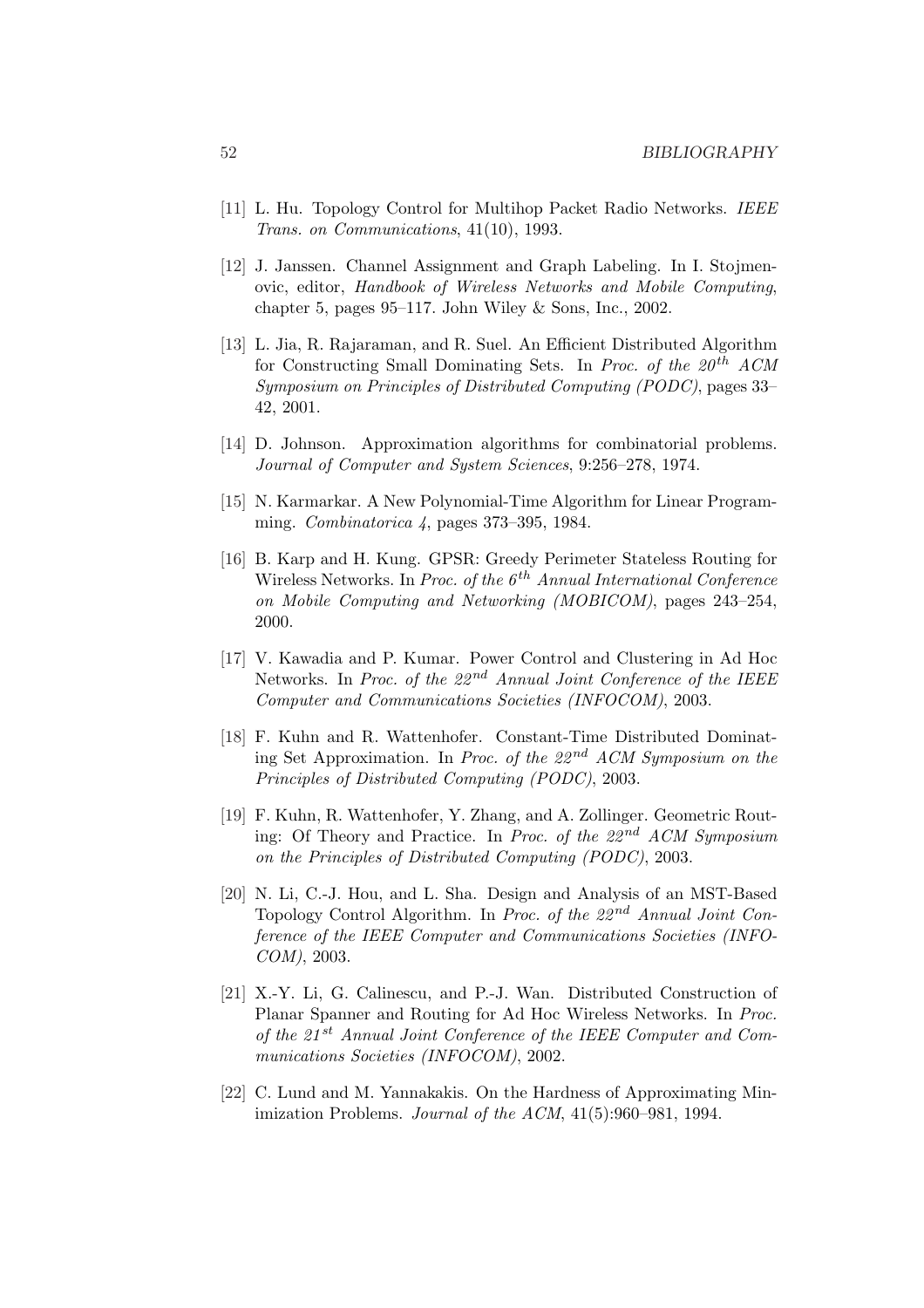[11] L. Hu. Topology Control for Multihop Packet Radio Networks. *IEEE Trans. on Communications*, 41(10), 1993.

[12] J. Janssen. Channel Assignment and Graph Labeling. In I. Stojmenovic, editor, *Handbook of Wireless Networks and Mobile Computing*, chapter 5, pages 95–117. John Wiley & Sons, Inc., 2002.

[13] L. Jia, R. Rajaraman, and R. Suel. An Efficient Distributed Algorithm for Constructing Small Dominating Sets. In *Proc. of the $20^{th}$ ACM Symposium on Principles of Distributed Computing (PODC)*, pages 33–42, 2001.

[14] D. Johnson. Approximation algorithms for combinatorial problems. *Journal of Computer and System Sciences*, 9:256–278, 1974.

[15] N. Karmarkar. A New Polynomial-Time Algorithm for Linear Programming. *Combinatorica 4*, pages 373–395, 1984.

[16] B. Karp and H. Kung. GPSR: Greedy Perimeter Stateless Routing for Wireless Networks. In *Proc. of the $6^{th}$ Annual International Conference on Mobile Computing and Networking (MOBICOM)*, pages 243–254, 2000.

[17] V. Kawadia and P. Kumar. Power Control and Clustering in Ad Hoc Networks. In *Proc. of the $22^{nd}$ Annual Joint Conference of the IEEE Computer and Communications Societies (INFOCOM)*, 2003.

[18] F. Kuhn and R. Wattenhofer. Constant-Time Distributed Dominating Set Approximation. In *Proc. of the $22^{nd}$ ACM Symposium on the Principles of Distributed Computing (PODC)*, 2003.

[19] F. Kuhn, R. Wattenhofer, Y. Zhang, and A. Zollinger. Geometric Routing: Of Theory and Practice. In *Proc. of the $22^{nd}$ ACM Symposium on the Principles of Distributed Computing (PODC)*, 2003.

[20] N. Li, C.-J. Hou, and L. Sha. Design and Analysis of an MST-Based Topology Control Algorithm. In *Proc. of the $22^{nd}$ Annual Joint Conference of the IEEE Computer and Communications Societies (INFOCOM)*, 2003.

[21] X.-Y. Li, G. Calinescu, and P.-J. Wan. Distributed Construction of Planar Spanner and Routing for Ad Hoc Wireless Networks. In *Proc. of the $21^{st}$ Annual Joint Conference of the IEEE Computer and Communications Societies (INFOCOM)*, 2002.

[22] C. Lund and M. Yannakakis. On the Hardness of Approximating Minimization Problems. *Journal of the ACM*, 41(5):960–981, 1994.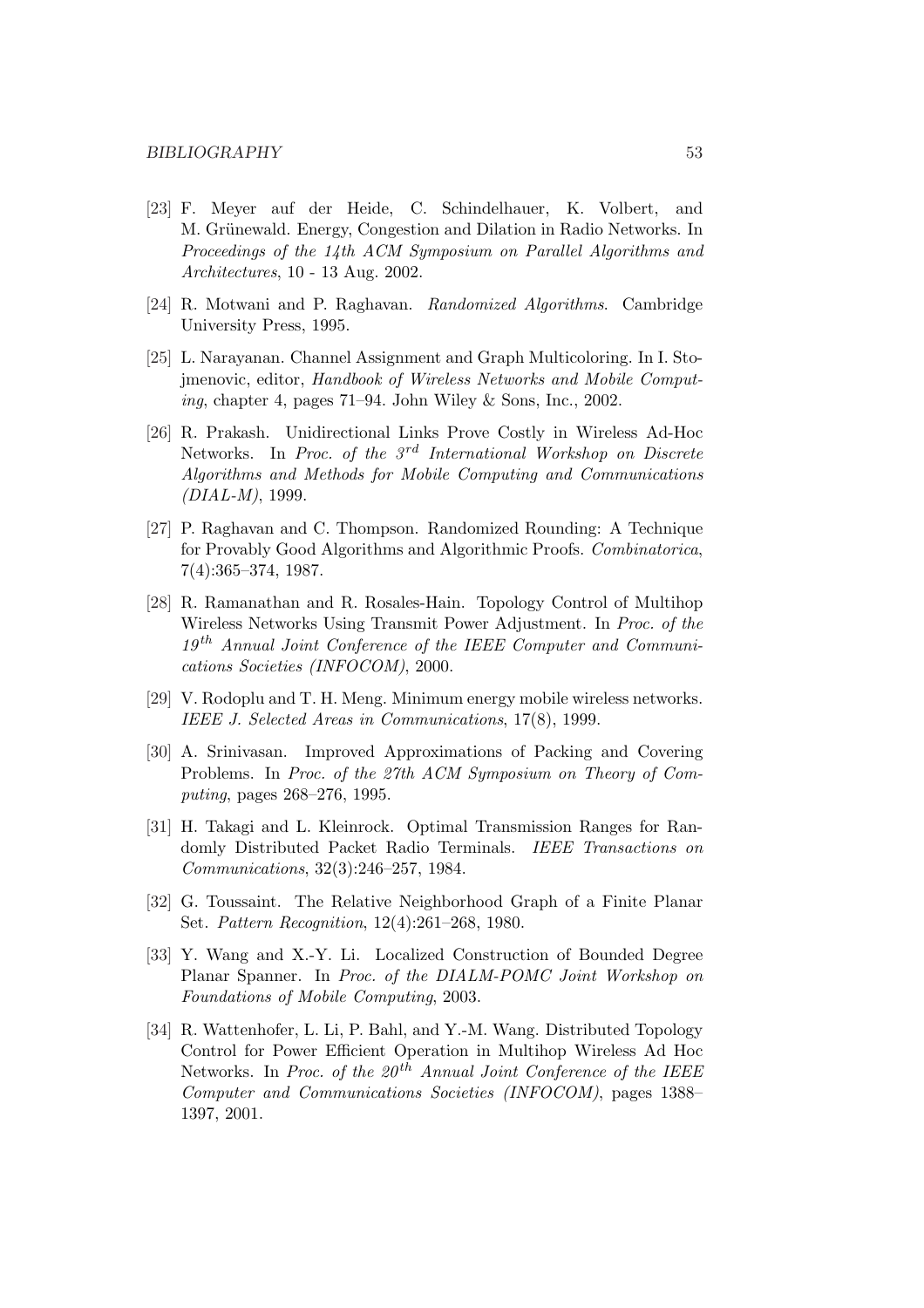[23] F. Meyer auf der Heide, C. Schindelhauer, K. Volbert, and M. Grünewald. Energy, Congestion and Dilation in Radio Networks. In *Proceedings of the 14th ACM Symposium on Parallel Algorithms and Architectures*, 10 - 13 Aug. 2002.

[24] R. Motwani and P. Raghavan. *Randomized Algorithms*. Cambridge University Press, 1995.

[25] L. Narayanan. Channel Assignment and Graph Multicoloring. In I. Stojmenovic, editor, *Handbook of Wireless Networks and Mobile Computing*, chapter 4, pages 71–94. John Wiley & Sons, Inc., 2002.

[26] R. Prakash. Unidirectional Links Prove Costly in Wireless Ad-Hoc Networks. In *Proc. of the $3^{rd}$ International Workshop on Discrete Algorithms and Methods for Mobile Computing and Communications (DIAL-M)*, 1999.

[27] P. Raghavan and C. Thompson. Randomized Rounding: A Technique for Provably Good Algorithms and Algorithmic Proofs. *Combinatorica*, 7(4):365–374, 1987.

[28] R. Ramanathan and R. Rosales-Hain. Topology Control of Multihop Wireless Networks Using Transmit Power Adjustment. In *Proc. of the $19^{th}$ Annual Joint Conference of the IEEE Computer and Communications Societies (INFOCOM)*, 2000.

[29] V. Rodoplu and T. H. Meng. Minimum energy mobile wireless networks. *IEEE J. Selected Areas in Communications*, 17(8), 1999.

[30] A. Srinivasan. Improved Approximations of Packing and Covering Problems. In *Proc. of the 27th ACM Symposium on Theory of Computing*, pages 268–276, 1995.

[31] H. Takagi and L. Kleinrock. Optimal Transmission Ranges for Randomly Distributed Packet Radio Terminals. *IEEE Transactions on Communications*, 32(3):246–257, 1984.

[32] G. Toussaint. The Relative Neighborhood Graph of a Finite Planar Set. *Pattern Recognition*, 12(4):261–268, 1980.

[33] Y. Wang and X.-Y. Li. Localized Construction of Bounded Degree Planar Spanner. In *Proc. of the DIALM-POMC Joint Workshop on Foundations of Mobile Computing*, 2003.

[34] R. Wattenhofer, L. Li, P. Bahl, and Y.-M. Wang. Distributed Topology Control for Power Efficient Operation in Multihop Wireless Ad Hoc Networks. In *Proc. of the $20^{th}$ Annual Joint Conference of the IEEE Computer and Communications Societies (INFOCOM)*, pages 1388–1397, 2001.